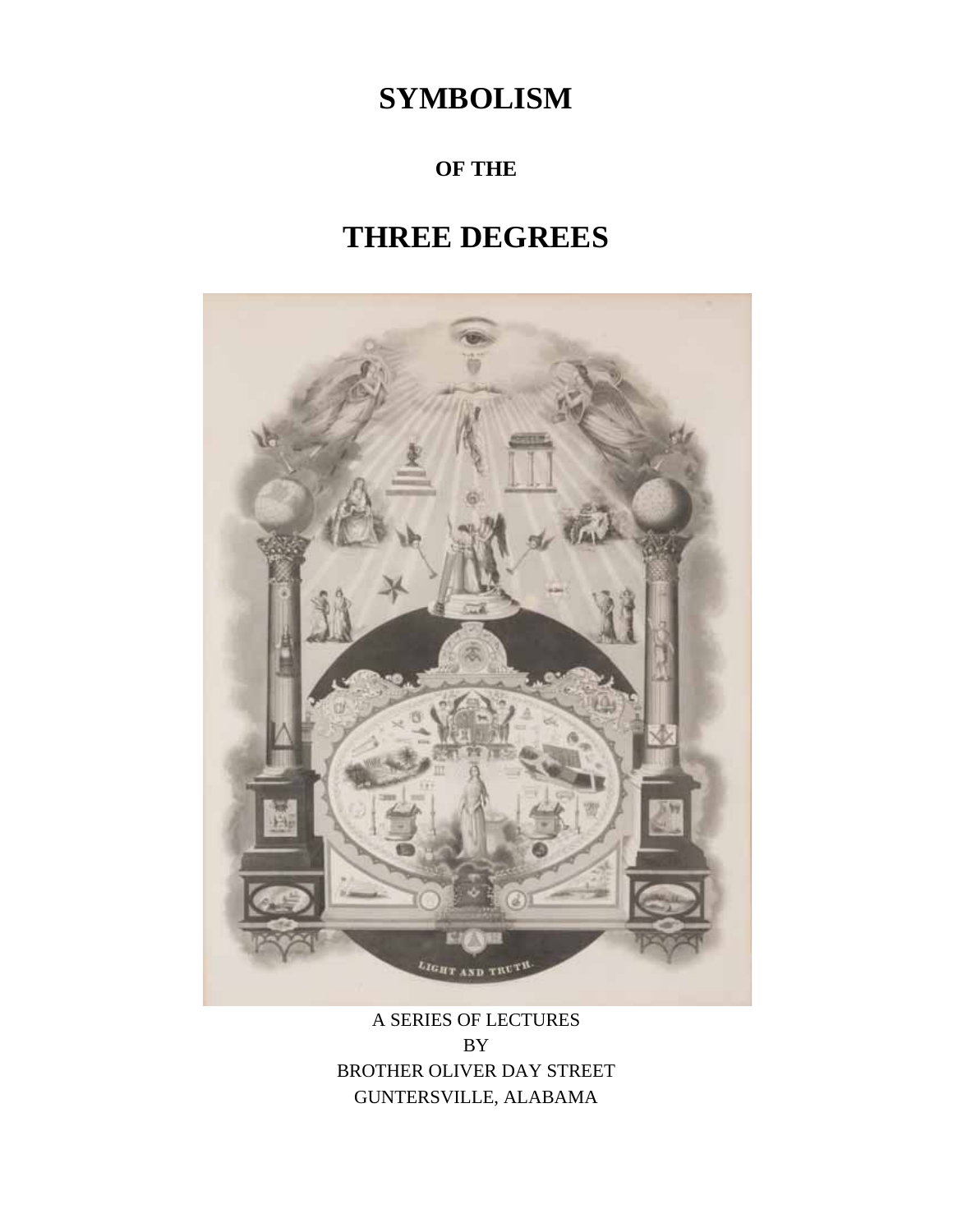# SYMBOLISM

### OF THE

# THREE DEGREES

A SERIES OF LECTURES
BY
BROTHER OLIVER DAY STREET
GUNTERSVILLE, ALABAMA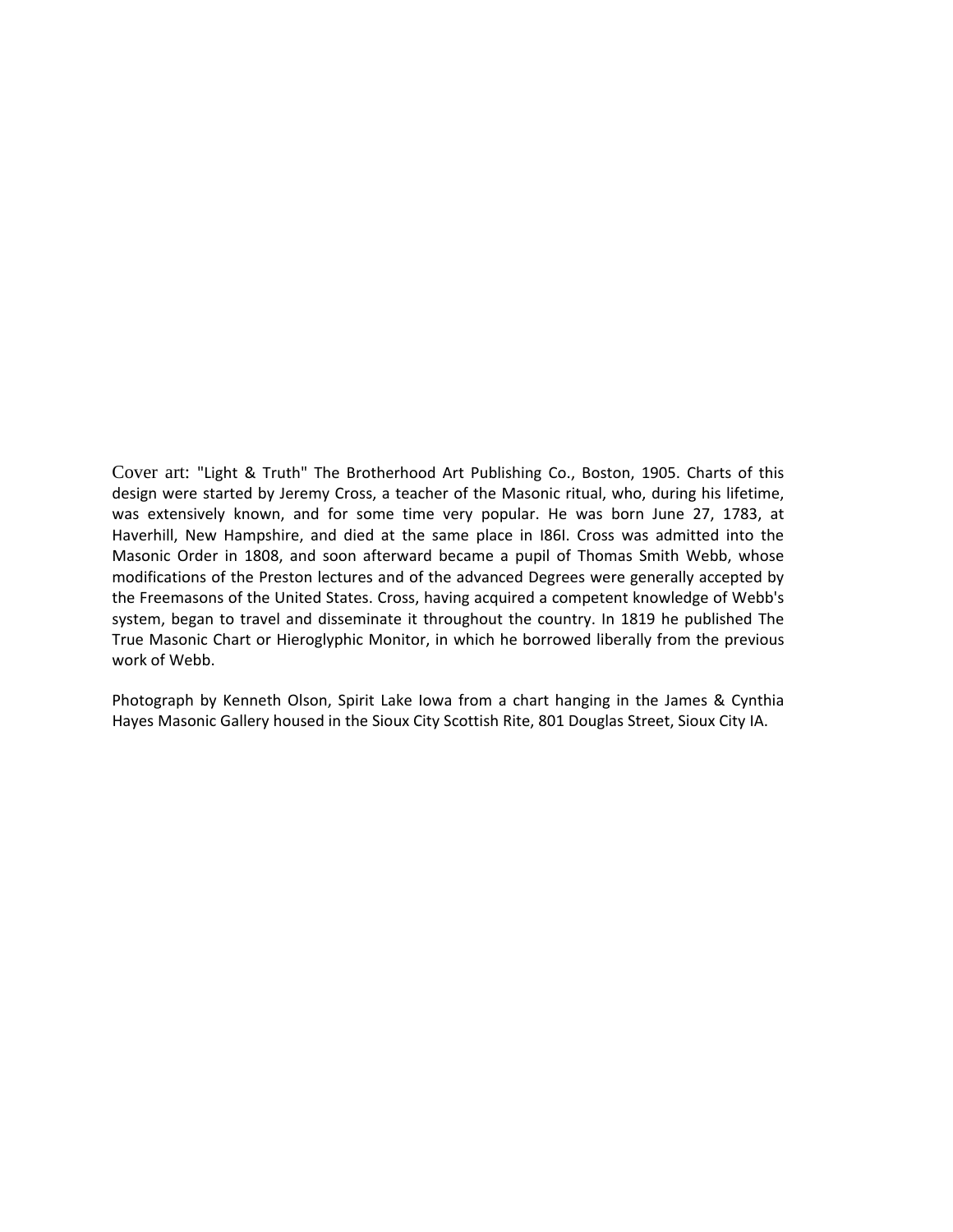Cover art: "Light & Truth" The Brotherhood Art Publishing Co., Boston, 1905. Charts of this design were started by Jeremy Cross, a teacher of the Masonic ritual, who, during his lifetime, was extensively known, and for some time very popular. He was born June 27, 1783, at Haverhill, New Hampshire, and died at the same place in l86l. Cross was admitted into the Masonic Order in 1808, and soon afterward became a pupil of Thomas Smith Webb, whose modifications of the Preston lectures and of the advanced Degrees were generally accepted by the Freemasons of the United States. Cross, having acquired a competent knowledge of Webb's system, began to travel and disseminate it throughout the country. In 1819 he published The True Masonic Chart or Hieroglyphic Monitor, in which he borrowed liberally from the previous work of Webb.

Photograph by Kenneth Olson, Spirit Lake Iowa from a chart hanging in the James & Cynthia Hayes Masonic Gallery housed in the Sioux City Scottish Rite, 801 Douglas Street, Sioux City IA.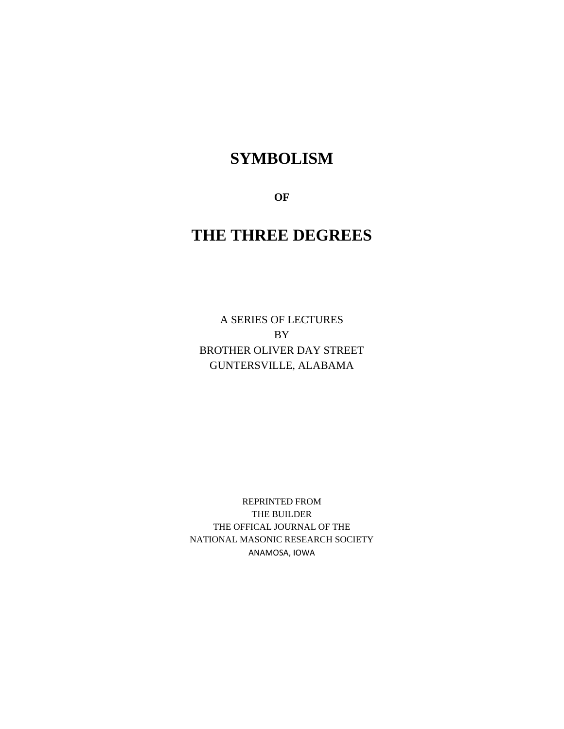# SYMBOLISM

**OF**

# THE THREE DEGREES

A SERIES OF LECTURES
BY
BROTHER OLIVER DAY STREET
GUNTERSVILLE, ALABAMA

REPRINTED FROM
THE BUILDER
THE OFFICAL JOURNAL OF THE
NATIONAL MASONIC RESEARCH SOCIETY
ANAMOSA, IOWA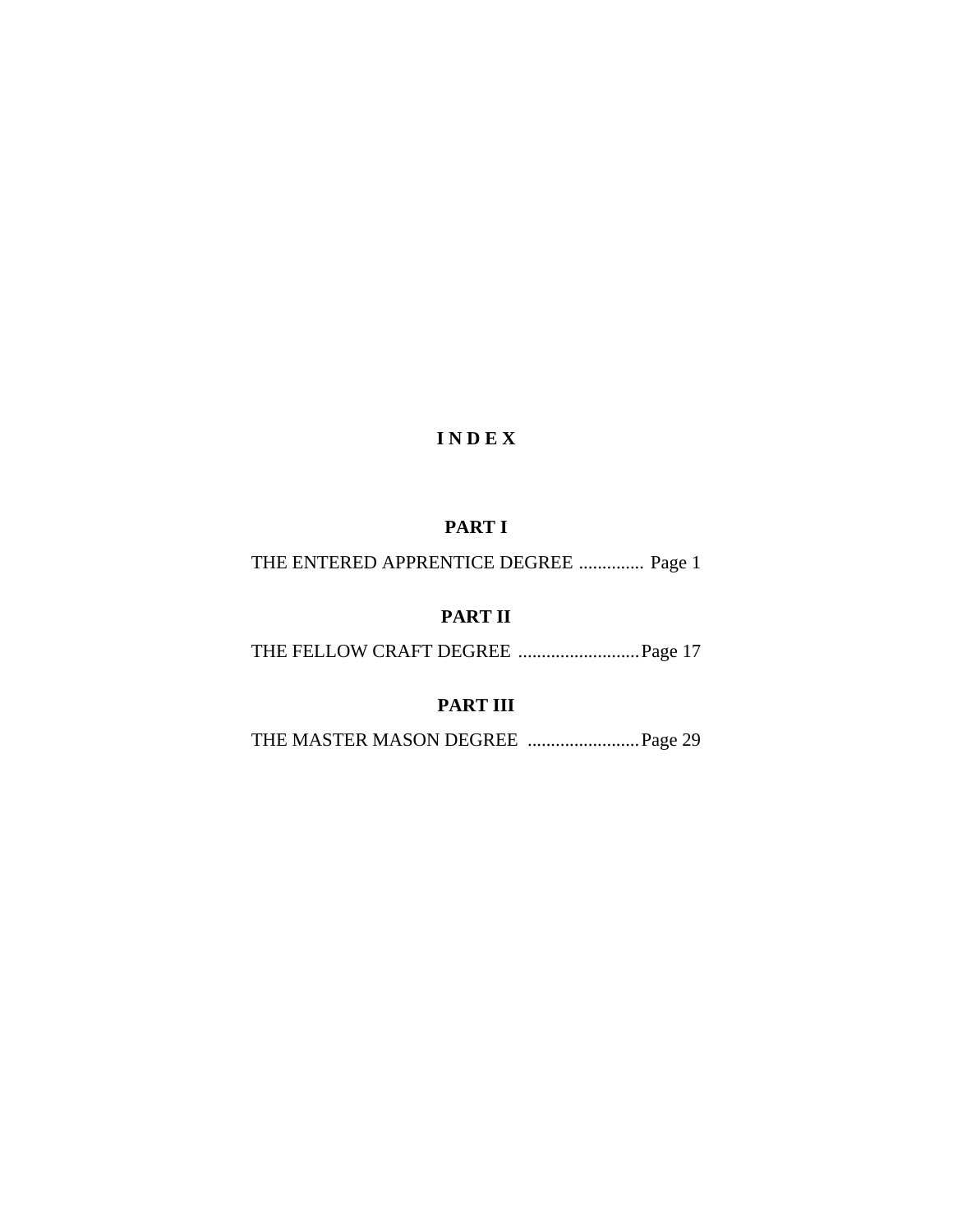# I N D E X

## PART I

THE ENTERED APPRENTICE DEGREE ............. Page 1

## PART II

THE FELLOW CRAFT DEGREE .......................... Page 17

## PART III

THE MASTER MASON DEGREE ........................ Page 29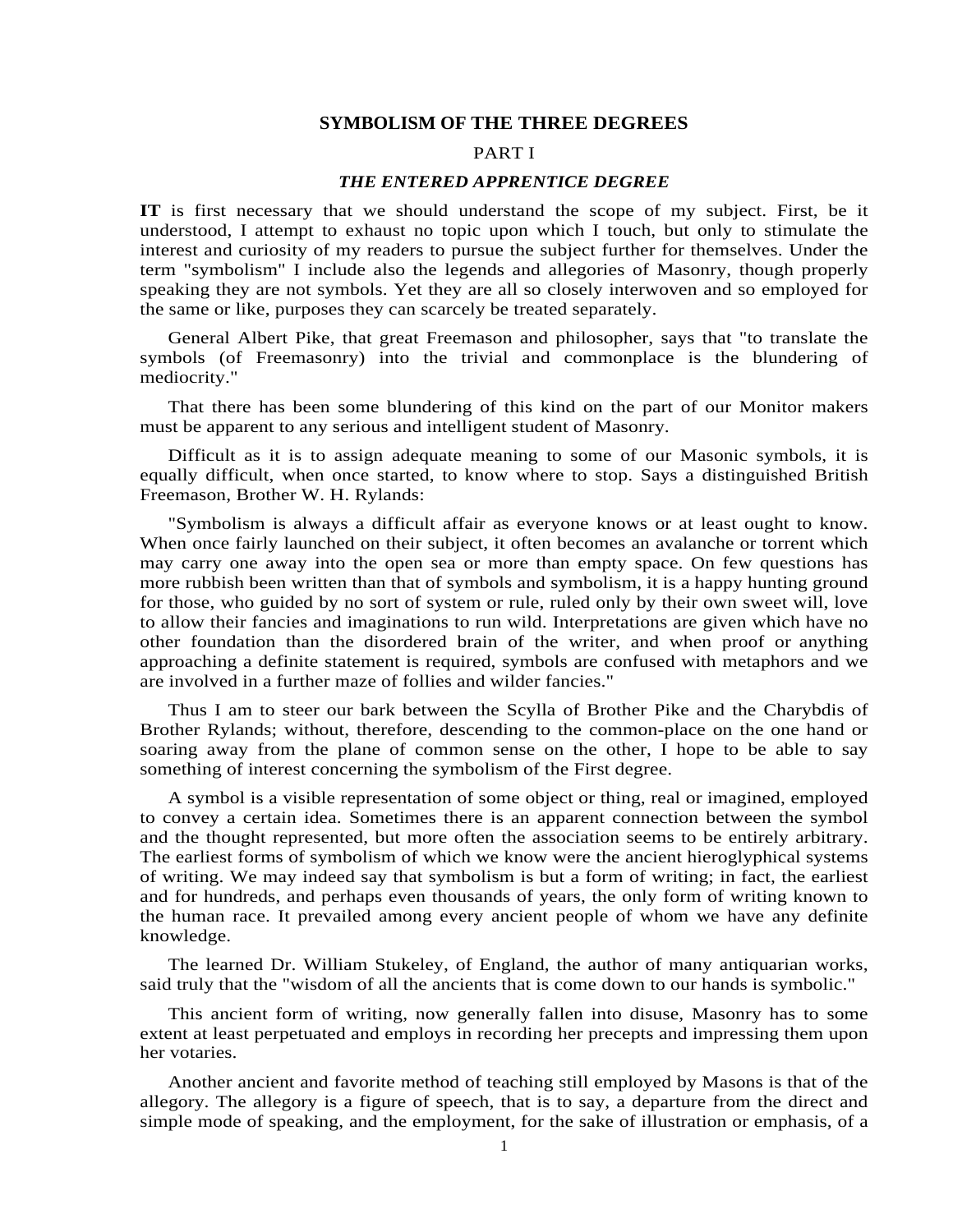## SYMBOLISM OF THE THREE DEGREES

PART I

### *THE ENTERED APPRENTICE DEGREE*

**IT** is first necessary that we should understand the scope of my subject. First, be it understood, I attempt to exhaust no topic upon which I touch, but only to stimulate the interest and curiosity of my readers to pursue the subject further for themselves. Under the term "symbolism" I include also the legends and allegories of Masonry, though properly speaking they are not symbols. Yet they are all so closely interwoven and so employed for the same or like, purposes they can scarcely be treated separately.

General Albert Pike, that great Freemason and philosopher, says that "to translate the symbols (of Freemasonry) into the trivial and commonplace is the blundering of mediocrity."

That there has been some blundering of this kind on the part of our Monitor makers must be apparent to any serious and intelligent student of Masonry.

Difficult as it is to assign adequate meaning to some of our Masonic symbols, it is equally difficult, when once started, to know where to stop. Says a distinguished British Freemason, Brother W. H. Rylands:

"Symbolism is always a difficult affair as everyone knows or at least ought to know. When once fairly launched on their subject, it often becomes an avalanche or torrent which may carry one away into the open sea or more than empty space. On few questions has more rubbish been written than that of symbols and symbolism, it is a happy hunting ground for those, who guided by no sort of system or rule, ruled only by their own sweet will, love to allow their fancies and imaginations to run wild. Interpretations are given which have no other foundation than the disordered brain of the writer, and when proof or anything approaching a definite statement is required, symbols are confused with metaphors and we are involved in a further maze of follies and wilder fancies."

Thus I am to steer our bark between the Scylla of Brother Pike and the Charybdis of Brother Rylands; without, therefore, descending to the common-place on the one hand or soaring away from the plane of common sense on the other, I hope to be able to say something of interest concerning the symbolism of the First degree.

A symbol is a visible representation of some object or thing, real or imagined, employed to convey a certain idea. Sometimes there is an apparent connection between the symbol and the thought represented, but more often the association seems to be entirely arbitrary. The earliest forms of symbolism of which we know were the ancient hieroglyphical systems of writing. We may indeed say that symbolism is but a form of writing; in fact, the earliest and for hundreds, and perhaps even thousands of years, the only form of writing known to the human race. It prevailed among every ancient people of whom we have any definite knowledge.

The learned Dr. William Stukeley, of England, the author of many antiquarian works, said truly that the "wisdom of all the ancients that is come down to our hands is symbolic."

This ancient form of writing, now generally fallen into disuse, Masonry has to some extent at least perpetuated and employs in recording her precepts and impressing them upon her votaries.

Another ancient and favorite method of teaching still employed by Masons is that of the allegory. The allegory is a figure of speech, that is to say, a departure from the direct and simple mode of speaking, and the employment, for the sake of illustration or emphasis, of a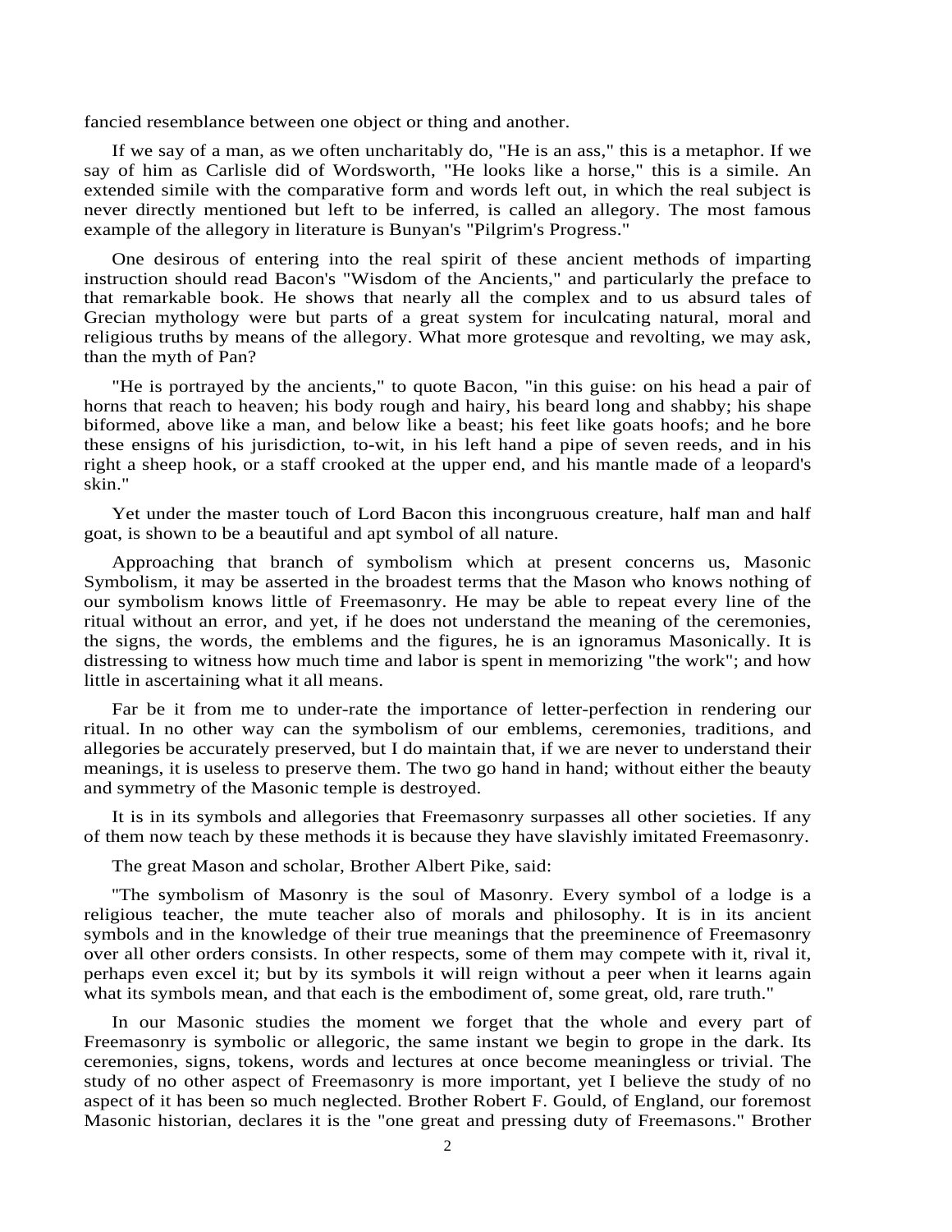fancied resemblance between one object or thing and another.

If we say of a man, as we often uncharitably do, "He is an ass," this is a metaphor. If we say of him as Carlisle did of Wordsworth, "He looks like a horse," this is a simile. An extended simile with the comparative form and words left out, in which the real subject is never directly mentioned but left to be inferred, is called an allegory. The most famous example of the allegory in literature is Bunyan's "Pilgrim's Progress."

One desirous of entering into the real spirit of these ancient methods of imparting instruction should read Bacon's "Wisdom of the Ancients," and particularly the preface to that remarkable book. He shows that nearly all the complex and to us absurd tales of Grecian mythology were but parts of a great system for inculcating natural, moral and religious truths by means of the allegory. What more grotesque and revolting, we may ask, than the myth of Pan?

"He is portrayed by the ancients," to quote Bacon, "in this guise: on his head a pair of horns that reach to heaven; his body rough and hairy, his beard long and shabby; his shape biformed, above like a man, and below like a beast; his feet like goats hoofs; and he bore these ensigns of his jurisdiction, to-wit, in his left hand a pipe of seven reeds, and in his right a sheep hook, or a staff crooked at the upper end, and his mantle made of a leopard's skin."

Yet under the master touch of Lord Bacon this incongruous creature, half man and half goat, is shown to be a beautiful and apt symbol of all nature.

Approaching that branch of symbolism which at present concerns us, Masonic Symbolism, it may be asserted in the broadest terms that the Mason who knows nothing of our symbolism knows little of Freemasonry. He may be able to repeat every line of the ritual without an error, and yet, if he does not understand the meaning of the ceremonies, the signs, the words, the emblems and the figures, he is an ignoramus Masonically. It is distressing to witness how much time and labor is spent in memorizing "the work"; and how little in ascertaining what it all means.

Far be it from me to under-rate the importance of letter-perfection in rendering our ritual. In no other way can the symbolism of our emblems, ceremonies, traditions, and allegories be accurately preserved, but I do maintain that, if we are never to understand their meanings, it is useless to preserve them. The two go hand in hand; without either the beauty and symmetry of the Masonic temple is destroyed.

It is in its symbols and allegories that Freemasonry surpasses all other societies. If any of them now teach by these methods it is because they have slavishly imitated Freemasonry.

The great Mason and scholar, Brother Albert Pike, said:

"The symbolism of Masonry is the soul of Masonry. Every symbol of a lodge is a religious teacher, the mute teacher also of morals and philosophy. It is in its ancient symbols and in the knowledge of their true meanings that the preeminence of Freemasonry over all other orders consists. In other respects, some of them may compete with it, rival it, perhaps even excel it; but by its symbols it will reign without a peer when it learns again what its symbols mean, and that each is the embodiment of, some great, old, rare truth."

In our Masonic studies the moment we forget that the whole and every part of Freemasonry is symbolic or allegoric, the same instant we begin to grope in the dark. Its ceremonies, signs, tokens, words and lectures at once become meaningless or trivial. The study of no other aspect of Freemasonry is more important, yet I believe the study of no aspect of it has been so much neglected. Brother Robert F. Gould, of England, our foremost Masonic historian, declares it is the "one great and pressing duty of Freemasons." Brother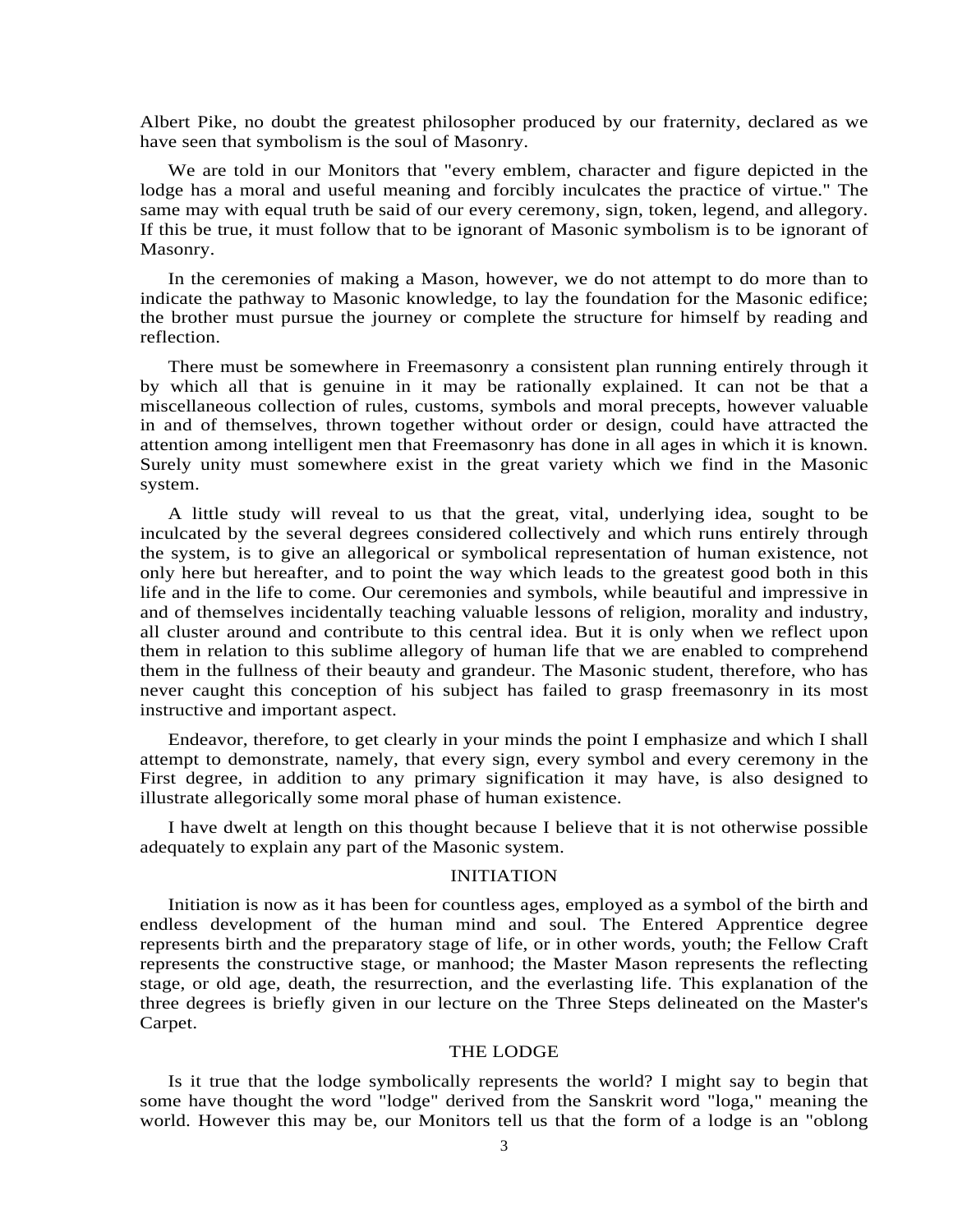Albert Pike, no doubt the greatest philosopher produced by our fraternity, declared as we have seen that symbolism is the soul of Masonry.

We are told in our Monitors that "every emblem, character and figure depicted in the lodge has a moral and useful meaning and forcibly inculcates the practice of virtue." The same may with equal truth be said of our every ceremony, sign, token, legend, and allegory. If this be true, it must follow that to be ignorant of Masonic symbolism is to be ignorant of Masonry.

In the ceremonies of making a Mason, however, we do not attempt to do more than to indicate the pathway to Masonic knowledge, to lay the foundation for the Masonic edifice; the brother must pursue the journey or complete the structure for himself by reading and reflection.

There must be somewhere in Freemasonry a consistent plan running entirely through it by which all that is genuine in it may be rationally explained. It can not be that a miscellaneous collection of rules, customs, symbols and moral precepts, however valuable in and of themselves, thrown together without order or design, could have attracted the attention among intelligent men that Freemasonry has done in all ages in which it is known. Surely unity must somewhere exist in the great variety which we find in the Masonic system.

A little study will reveal to us that the great, vital, underlying idea, sought to be inculcated by the several degrees considered collectively and which runs entirely through the system, is to give an allegorical or symbolical representation of human existence, not only here but hereafter, and to point the way which leads to the greatest good both in this life and in the life to come. Our ceremonies and symbols, while beautiful and impressive in and of themselves incidentally teaching valuable lessons of religion, morality and industry, all cluster around and contribute to this central idea. But it is only when we reflect upon them in relation to this sublime allegory of human life that we are enabled to comprehend them in the fullness of their beauty and grandeur. The Masonic student, therefore, who has never caught this conception of his subject has failed to grasp freemasonry in its most instructive and important aspect.

Endeavor, therefore, to get clearly in your minds the point I emphasize and which I shall attempt to demonstrate, namely, that every sign, every symbol and every ceremony in the First degree, in addition to any primary signification it may have, is also designed to illustrate allegorically some moral phase of human existence.

I have dwelt at length on this thought because I believe that it is not otherwise possible adequately to explain any part of the Masonic system.

## INITIATION

Initiation is now as it has been for countless ages, employed as a symbol of the birth and endless development of the human mind and soul. The Entered Apprentice degree represents birth and the preparatory stage of life, or in other words, youth; the Fellow Craft represents the constructive stage, or manhood; the Master Mason represents the reflecting stage, or old age, death, the resurrection, and the everlasting life. This explanation of the three degrees is briefly given in our lecture on the Three Steps delineated on the Master's Carpet.

## THE LODGE

Is it true that the lodge symbolically represents the world? I might say to begin that some have thought the word "lodge" derived from the Sanskrit word "loga," meaning the world. However this may be, our Monitors tell us that the form of a lodge is an "oblong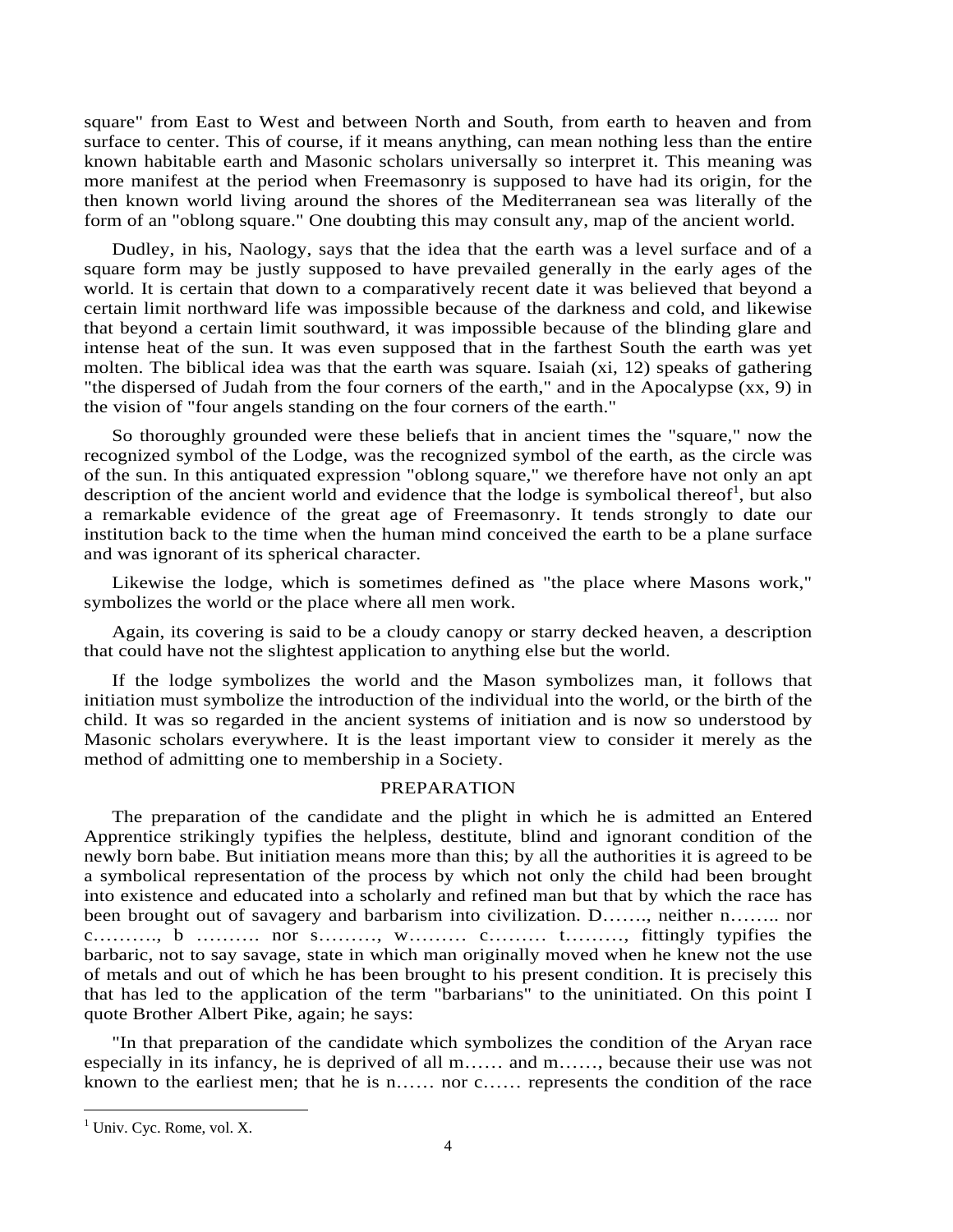square" from East to West and between North and South, from earth to heaven and from surface to center. This of course, if it means anything, can mean nothing less than the entire known habitable earth and Masonic scholars universally so interpret it. This meaning was more manifest at the period when Freemasonry is supposed to have had its origin, for the then known world living around the shores of the Mediterranean sea was literally of the form of an "oblong square." One doubting this may consult any, map of the ancient world.

Dudley, in his, Naology, says that the idea that the earth was a level surface and of a square form may be justly supposed to have prevailed generally in the early ages of the world. It is certain that down to a comparatively recent date it was believed that beyond a certain limit northward life was impossible because of the darkness and cold, and likewise that beyond a certain limit southward, it was impossible because of the blinding glare and intense heat of the sun. It was even supposed that in the farthest South the earth was yet molten. The biblical idea was that the earth was square. Isaiah (xi, 12) speaks of gathering "the dispersed of Judah from the four corners of the earth," and in the Apocalypse (xx, 9) in the vision of "four angels standing on the four corners of the earth."

So thoroughly grounded were these beliefs that in ancient times the "square," now the recognized symbol of the Lodge, was the recognized symbol of the earth, as the circle was of the sun. In this antiquated expression "oblong square," we therefore have not only an apt description of the ancient world and evidence that the lodge is symbolical thereof[1], but also a remarkable evidence of the great age of Freemasonry. It tends strongly to date our institution back to the time when the human mind conceived the earth to be a plane surface and was ignorant of its spherical character.

Likewise the lodge, which is sometimes defined as "the place where Masons work," symbolizes the world or the place where all men work.

Again, its covering is said to be a cloudy canopy or starry decked heaven, a description that could have not the slightest application to anything else but the world.

If the lodge symbolizes the world and the Mason symbolizes man, it follows that initiation must symbolize the introduction of the individual into the world, or the birth of the child. It was so regarded in the ancient systems of initiation and is now so understood by Masonic scholars everywhere. It is the least important view to consider it merely as the method of admitting one to membership in a Society.

## PREPARATION

The preparation of the candidate and the plight in which he is admitted an Entered Apprentice strikingly typifies the helpless, destitute, blind and ignorant condition of the newly born babe. But initiation means more than this; by all the authorities it is agreed to be a symbolical representation of the process by which not only the child had been brought into existence and educated into a scholarly and refined man but that by which the race has been brought out of savagery and barbarism into civilization. D……., neither n…….. nor c………., b ………. nor s………, w……… c……… t………, fittingly typifies the barbaric, not to say savage, state in which man originally moved when he knew not the use of metals and out of which he has been brought to his present condition. It is precisely this that has led to the application of the term "barbarians" to the uninitiated. On this point I quote Brother Albert Pike, again; he says:

"In that preparation of the candidate which symbolizes the condition of the Aryan race especially in its infancy, he is deprived of all m…… and m……, because their use was not known to the earliest men; that he is n…… nor c…… represents the condition of the race

[1] Univ. Cyc. Rome, vol. X.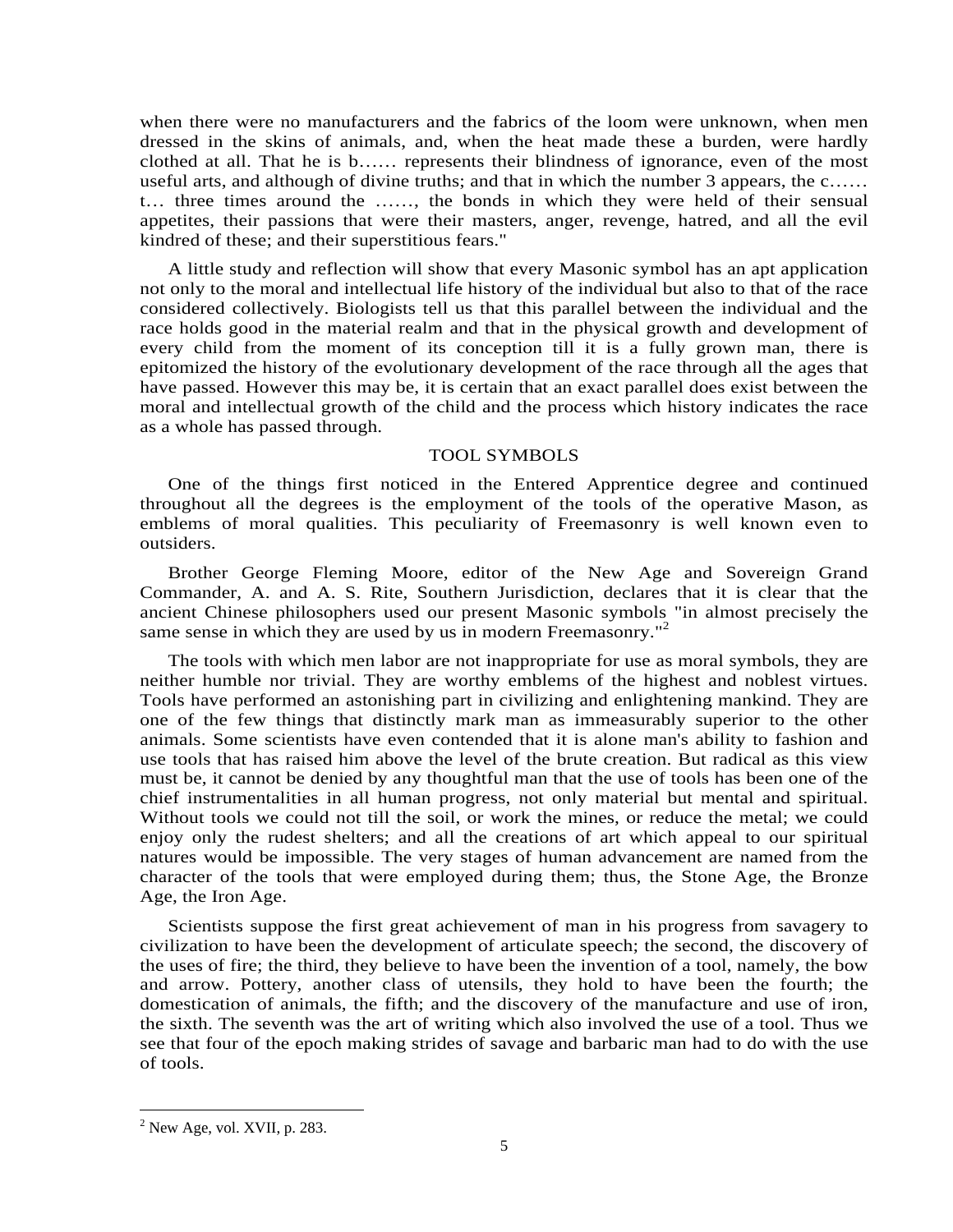when there were no manufacturers and the fabrics of the loom were unknown, when men dressed in the skins of animals, and, when the heat made these a burden, were hardly clothed at all. That he is b…… represents their blindness of ignorance, even of the most useful arts, and although of divine truths; and that in which the number 3 appears, the c…… t… three times around the ……, the bonds in which they were held of their sensual appetites, their passions that were their masters, anger, revenge, hatred, and all the evil kindred of these; and their superstitious fears."

A little study and reflection will show that every Masonic symbol has an apt application not only to the moral and intellectual life history of the individual but also to that of the race considered collectively. Biologists tell us that this parallel between the individual and the race holds good in the material realm and that in the physical growth and development of every child from the moment of its conception till it is a fully grown man, there is epitomized the history of the evolutionary development of the race through all the ages that have passed. However this may be, it is certain that an exact parallel does exist between the moral and intellectual growth of the child and the process which history indicates the race as a whole has passed through.

## TOOL SYMBOLS

One of the things first noticed in the Entered Apprentice degree and continued throughout all the degrees is the employment of the tools of the operative Mason, as emblems of moral qualities. This peculiarity of Freemasonry is well known even to outsiders.

Brother George Fleming Moore, editor of the New Age and Sovereign Grand Commander, A. and A. S. Rite, Southern Jurisdiction, declares that it is clear that the ancient Chinese philosophers used our present Masonic symbols "in almost precisely the same sense in which they are used by us in modern Freemasonry."[2]

The tools with which men labor are not inappropriate for use as moral symbols, they are neither humble nor trivial. They are worthy emblems of the highest and noblest virtues. Tools have performed an astonishing part in civilizing and enlightening mankind. They are one of the few things that distinctly mark man as immeasurably superior to the other animals. Some scientists have even contended that it is alone man's ability to fashion and use tools that has raised him above the level of the brute creation. But radical as this view must be, it cannot be denied by any thoughtful man that the use of tools has been one of the chief instrumentalities in all human progress, not only material but mental and spiritual. Without tools we could not till the soil, or work the mines, or reduce the metal; we could enjoy only the rudest shelters; and all the creations of art which appeal to our spiritual natures would be impossible. The very stages of human advancement are named from the character of the tools that were employed during them; thus, the Stone Age, the Bronze Age, the Iron Age.

Scientists suppose the first great achievement of man in his progress from savagery to civilization to have been the development of articulate speech; the second, the discovery of the uses of fire; the third, they believe to have been the invention of a tool, namely, the bow and arrow. Pottery, another class of utensils, they hold to have been the fourth; the domestication of animals, the fifth; and the discovery of the manufacture and use of iron, the sixth. The seventh was the art of writing which also involved the use of a tool. Thus we see that four of the epoch making strides of savage and barbaric man had to do with the use of tools.

---

[2] New Age, vol. XVII, p. 283.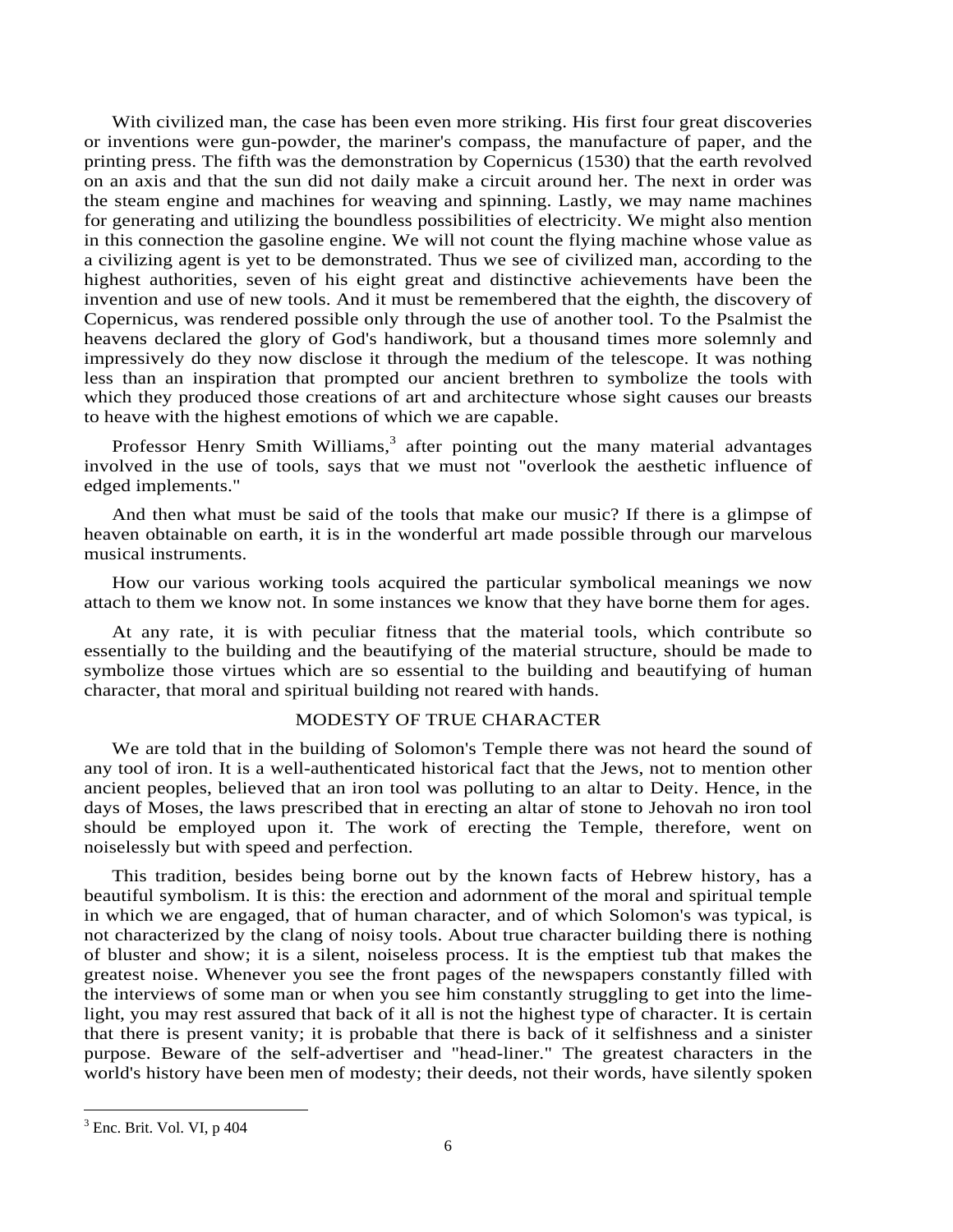With civilized man, the case has been even more striking. His first four great discoveries or inventions were gun-powder, the mariner's compass, the manufacture of paper, and the printing press. The fifth was the demonstration by Copernicus (1530) that the earth revolved on an axis and that the sun did not daily make a circuit around her. The next in order was the steam engine and machines for weaving and spinning. Lastly, we may name machines for generating and utilizing the boundless possibilities of electricity. We might also mention in this connection the gasoline engine. We will not count the flying machine whose value as a civilizing agent is yet to be demonstrated. Thus we see of civilized man, according to the highest authorities, seven of his eight great and distinctive achievements have been the invention and use of new tools. And it must be remembered that the eighth, the discovery of Copernicus, was rendered possible only through the use of another tool. To the Psalmist the heavens declared the glory of God's handiwork, but a thousand times more solemnly and impressively do they now disclose it through the medium of the telescope. It was nothing less than an inspiration that prompted our ancient brethren to symbolize the tools with which they produced those creations of art and architecture whose sight causes our breasts to heave with the highest emotions of which we are capable.

Professor Henry Smith Williams,[3] after pointing out the many material advantages involved in the use of tools, says that we must not "overlook the aesthetic influence of edged implements."

And then what must be said of the tools that make our music? If there is a glimpse of heaven obtainable on earth, it is in the wonderful art made possible through our marvelous musical instruments.

How our various working tools acquired the particular symbolical meanings we now attach to them we know not. In some instances we know that they have borne them for ages.

At any rate, it is with peculiar fitness that the material tools, which contribute so essentially to the building and the beautifying of the material structure, should be made to symbolize those virtues which are so essential to the building and beautifying of human character, that moral and spiritual building not reared with hands.

## MODESTY OF TRUE CHARACTER

We are told that in the building of Solomon's Temple there was not heard the sound of any tool of iron. It is a well-authenticated historical fact that the Jews, not to mention other ancient peoples, believed that an iron tool was polluting to an altar to Deity. Hence, in the days of Moses, the laws prescribed that in erecting an altar of stone to Jehovah no iron tool should be employed upon it. The work of erecting the Temple, therefore, went on noiselessly but with speed and perfection.

This tradition, besides being borne out by the known facts of Hebrew history, has a beautiful symbolism. It is this: the erection and adornment of the moral and spiritual temple in which we are engaged, that of human character, and of which Solomon's was typical, is not characterized by the clang of noisy tools. About true character building there is nothing of bluster and show; it is a silent, noiseless process. It is the emptiest tub that makes the greatest noise. Whenever you see the front pages of the newspapers constantly filled with the interviews of some man or when you see him constantly struggling to get into the lime-light, you may rest assured that back of it all is not the highest type of character. It is certain that there is present vanity; it is probable that there is back of it selfishness and a sinister purpose. Beware of the self-advertiser and "head-liner." The greatest characters in the world's history have been men of modesty; their deeds, not their words, have silently spoken

[3] Enc. Brit. Vol. VI, p 404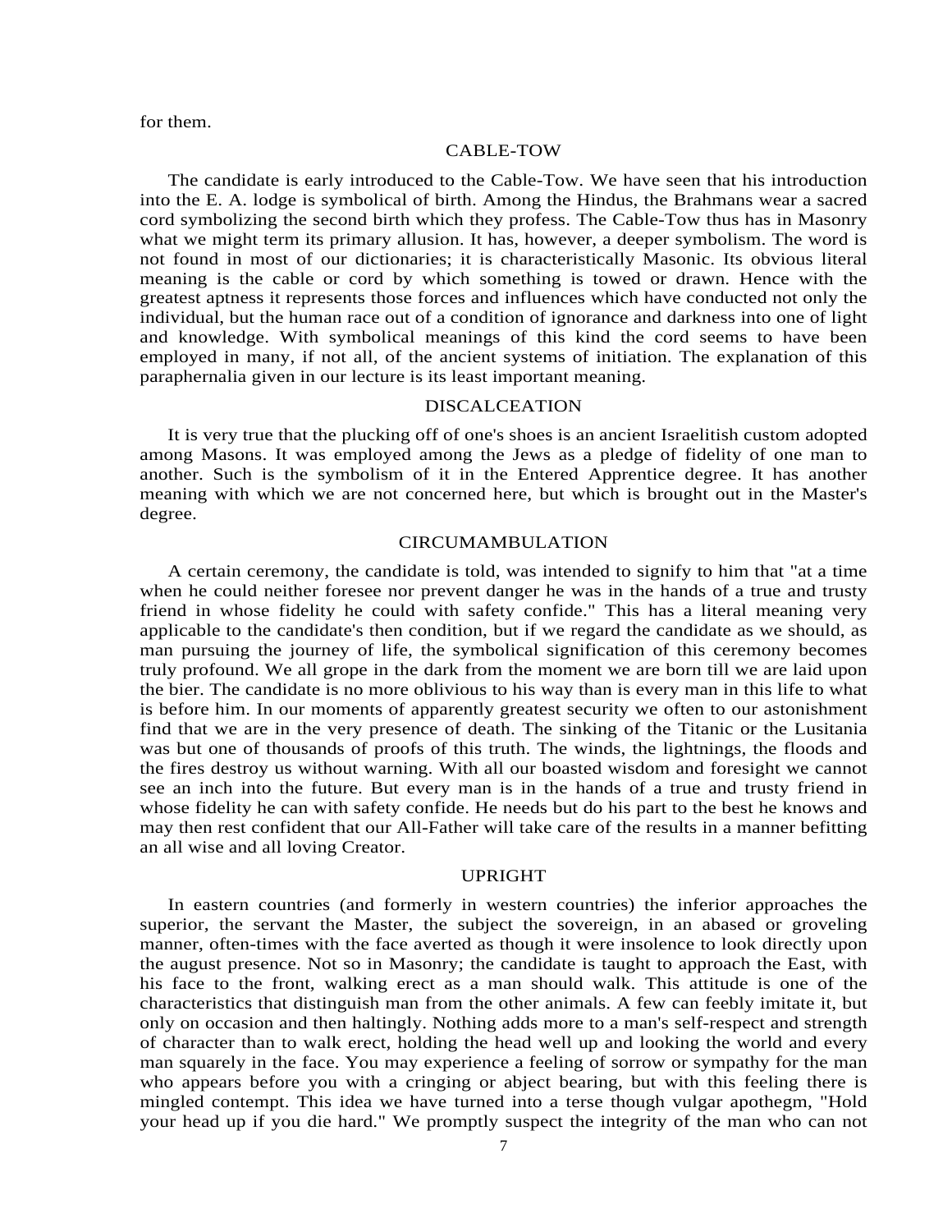for them.

## CABLE-TOW

The candidate is early introduced to the Cable-Tow. We have seen that his introduction into the E. A. lodge is symbolical of birth. Among the Hindus, the Brahmans wear a sacred cord symbolizing the second birth which they profess. The Cable-Tow thus has in Masonry what we might term its primary allusion. It has, however, a deeper symbolism. The word is not found in most of our dictionaries; it is characteristically Masonic. Its obvious literal meaning is the cable or cord by which something is towed or drawn. Hence with the greatest aptness it represents those forces and influences which have conducted not only the individual, but the human race out of a condition of ignorance and darkness into one of light and knowledge. With symbolical meanings of this kind the cord seems to have been employed in many, if not all, of the ancient systems of initiation. The explanation of this paraphernalia given in our lecture is its least important meaning.

## DISCALCEATION

It is very true that the plucking off of one's shoes is an ancient Israelitish custom adopted among Masons. It was employed among the Jews as a pledge of fidelity of one man to another. Such is the symbolism of it in the Entered Apprentice degree. It has another meaning with which we are not concerned here, but which is brought out in the Master's degree.

## CIRCUMAMBULATION

A certain ceremony, the candidate is told, was intended to signify to him that "at a time when he could neither foresee nor prevent danger he was in the hands of a true and trusty friend in whose fidelity he could with safety confide." This has a literal meaning very applicable to the candidate's then condition, but if we regard the candidate as we should, as man pursuing the journey of life, the symbolical signification of this ceremony becomes truly profound. We all grope in the dark from the moment we are born till we are laid upon the bier. The candidate is no more oblivious to his way than is every man in this life to what is before him. In our moments of apparently greatest security we often to our astonishment find that we are in the very presence of death. The sinking of the Titanic or the Lusitania was but one of thousands of proofs of this truth. The winds, the lightnings, the floods and the fires destroy us without warning. With all our boasted wisdom and foresight we cannot see an inch into the future. But every man is in the hands of a true and trusty friend in whose fidelity he can with safety confide. He needs but do his part to the best he knows and may then rest confident that our All-Father will take care of the results in a manner befitting an all wise and all loving Creator.

## UPRIGHT

In eastern countries (and formerly in western countries) the inferior approaches the superior, the servant the Master, the subject the sovereign, in an abased or groveling manner, often-times with the face averted as though it were insolence to look directly upon the august presence. Not so in Masonry; the candidate is taught to approach the East, with his face to the front, walking erect as a man should walk. This attitude is one of the characteristics that distinguish man from the other animals. A few can feebly imitate it, but only on occasion and then haltingly. Nothing adds more to a man's self-respect and strength of character than to walk erect, holding the head well up and looking the world and every man squarely in the face. You may experience a feeling of sorrow or sympathy for the man who appears before you with a cringing or abject bearing, but with this feeling there is mingled contempt. This idea we have turned into a terse though vulgar apothegm, "Hold your head up if you die hard." We promptly suspect the integrity of the man who can not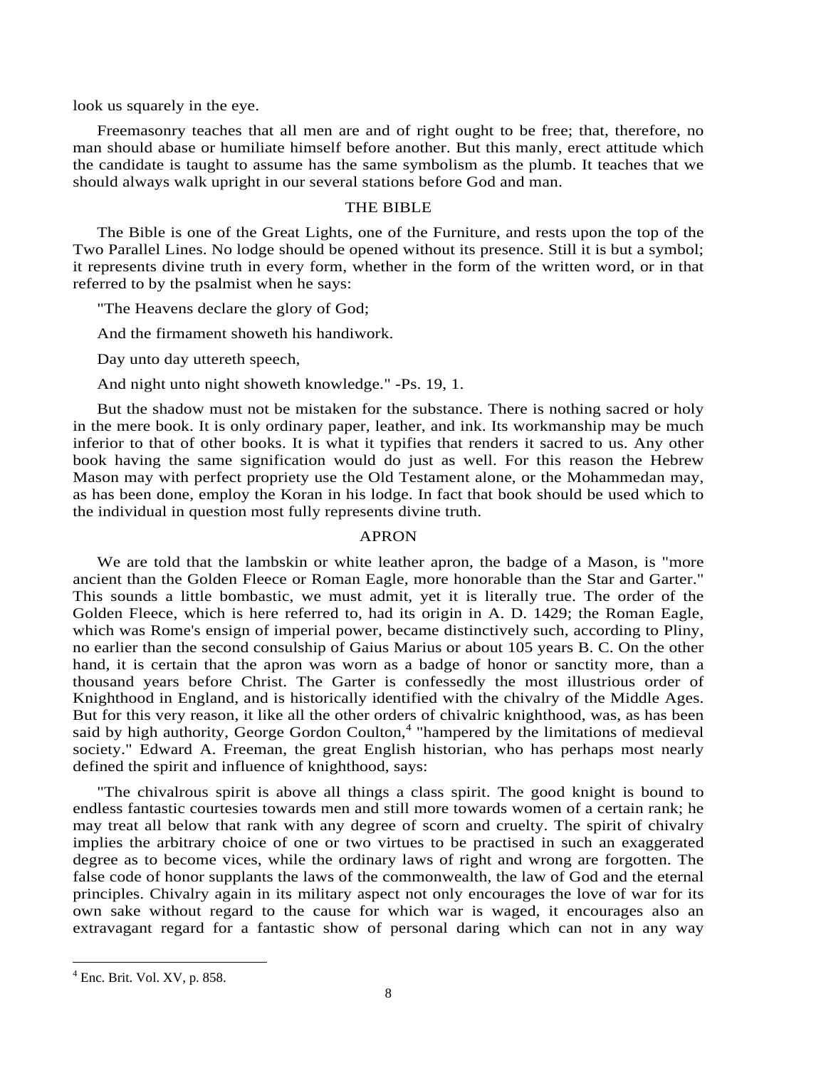look us squarely in the eye.

Freemasonry teaches that all men are and of right ought to be free; that, therefore, no man should abase or humiliate himself before another. But this manly, erect attitude which the candidate is taught to assume has the same symbolism as the plumb. It teaches that we should always walk upright in our several stations before God and man.

## THE BIBLE

The Bible is one of the Great Lights, one of the Furniture, and rests upon the top of the Two Parallel Lines. No lodge should be opened without its presence. Still it is but a symbol; it represents divine truth in every form, whether in the form of the written word, or in that referred to by the psalmist when he says:

"The Heavens declare the glory of God;

And the firmament showeth his handiwork.

Day unto day uttereth speech,

And night unto night showeth knowledge." -Ps. 19, 1.

But the shadow must not be mistaken for the substance. There is nothing sacred or holy in the mere book. It is only ordinary paper, leather, and ink. Its workmanship may be much inferior to that of other books. It is what it typifies that renders it sacred to us. Any other book having the same signification would do just as well. For this reason the Hebrew Mason may with perfect propriety use the Old Testament alone, or the Mohammedan may, as has been done, employ the Koran in his lodge. In fact that book should be used which to the individual in question most fully represents divine truth.

## APRON

We are told that the lambskin or white leather apron, the badge of a Mason, is "more ancient than the Golden Fleece or Roman Eagle, more honorable than the Star and Garter." This sounds a little bombastic, we must admit, yet it is literally true. The order of the Golden Fleece, which is here referred to, had its origin in A. D. 1429; the Roman Eagle, which was Rome's ensign of imperial power, became distinctively such, according to Pliny, no earlier than the second consulship of Gaius Marius or about 105 years B. C. On the other hand, it is certain that the apron was worn as a badge of honor or sanctity more, than a thousand years before Christ. The Garter is confessedly the most illustrious order of Knighthood in England, and is historically identified with the chivalry of the Middle Ages. But for this very reason, it like all the other orders of chivalric knighthood, was, as has been said by high authority, George Gordon Coulton,[4] "hampered by the limitations of medieval society." Edward A. Freeman, the great English historian, who has perhaps most nearly defined the spirit and influence of knighthood, says:

"The chivalrous spirit is above all things a class spirit. The good knight is bound to endless fantastic courtesies towards men and still more towards women of a certain rank; he may treat all below that rank with any degree of scorn and cruelty. The spirit of chivalry implies the arbitrary choice of one or two virtues to be practised in such an exaggerated degree as to become vices, while the ordinary laws of right and wrong are forgotten. The false code of honor supplants the laws of the commonwealth, the law of God and the eternal principles. Chivalry again in its military aspect not only encourages the love of war for its own sake without regard to the cause for which war is waged, it encourages also an extravagant regard for a fantastic show of personal daring which can not in any way

[4] Enc. Brit. Vol. XV, p. 858.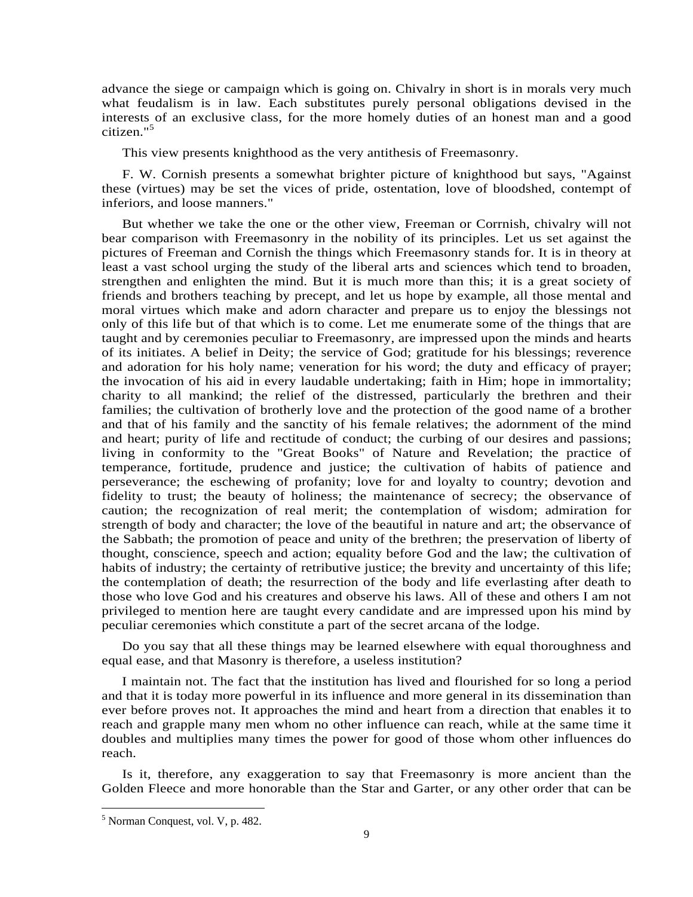advance the siege or campaign which is going on. Chivalry in short is in morals very much what feudalism is in law. Each substitutes purely personal obligations devised in the interests of an exclusive class, for the more homely duties of an honest man and a good citizen."[5]

This view presents knighthood as the very antithesis of Freemasonry.

F. W. Cornish presents a somewhat brighter picture of knighthood but says, "Against these (virtues) may be set the vices of pride, ostentation, love of bloodshed, contempt of inferiors, and loose manners."

But whether we take the one or the other view, Freeman or Corrnish, chivalry will not bear comparison with Freemasonry in the nobility of its principles. Let us set against the pictures of Freeman and Cornish the things which Freemasonry stands for. It is in theory at least a vast school urging the study of the liberal arts and sciences which tend to broaden, strengthen and enlighten the mind. But it is much more than this; it is a great society of friends and brothers teaching by precept, and let us hope by example, all those mental and moral virtues which make and adorn character and prepare us to enjoy the blessings not only of this life but of that which is to come. Let me enumerate some of the things that are taught and by ceremonies peculiar to Freemasonry, are impressed upon the minds and hearts of its initiates. A belief in Deity; the service of God; gratitude for his blessings; reverence and adoration for his holy name; veneration for his word; the duty and efficacy of prayer; the invocation of his aid in every laudable undertaking; faith in Him; hope in immortality; charity to all mankind; the relief of the distressed, particularly the brethren and their families; the cultivation of brotherly love and the protection of the good name of a brother and that of his family and the sanctity of his female relatives; the adornment of the mind and heart; purity of life and rectitude of conduct; the curbing of our desires and passions; living in conformity to the "Great Books" of Nature and Revelation; the practice of temperance, fortitude, prudence and justice; the cultivation of habits of patience and perseverance; the eschewing of profanity; love for and loyalty to country; devotion and fidelity to trust; the beauty of holiness; the maintenance of secrecy; the observance of caution; the recognization of real merit; the contemplation of wisdom; admiration for strength of body and character; the love of the beautiful in nature and art; the observance of the Sabbath; the promotion of peace and unity of the brethren; the preservation of liberty of thought, conscience, speech and action; equality before God and the law; the cultivation of habits of industry; the certainty of retributive justice; the brevity and uncertainty of this life; the contemplation of death; the resurrection of the body and life everlasting after death to those who love God and his creatures and observe his laws. All of these and others I am not privileged to mention here are taught every candidate and are impressed upon his mind by peculiar ceremonies which constitute a part of the secret arcana of the lodge.

Do you say that all these things may be learned elsewhere with equal thoroughness and equal ease, and that Masonry is therefore, a useless institution?

I maintain not. The fact that the institution has lived and flourished for so long a period and that it is today more powerful in its influence and more general in its dissemination than ever before proves not. It approaches the mind and heart from a direction that enables it to reach and grapple many men whom no other influence can reach, while at the same time it doubles and multiplies many times the power for good of those whom other influences do reach.

Is it, therefore, any exaggeration to say that Freemasonry is more ancient than the Golden Fleece and more honorable than the Star and Garter, or any other order that can be

[5] Norman Conquest, vol. V, p. 482.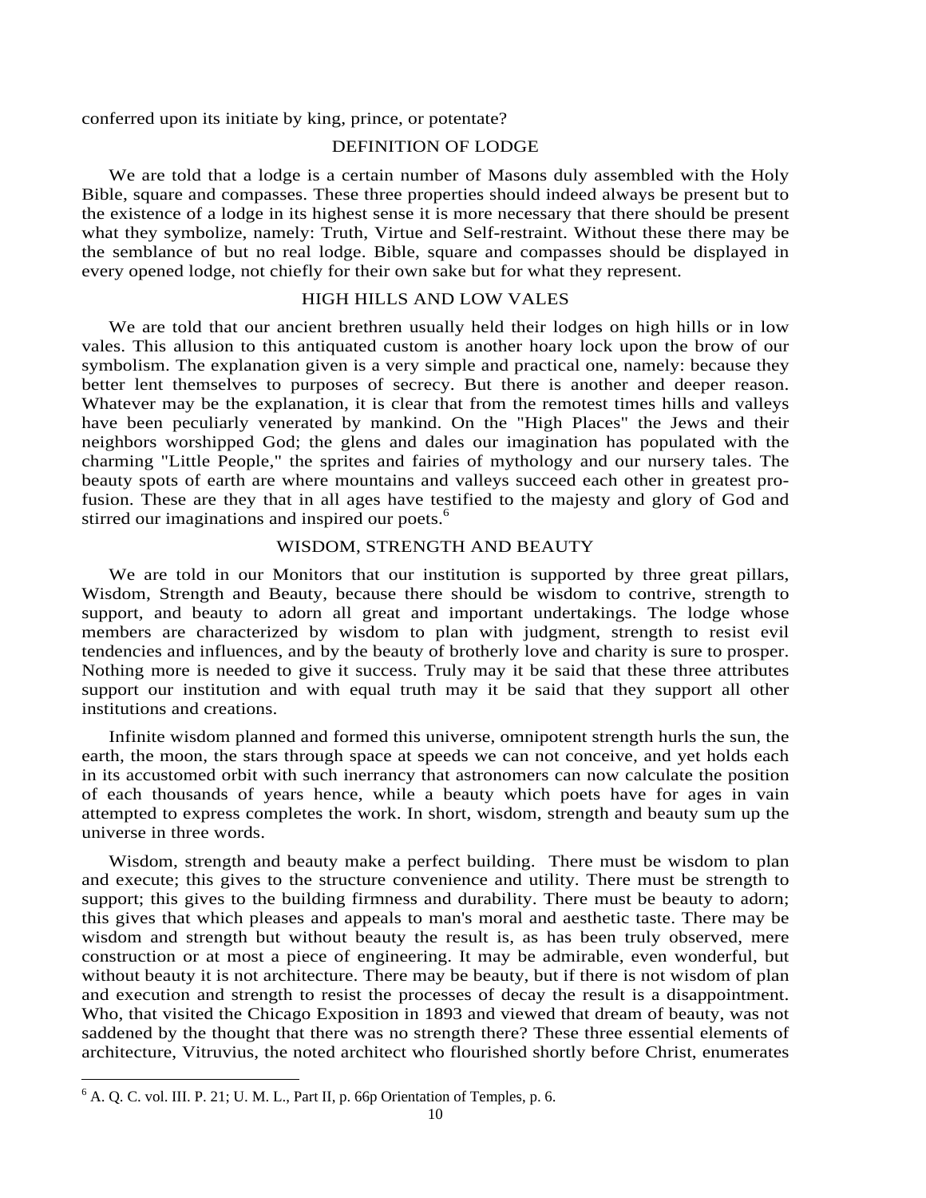conferred upon its initiate by king, prince, or potentate?

## DEFINITION OF LODGE

We are told that a lodge is a certain number of Masons duly assembled with the Holy Bible, square and compasses. These three properties should indeed always be present but to the existence of a lodge in its highest sense it is more necessary that there should be present what they symbolize, namely: Truth, Virtue and Self-restraint. Without these there may be the semblance of but no real lodge. Bible, square and compasses should be displayed in every opened lodge, not chiefly for their own sake but for what they represent.

## HIGH HILLS AND LOW VALES

We are told that our ancient brethren usually held their lodges on high hills or in low vales. This allusion to this antiquated custom is another hoary lock upon the brow of our symbolism. The explanation given is a very simple and practical one, namely: because they better lent themselves to purposes of secrecy. But there is another and deeper reason. Whatever may be the explanation, it is clear that from the remotest times hills and valleys have been peculiarly venerated by mankind. On the "High Places" the Jews and their neighbors worshipped God; the glens and dales our imagination has populated with the charming "Little People," the sprites and fairies of mythology and our nursery tales. The beauty spots of earth are where mountains and valleys succeed each other in greatest profusion. These are they that in all ages have testified to the majesty and glory of God and stirred our imaginations and inspired our poets.[6]

## WISDOM, STRENGTH AND BEAUTY

We are told in our Monitors that our institution is supported by three great pillars, Wisdom, Strength and Beauty, because there should be wisdom to contrive, strength to support, and beauty to adorn all great and important undertakings. The lodge whose members are characterized by wisdom to plan with judgment, strength to resist evil tendencies and influences, and by the beauty of brotherly love and charity is sure to prosper. Nothing more is needed to give it success. Truly may it be said that these three attributes support our institution and with equal truth may it be said that they support all other institutions and creations.

Infinite wisdom planned and formed this universe, omnipotent strength hurls the sun, the earth, the moon, the stars through space at speeds we can not conceive, and yet holds each in its accustomed orbit with such inerrancy that astronomers can now calculate the position of each thousands of years hence, while a beauty which poets have for ages in vain attempted to express completes the work. In short, wisdom, strength and beauty sum up the universe in three words.

Wisdom, strength and beauty make a perfect building. There must be wisdom to plan and execute; this gives to the structure convenience and utility. There must be strength to support; this gives to the building firmness and durability. There must be beauty to adorn; this gives that which pleases and appeals to man's moral and aesthetic taste. There may be wisdom and strength but without beauty the result is, as has been truly observed, mere construction or at most a piece of engineering. It may be admirable, even wonderful, but without beauty it is not architecture. There may be beauty, but if there is not wisdom of plan and execution and strength to resist the processes of decay the result is a disappointment. Who, that visited the Chicago Exposition in 1893 and viewed that dream of beauty, was not saddened by the thought that there was no strength there? These three essential elements of architecture, Vitruvius, the noted architect who flourished shortly before Christ, enumerates

---

[6] A. Q. C. vol. III. P. 21; U. M. L., Part II, p. 66p Orientation of Temples, p. 6.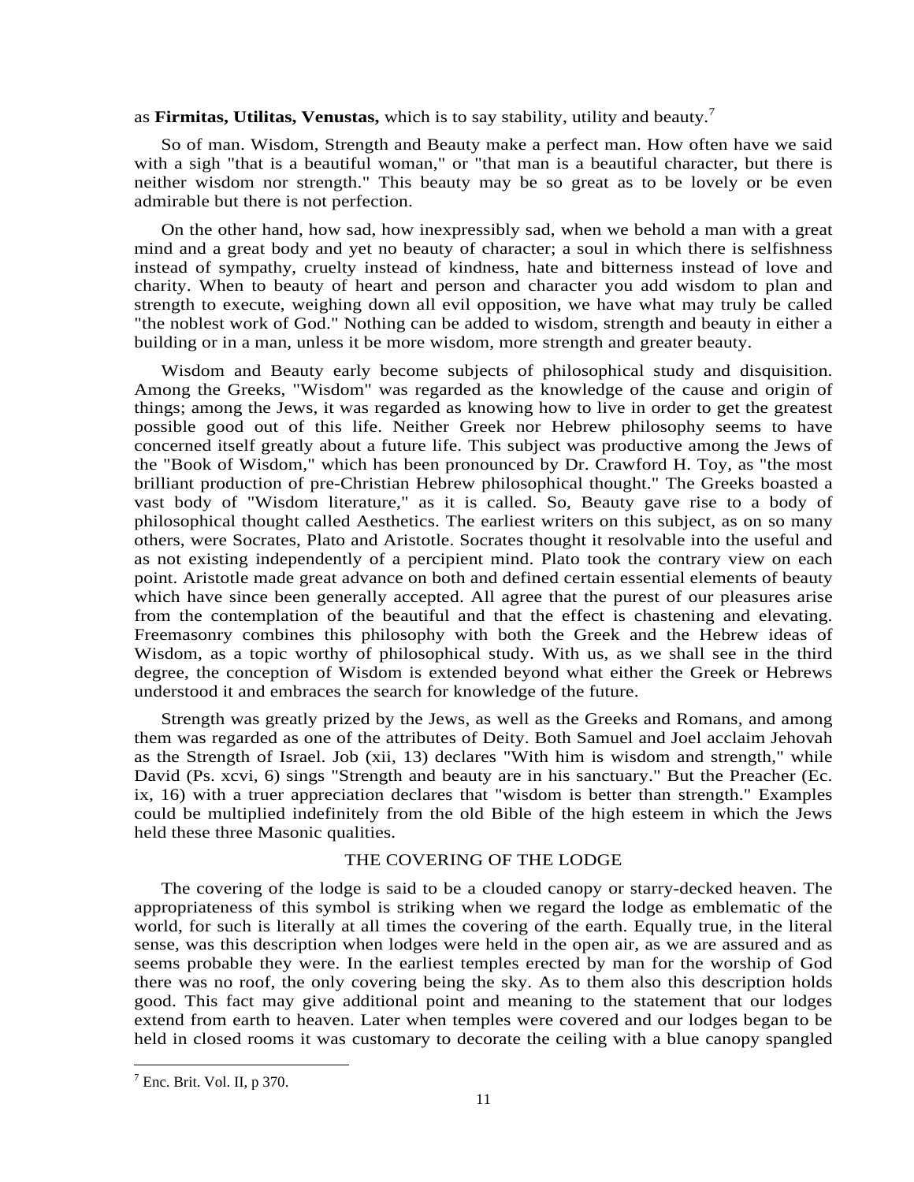as **Firmitas, Utilitas, Venustas,** which is to say stability, utility and beauty.[7]

So of man. Wisdom, Strength and Beauty make a perfect man. How often have we said with a sigh "that is a beautiful woman," or "that man is a beautiful character, but there is neither wisdom nor strength." This beauty may be so great as to be lovely or be even admirable but there is not perfection.

On the other hand, how sad, how inexpressibly sad, when we behold a man with a great mind and a great body and yet no beauty of character; a soul in which there is selfishness instead of sympathy, cruelty instead of kindness, hate and bitterness instead of love and charity. When to beauty of heart and person and character you add wisdom to plan and strength to execute, weighing down all evil opposition, we have what may truly be called "the noblest work of God." Nothing can be added to wisdom, strength and beauty in either a building or in a man, unless it be more wisdom, more strength and greater beauty.

Wisdom and Beauty early become subjects of philosophical study and disquisition. Among the Greeks, "Wisdom" was regarded as the knowledge of the cause and origin of things; among the Jews, it was regarded as knowing how to live in order to get the greatest possible good out of this life. Neither Greek nor Hebrew philosophy seems to have concerned itself greatly about a future life. This subject was productive among the Jews of the "Book of Wisdom," which has been pronounced by Dr. Crawford H. Toy, as "the most brilliant production of pre-Christian Hebrew philosophical thought." The Greeks boasted a vast body of "Wisdom literature," as it is called. So, Beauty gave rise to a body of philosophical thought called Aesthetics. The earliest writers on this subject, as on so many others, were Socrates, Plato and Aristotle. Socrates thought it resolvable into the useful and as not existing independently of a percipient mind. Plato took the contrary view on each point. Aristotle made great advance on both and defined certain essential elements of beauty which have since been generally accepted. All agree that the purest of our pleasures arise from the contemplation of the beautiful and that the effect is chastening and elevating. Freemasonry combines this philosophy with both the Greek and the Hebrew ideas of Wisdom, as a topic worthy of philosophical study. With us, as we shall see in the third degree, the conception of Wisdom is extended beyond what either the Greek or Hebrews understood it and embraces the search for knowledge of the future.

Strength was greatly prized by the Jews, as well as the Greeks and Romans, and among them was regarded as one of the attributes of Deity. Both Samuel and Joel acclaim Jehovah as the Strength of Israel. Job (xii, 13) declares "With him is wisdom and strength," while David (Ps. xcvi, 6) sings "Strength and beauty are in his sanctuary." But the Preacher (Ec. ix, 16) with a truer appreciation declares that "wisdom is better than strength." Examples could be multiplied indefinitely from the old Bible of the high esteem in which the Jews held these three Masonic qualities.

## THE COVERING OF THE LODGE

The covering of the lodge is said to be a clouded canopy or starry-decked heaven. The appropriateness of this symbol is striking when we regard the lodge as emblematic of the world, for such is literally at all times the covering of the earth. Equally true, in the literal sense, was this description when lodges were held in the open air, as we are assured and as seems probable they were. In the earliest temples erected by man for the worship of God there was no roof, the only covering being the sky. As to them also this description holds good. This fact may give additional point and meaning to the statement that our lodges extend from earth to heaven. Later when temples were covered and our lodges began to be held in closed rooms it was customary to decorate the ceiling with a blue canopy spangled

[7] Enc. Brit. Vol. II, p 370.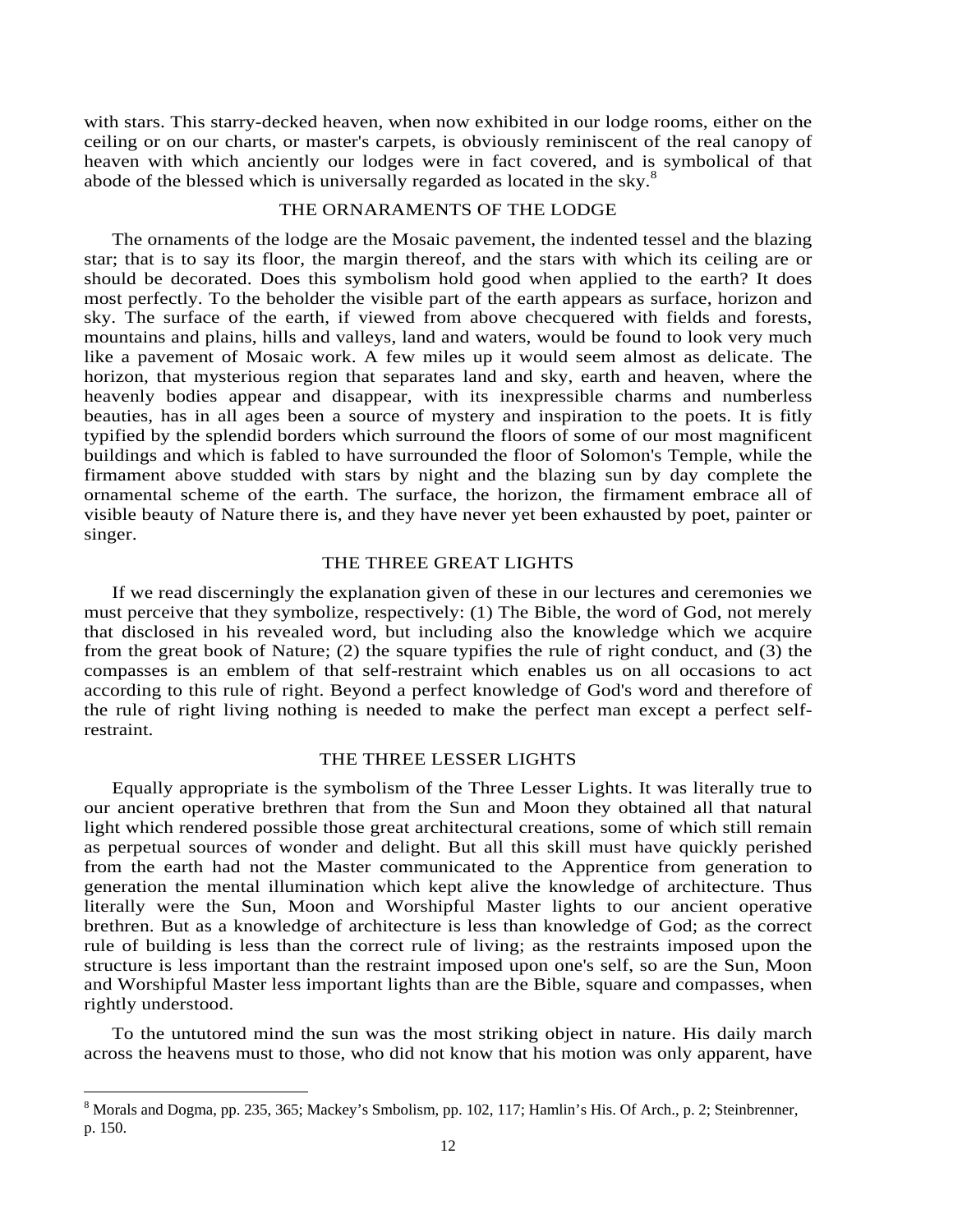with stars. This starry-decked heaven, when now exhibited in our lodge rooms, either on the ceiling or on our charts, or master's carpets, is obviously reminiscent of the real canopy of heaven with which anciently our lodges were in fact covered, and is symbolical of that abode of the blessed which is universally regarded as located in the sky.[8]

## THE ORNARAMENTS OF THE LODGE

The ornaments of the lodge are the Mosaic pavement, the indented tessel and the blazing star; that is to say its floor, the margin thereof, and the stars with which its ceiling are or should be decorated. Does this symbolism hold good when applied to the earth? It does most perfectly. To the beholder the visible part of the earth appears as surface, horizon and sky. The surface of the earth, if viewed from above checquered with fields and forests, mountains and plains, hills and valleys, land and waters, would be found to look very much like a pavement of Mosaic work. A few miles up it would seem almost as delicate. The horizon, that mysterious region that separates land and sky, earth and heaven, where the heavenly bodies appear and disappear, with its inexpressible charms and numberless beauties, has in all ages been a source of mystery and inspiration to the poets. It is fitly typified by the splendid borders which surround the floors of some of our most magnificent buildings and which is fabled to have surrounded the floor of Solomon's Temple, while the firmament above studded with stars by night and the blazing sun by day complete the ornamental scheme of the earth. The surface, the horizon, the firmament embrace all of visible beauty of Nature there is, and they have never yet been exhausted by poet, painter or singer.

## THE THREE GREAT LIGHTS

If we read discerningly the explanation given of these in our lectures and ceremonies we must perceive that they symbolize, respectively: (1) The Bible, the word of God, not merely that disclosed in his revealed word, but including also the knowledge which we acquire from the great book of Nature; (2) the square typifies the rule of right conduct, and (3) the compasses is an emblem of that self-restraint which enables us on all occasions to act according to this rule of right. Beyond a perfect knowledge of God's word and therefore of the rule of right living nothing is needed to make the perfect man except a perfect self-restraint.

## THE THREE LESSER LIGHTS

Equally appropriate is the symbolism of the Three Lesser Lights. It was literally true to our ancient operative brethren that from the Sun and Moon they obtained all that natural light which rendered possible those great architectural creations, some of which still remain as perpetual sources of wonder and delight. But all this skill must have quickly perished from the earth had not the Master communicated to the Apprentice from generation to generation the mental illumination which kept alive the knowledge of architecture. Thus literally were the Sun, Moon and Worshipful Master lights to our ancient operative brethren. But as a knowledge of architecture is less than knowledge of God; as the correct rule of building is less than the correct rule of living; as the restraints imposed upon the structure is less important than the restraint imposed upon one's self, so are the Sun, Moon and Worshipful Master less important lights than are the Bible, square and compasses, when rightly understood.

To the untutored mind the sun was the most striking object in nature. His daily march across the heavens must to those, who did not know that his motion was only apparent, have

---

[8] Morals and Dogma, pp. 235, 365; Mackey's Smbolism, pp. 102, 117; Hamlin's His. Of Arch., p. 2; Steinbrenner, p. 150.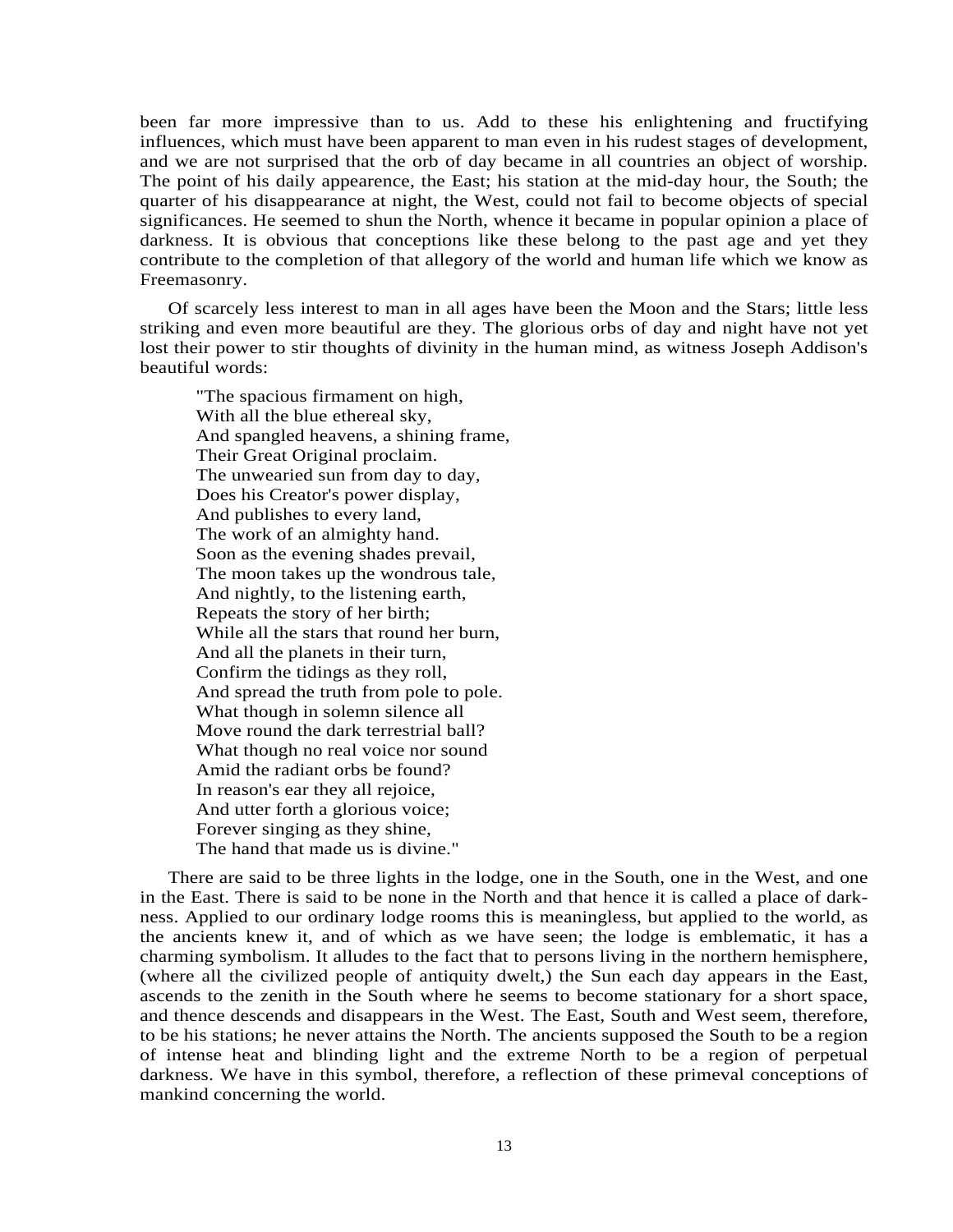been far more impressive than to us. Add to these his enlightening and fructifying influences, which must have been apparent to man even in his rudest stages of development, and we are not surprised that the orb of day became in all countries an object of worship. The point of his daily appearence, the East; his station at the mid-day hour, the South; the quarter of his disappearance at night, the West, could not fail to become objects of special significances. He seemed to shun the North, whence it became in popular opinion a place of darkness. It is obvious that conceptions like these belong to the past age and yet they contribute to the completion of that allegory of the world and human life which we know as Freemasonry.

Of scarcely less interest to man in all ages have been the Moon and the Stars; little less striking and even more beautiful are they. The glorious orbs of day and night have not yet lost their power to stir thoughts of divinity in the human mind, as witness Joseph Addison's beautiful words:

> "The spacious firmament on high,  
> With all the blue ethereal sky,  
> And spangled heavens, a shining frame,  
> Their Great Original proclaim.  
> The unwearied sun from day to day,  
> Does his Creator's power display,  
> And publishes to every land,  
> The work of an almighty hand.  
> Soon as the evening shades prevail,  
> The moon takes up the wondrous tale,  
> And nightly, to the listening earth,  
> Repeats the story of her birth;  
> While all the stars that round her burn,  
> And all the planets in their turn,  
> Confirm the tidings as they roll,  
> And spread the truth from pole to pole.  
> What though in solemn silence all  
> Move round the dark terrestrial ball?  
> What though no real voice nor sound  
> Amid the radiant orbs be found?  
> In reason's ear they all rejoice,  
> And utter forth a glorious voice;  
> Forever singing as they shine,  
> The hand that made us is divine."

There are said to be three lights in the lodge, one in the South, one in the West, and one in the East. There is said to be none in the North and that hence it is called a place of darkness. Applied to our ordinary lodge rooms this is meaningless, but applied to the world, as the ancients knew it, and of which as we have seen; the lodge is emblematic, it has a charming symbolism. It alludes to the fact that to persons living in the northern hemisphere, (where all the civilized people of antiquity dwelt,) the Sun each day appears in the East, ascends to the zenith in the South where he seems to become stationary for a short space, and thence descends and disappears in the West. The East, South and West seem, therefore, to be his stations; he never attains the North. The ancients supposed the South to be a region of intense heat and blinding light and the extreme North to be a region of perpetual darkness. We have in this symbol, therefore, a reflection of these primeval conceptions of mankind concerning the world.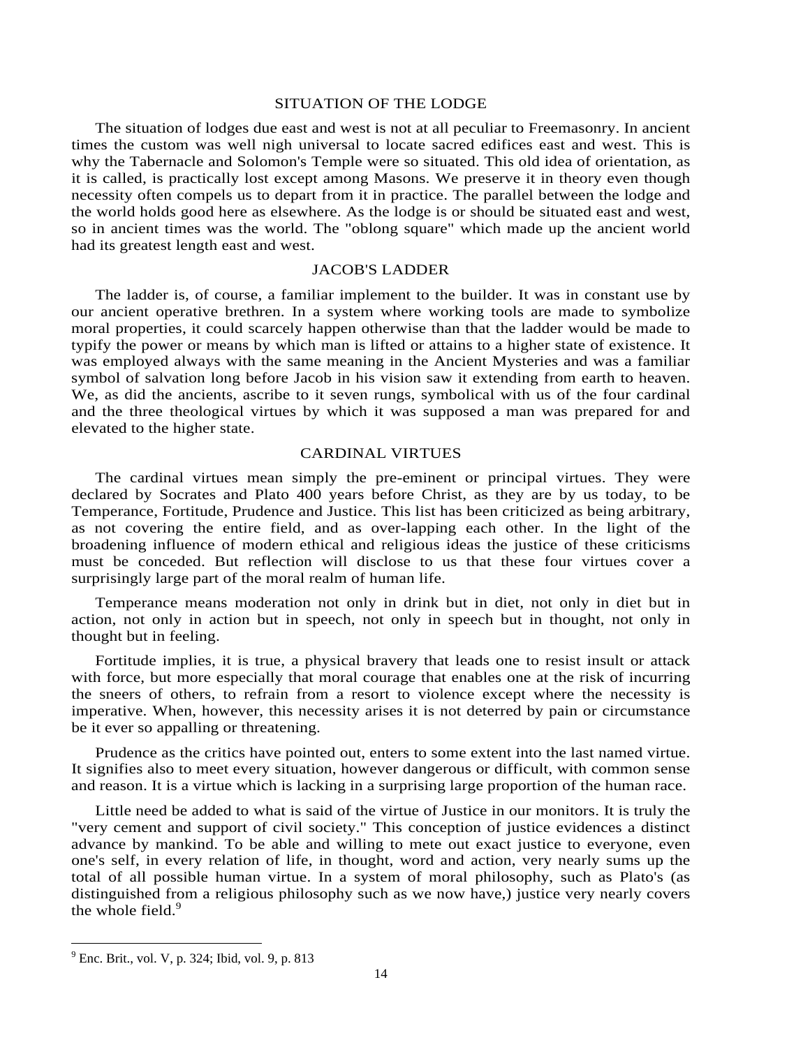## SITUATION OF THE LODGE

The situation of lodges due east and west is not at all peculiar to Freemasonry. In ancient times the custom was well nigh universal to locate sacred edifices east and west. This is why the Tabernacle and Solomon's Temple were so situated. This old idea of orientation, as it is called, is practically lost except among Masons. We preserve it in theory even though necessity often compels us to depart from it in practice. The parallel between the lodge and the world holds good here as elsewhere. As the lodge is or should be situated east and west, so in ancient times was the world. The "oblong square" which made up the ancient world had its greatest length east and west.

## JACOB'S LADDER

The ladder is, of course, a familiar implement to the builder. It was in constant use by our ancient operative brethren. In a system where working tools are made to symbolize moral properties, it could scarcely happen otherwise than that the ladder would be made to typify the power or means by which man is lifted or attains to a higher state of existence. It was employed always with the same meaning in the Ancient Mysteries and was a familiar symbol of salvation long before Jacob in his vision saw it extending from earth to heaven. We, as did the ancients, ascribe to it seven rungs, symbolical with us of the four cardinal and the three theological virtues by which it was supposed a man was prepared for and elevated to the higher state.

## CARDINAL VIRTUES

The cardinal virtues mean simply the pre-eminent or principal virtues. They were declared by Socrates and Plato 400 years before Christ, as they are by us today, to be Temperance, Fortitude, Prudence and Justice. This list has been criticized as being arbitrary, as not covering the entire field, and as over-lapping each other. In the light of the broadening influence of modern ethical and religious ideas the justice of these criticisms must be conceded. But reflection will disclose to us that these four virtues cover a surprisingly large part of the moral realm of human life.

Temperance means moderation not only in drink but in diet, not only in diet but in action, not only in action but in speech, not only in speech but in thought, not only in thought but in feeling.

Fortitude implies, it is true, a physical bravery that leads one to resist insult or attack with force, but more especially that moral courage that enables one at the risk of incurring the sneers of others, to refrain from a resort to violence except where the necessity is imperative. When, however, this necessity arises it is not deterred by pain or circumstance be it ever so appalling or threatening.

Prudence as the critics have pointed out, enters to some extent into the last named virtue. It signifies also to meet every situation, however dangerous or difficult, with common sense and reason. It is a virtue which is lacking in a surprising large proportion of the human race.

Little need be added to what is said of the virtue of Justice in our monitors. It is truly the "very cement and support of civil society." This conception of justice evidences a distinct advance by mankind. To be able and willing to mete out exact justice to everyone, even one's self, in every relation of life, in thought, word and action, very nearly sums up the total of all possible human virtue. In a system of moral philosophy, such as Plato's (as distinguished from a religious philosophy such as we now have,) justice very nearly covers the whole field.[9]

---

[9] Enc. Brit., vol. V, p. 324; Ibid, vol. 9, p. 813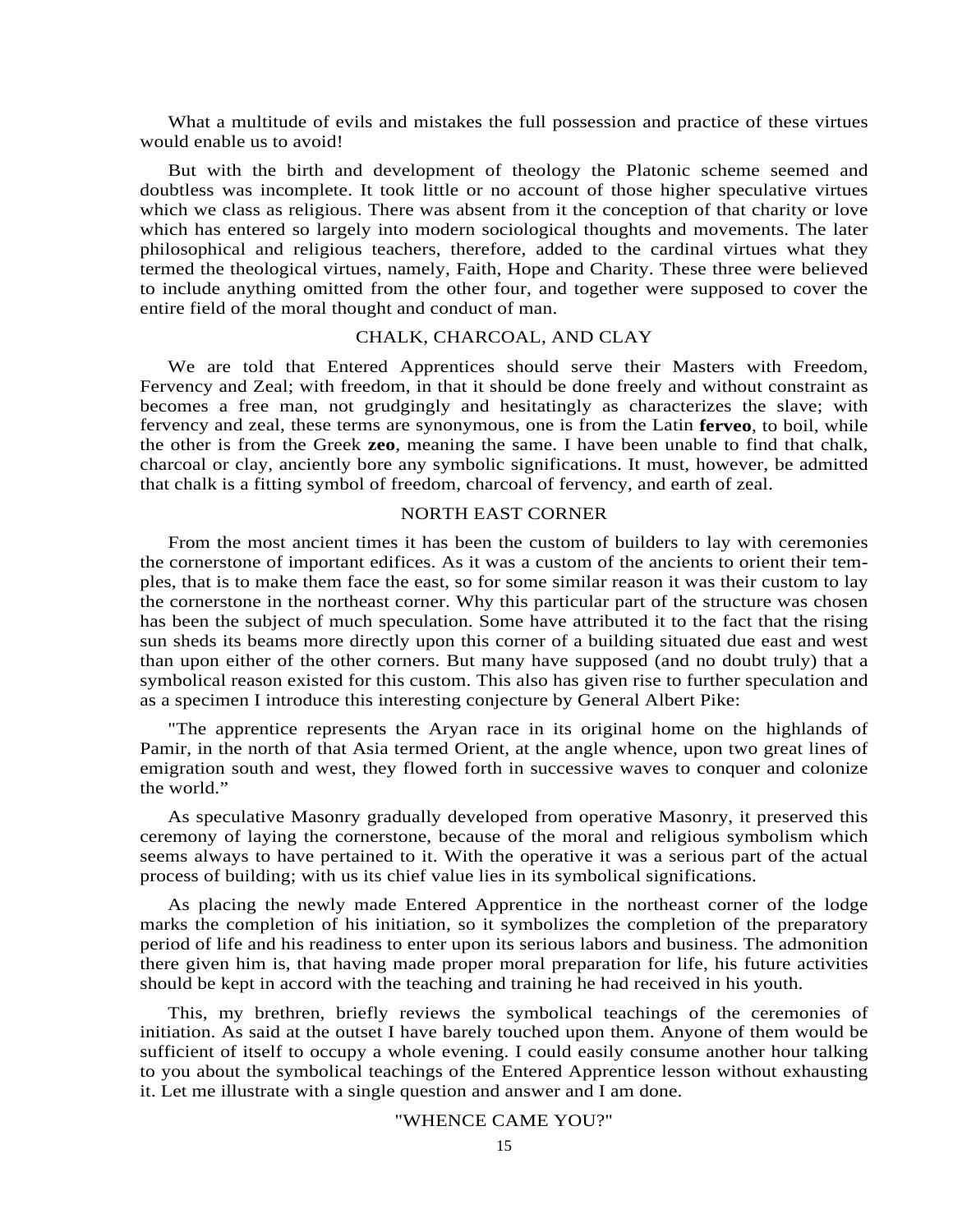What a multitude of evils and mistakes the full possession and practice of these virtues would enable us to avoid!

But with the birth and development of theology the Platonic scheme seemed and doubtless was incomplete. It took little or no account of those higher speculative virtues which we class as religious. There was absent from it the conception of that charity or love which has entered so largely into modern sociological thoughts and movements. The later philosophical and religious teachers, therefore, added to the cardinal virtues what they termed the theological virtues, namely, Faith, Hope and Charity. These three were believed to include anything omitted from the other four, and together were supposed to cover the entire field of the moral thought and conduct of man.

## CHALK, CHARCOAL, AND CLAY

We are told that Entered Apprentices should serve their Masters with Freedom, Fervency and Zeal; with freedom, in that it should be done freely and without constraint as becomes a free man, not grudgingly and hesitatingly as characterizes the slave; with fervency and zeal, these terms are synonymous, one is from the Latin **ferveo**, to boil, while the other is from the Greek **zeo**, meaning the same. I have been unable to find that chalk, charcoal or clay, anciently bore any symbolic significations. It must, however, be admitted that chalk is a fitting symbol of freedom, charcoal of fervency, and earth of zeal.

## NORTH EAST CORNER

From the most ancient times it has been the custom of builders to lay with ceremonies the cornerstone of important edifices. As it was a custom of the ancients to orient their temples, that is to make them face the east, so for some similar reason it was their custom to lay the cornerstone in the northeast corner. Why this particular part of the structure was chosen has been the subject of much speculation. Some have attributed it to the fact that the rising sun sheds its beams more directly upon this corner of a building situated due east and west than upon either of the other corners. But many have supposed (and no doubt truly) that a symbolical reason existed for this custom. This also has given rise to further speculation and as a specimen I introduce this interesting conjecture by General Albert Pike:

"The apprentice represents the Aryan race in its original home on the highlands of Pamir, in the north of that Asia termed Orient, at the angle whence, upon two great lines of emigration south and west, they flowed forth in successive waves to conquer and colonize the world."

As speculative Masonry gradually developed from operative Masonry, it preserved this ceremony of laying the cornerstone, because of the moral and religious symbolism which seems always to have pertained to it. With the operative it was a serious part of the actual process of building; with us its chief value lies in its symbolical significations.

As placing the newly made Entered Apprentice in the northeast corner of the lodge marks the completion of his initiation, so it symbolizes the completion of the preparatory period of life and his readiness to enter upon its serious labors and business. The admonition there given him is, that having made proper moral preparation for life, his future activities should be kept in accord with the teaching and training he had received in his youth.

This, my brethren, briefly reviews the symbolical teachings of the ceremonies of initiation. As said at the outset I have barely touched upon them. Anyone of them would be sufficient of itself to occupy a whole evening. I could easily consume another hour talking to you about the symbolical teachings of the Entered Apprentice lesson without exhausting it. Let me illustrate with a single question and answer and I am done.

## "WHENCE CAME YOU?"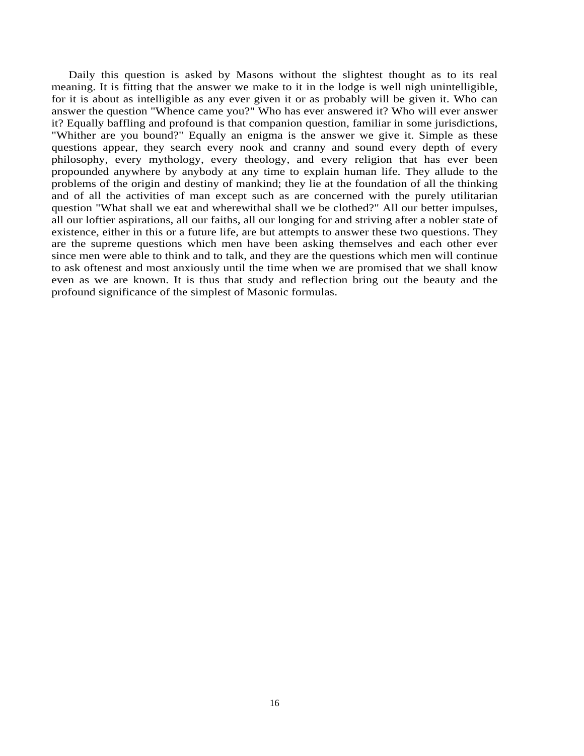Daily this question is asked by Masons without the slightest thought as to its real meaning. It is fitting that the answer we make to it in the lodge is well nigh unintelligible, for it is about as intelligible as any ever given it or as probably will be given it. Who can answer the question "Whence came you?" Who has ever answered it? Who will ever answer it? Equally baffling and profound is that companion question, familiar in some jurisdictions, "Whither are you bound?" Equally an enigma is the answer we give it. Simple as these questions appear, they search every nook and cranny and sound every depth of every philosophy, every mythology, every theology, and every religion that has ever been propounded anywhere by anybody at any time to explain human life. They allude to the problems of the origin and destiny of mankind; they lie at the foundation of all the thinking and of all the activities of man except such as are concerned with the purely utilitarian question "What shall we eat and wherewithal shall we be clothed?" All our better impulses, all our loftier aspirations, all our faiths, all our longing for and striving after a nobler state of existence, either in this or a future life, are but attempts to answer these two questions. They are the supreme questions which men have been asking themselves and each other ever since men were able to think and to talk, and they are the questions which men will continue to ask oftenest and most anxiously until the time when we are promised that we shall know even as we are known. It is thus that study and reflection bring out the beauty and the profound significance of the simplest of Masonic formulas.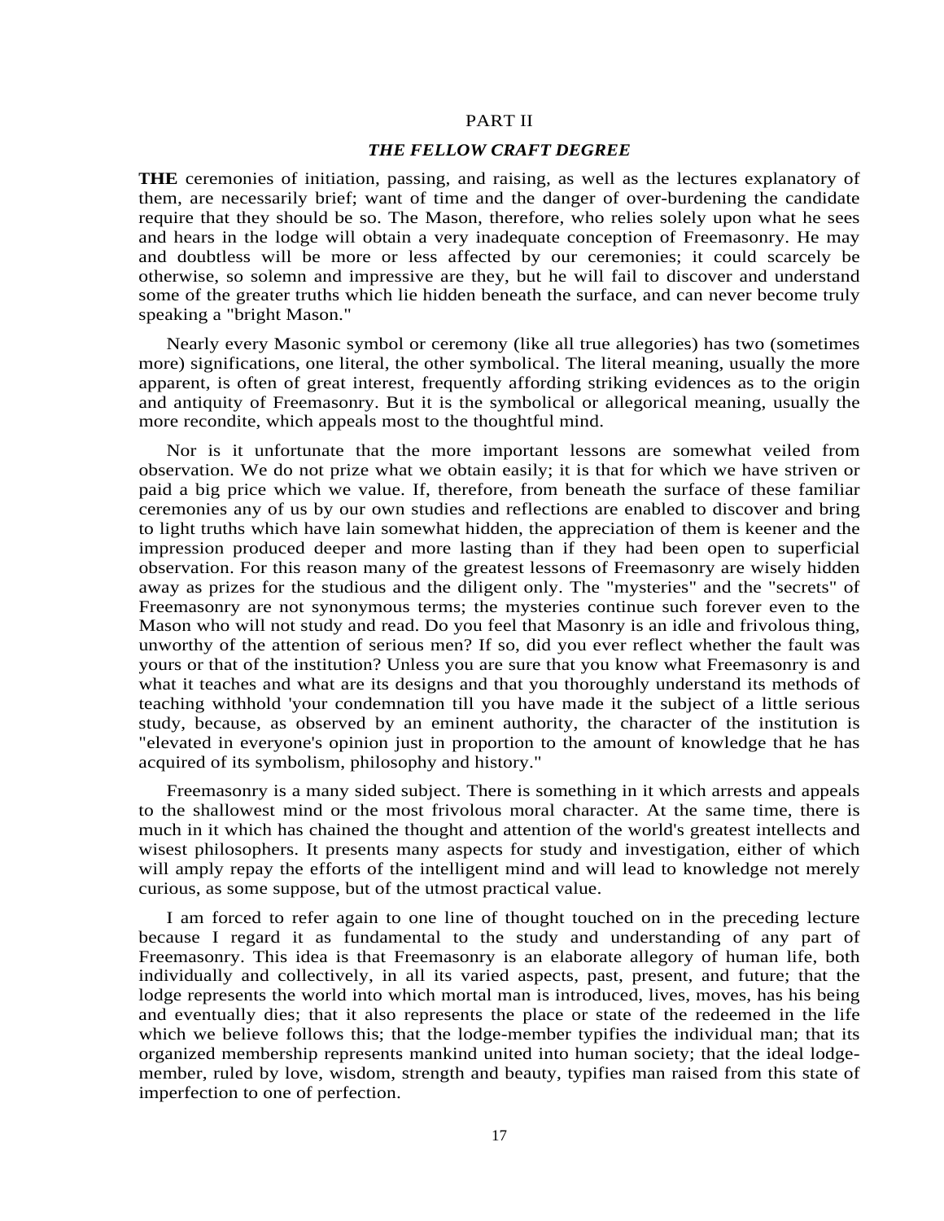# PART II

## *THE FELLOW CRAFT DEGREE*

**THE** ceremonies of initiation, passing, and raising, as well as the lectures explanatory of them, are necessarily brief; want of time and the danger of over-burdening the candidate require that they should be so. The Mason, therefore, who relies solely upon what he sees and hears in the lodge will obtain a very inadequate conception of Freemasonry. He may and doubtless will be more or less affected by our ceremonies; it could scarcely be otherwise, so solemn and impressive are they, but he will fail to discover and understand some of the greater truths which lie hidden beneath the surface, and can never become truly speaking a "bright Mason."

Nearly every Masonic symbol or ceremony (like all true allegories) has two (sometimes more) significations, one literal, the other symbolical. The literal meaning, usually the more apparent, is often of great interest, frequently affording striking evidences as to the origin and antiquity of Freemasonry. But it is the symbolical or allegorical meaning, usually the more recondite, which appeals most to the thoughtful mind.

Nor is it unfortunate that the more important lessons are somewhat veiled from observation. We do not prize what we obtain easily; it is that for which we have striven or paid a big price which we value. If, therefore, from beneath the surface of these familiar ceremonies any of us by our own studies and reflections are enabled to discover and bring to light truths which have lain somewhat hidden, the appreciation of them is keener and the impression produced deeper and more lasting than if they had been open to superficial observation. For this reason many of the greatest lessons of Freemasonry are wisely hidden away as prizes for the studious and the diligent only. The "mysteries" and the "secrets" of Freemasonry are not synonymous terms; the mysteries continue such forever even to the Mason who will not study and read. Do you feel that Masonry is an idle and frivolous thing, unworthy of the attention of serious men? If so, did you ever reflect whether the fault was yours or that of the institution? Unless you are sure that you know what Freemasonry is and what it teaches and what are its designs and that you thoroughly understand its methods of teaching withhold 'your condemnation till you have made it the subject of a little serious study, because, as observed by an eminent authority, the character of the institution is "elevated in everyone's opinion just in proportion to the amount of knowledge that he has acquired of its symbolism, philosophy and history."

Freemasonry is a many sided subject. There is something in it which arrests and appeals to the shallowest mind or the most frivolous moral character. At the same time, there is much in it which has chained the thought and attention of the world's greatest intellects and wisest philosophers. It presents many aspects for study and investigation, either of which will amply repay the efforts of the intelligent mind and will lead to knowledge not merely curious, as some suppose, but of the utmost practical value.

I am forced to refer again to one line of thought touched on in the preceding lecture because I regard it as fundamental to the study and understanding of any part of Freemasonry. This idea is that Freemasonry is an elaborate allegory of human life, both individually and collectively, in all its varied aspects, past, present, and future; that the lodge represents the world into which mortal man is introduced, lives, moves, has his being and eventually dies; that it also represents the place or state of the redeemed in the life which we believe follows this; that the lodge-member typifies the individual man; that its organized membership represents mankind united into human society; that the ideal lodge-member, ruled by love, wisdom, strength and beauty, typifies man raised from this state of imperfection to one of perfection.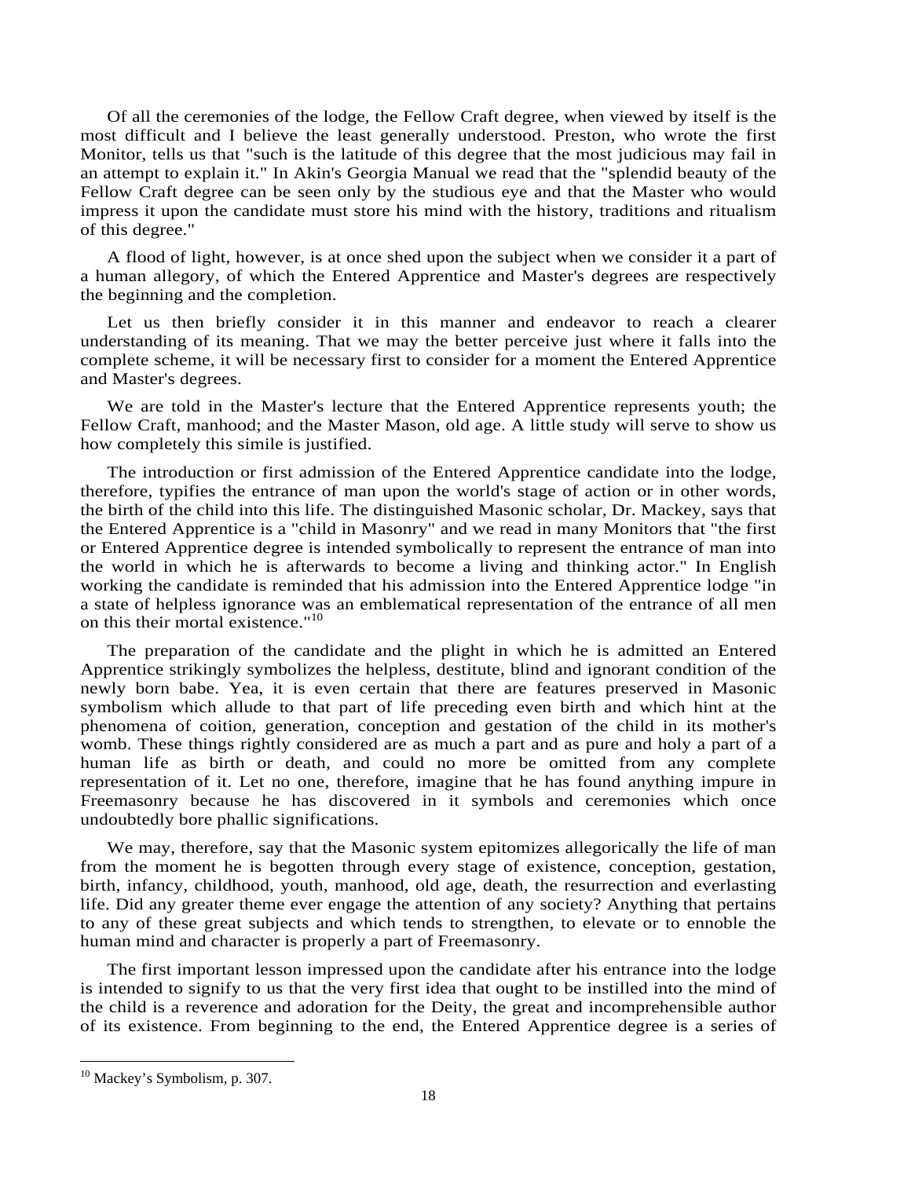Of all the ceremonies of the lodge, the Fellow Craft degree, when viewed by itself is the most difficult and I believe the least generally understood. Preston, who wrote the first Monitor, tells us that "such is the latitude of this degree that the most judicious may fail in an attempt to explain it." In Akin's Georgia Manual we read that the "splendid beauty of the Fellow Craft degree can be seen only by the studious eye and that the Master who would impress it upon the candidate must store his mind with the history, traditions and ritualism of this degree."

A flood of light, however, is at once shed upon the subject when we consider it a part of a human allegory, of which the Entered Apprentice and Master's degrees are respectively the beginning and the completion.

Let us then briefly consider it in this manner and endeavor to reach a clearer understanding of its meaning. That we may the better perceive just where it falls into the complete scheme, it will be necessary first to consider for a moment the Entered Apprentice and Master's degrees.

We are told in the Master's lecture that the Entered Apprentice represents youth; the Fellow Craft, manhood; and the Master Mason, old age. A little study will serve to show us how completely this simile is justified.

The introduction or first admission of the Entered Apprentice candidate into the lodge, therefore, typifies the entrance of man upon the world's stage of action or in other words, the birth of the child into this life. The distinguished Masonic scholar, Dr. Mackey, says that the Entered Apprentice is a "child in Masonry" and we read in many Monitors that "the first or Entered Apprentice degree is intended symbolically to represent the entrance of man into the world in which he is afterwards to become a living and thinking actor." In English working the candidate is reminded that his admission into the Entered Apprentice lodge "in a state of helpless ignorance was an emblematical representation of the entrance of all men on this their mortal existence."[10]

The preparation of the candidate and the plight in which he is admitted an Entered Apprentice strikingly symbolizes the helpless, destitute, blind and ignorant condition of the newly born babe. Yea, it is even certain that there are features preserved in Masonic symbolism which allude to that part of life preceding even birth and which hint at the phenomena of coition, generation, conception and gestation of the child in its mother's womb. These things rightly considered are as much a part and as pure and holy a part of a human life as birth or death, and could no more be omitted from any complete representation of it. Let no one, therefore, imagine that he has found anything impure in Freemasonry because he has discovered in it symbols and ceremonies which once undoubtedly bore phallic significations.

We may, therefore, say that the Masonic system epitomizes allegorically the life of man from the moment he is begotten through every stage of existence, conception, gestation, birth, infancy, childhood, youth, manhood, old age, death, the resurrection and everlasting life. Did any greater theme ever engage the attention of any society? Anything that pertains to any of these great subjects and which tends to strengthen, to elevate or to ennoble the human mind and character is properly a part of Freemasonry.

The first important lesson impressed upon the candidate after his entrance into the lodge is intended to signify to us that the very first idea that ought to be instilled into the mind of the child is a reverence and adoration for the Deity, the great and incomprehensible author of its existence. From beginning to the end, the Entered Apprentice degree is a series of

---

[10] Mackey's Symbolism, p. 307.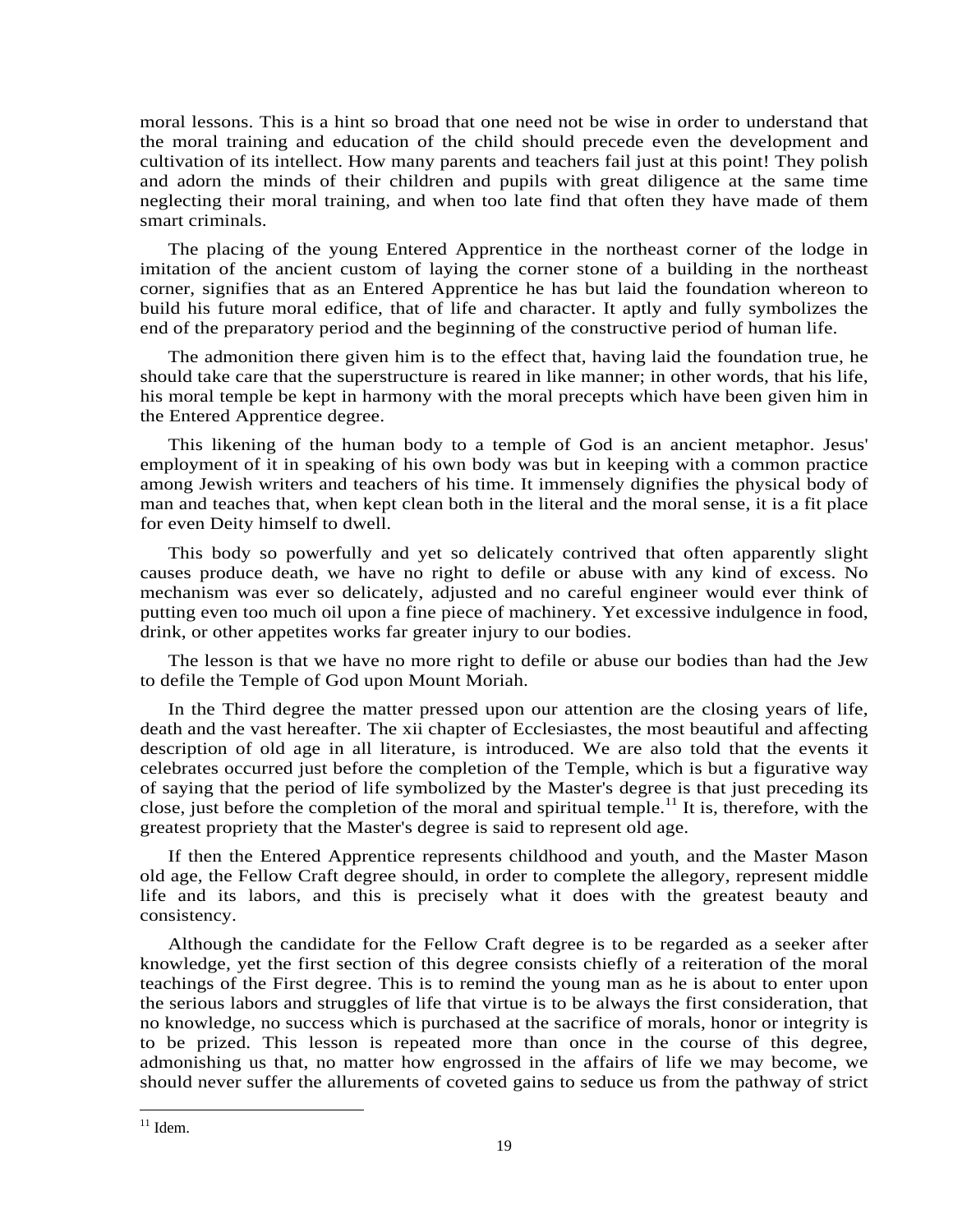moral lessons. This is a hint so broad that one need not be wise in order to understand that the moral training and education of the child should precede even the development and cultivation of its intellect. How many parents and teachers fail just at this point! They polish and adorn the minds of their children and pupils with great diligence at the same time neglecting their moral training, and when too late find that often they have made of them smart criminals.

The placing of the young Entered Apprentice in the northeast corner of the lodge in imitation of the ancient custom of laying the corner stone of a building in the northeast corner, signifies that as an Entered Apprentice he has but laid the foundation whereon to build his future moral edifice, that of life and character. It aptly and fully symbolizes the end of the preparatory period and the beginning of the constructive period of human life.

The admonition there given him is to the effect that, having laid the foundation true, he should take care that the superstructure is reared in like manner; in other words, that his life, his moral temple be kept in harmony with the moral precepts which have been given him in the Entered Apprentice degree.

This likening of the human body to a temple of God is an ancient metaphor. Jesus' employment of it in speaking of his own body was but in keeping with a common practice among Jewish writers and teachers of his time. It immensely dignifies the physical body of man and teaches that, when kept clean both in the literal and the moral sense, it is a fit place for even Deity himself to dwell.

This body so powerfully and yet so delicately contrived that often apparently slight causes produce death, we have no right to defile or abuse with any kind of excess. No mechanism was ever so delicately, adjusted and no careful engineer would ever think of putting even too much oil upon a fine piece of machinery. Yet excessive indulgence in food, drink, or other appetites works far greater injury to our bodies.

The lesson is that we have no more right to defile or abuse our bodies than had the Jew to defile the Temple of God upon Mount Moriah.

In the Third degree the matter pressed upon our attention are the closing years of life, death and the vast hereafter. The xii chapter of Ecclesiastes, the most beautiful and affecting description of old age in all literature, is introduced. We are also told that the events it celebrates occurred just before the completion of the Temple, which is but a figurative way of saying that the period of life symbolized by the Master's degree is that just preceding its close, just before the completion of the moral and spiritual temple.[11] It is, therefore, with the greatest propriety that the Master's degree is said to represent old age.

If then the Entered Apprentice represents childhood and youth, and the Master Mason old age, the Fellow Craft degree should, in order to complete the allegory, represent middle life and its labors, and this is precisely what it does with the greatest beauty and consistency.

Although the candidate for the Fellow Craft degree is to be regarded as a seeker after knowledge, yet the first section of this degree consists chiefly of a reiteration of the moral teachings of the First degree. This is to remind the young man as he is about to enter upon the serious labors and struggles of life that virtue is to be always the first consideration, that no knowledge, no success which is purchased at the sacrifice of morals, honor or integrity is to be prized. This lesson is repeated more than once in the course of this degree, admonishing us that, no matter how engrossed in the affairs of life we may become, we should never suffer the allurements of coveted gains to seduce us from the pathway of strict

---

[11] Idem.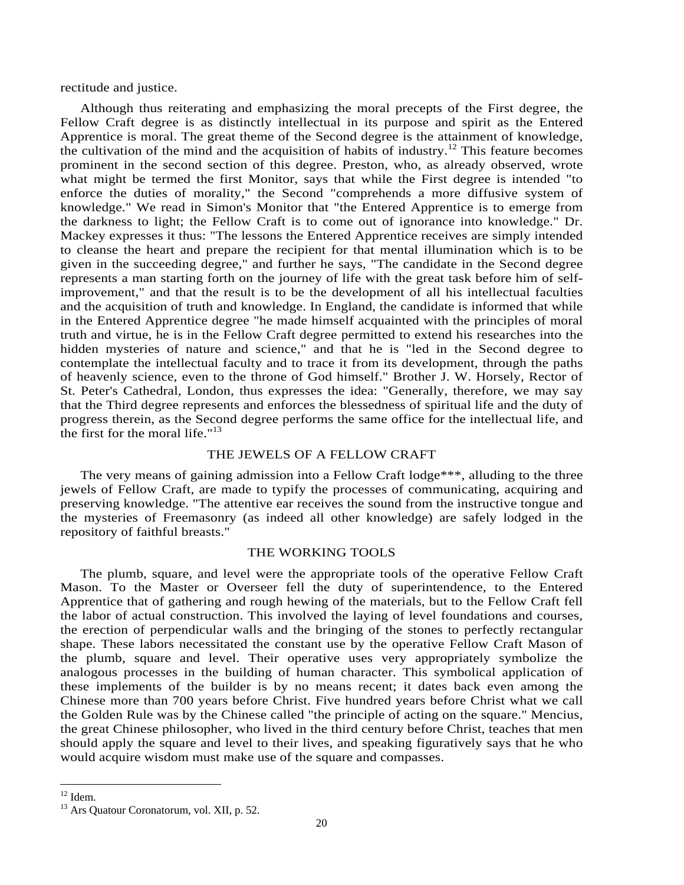rectitude and justice.

Although thus reiterating and emphasizing the moral precepts of the First degree, the Fellow Craft degree is as distinctly intellectual in its purpose and spirit as the Entered Apprentice is moral. The great theme of the Second degree is the attainment of knowledge, the cultivation of the mind and the acquisition of habits of industry.[12] This feature becomes prominent in the second section of this degree. Preston, who, as already observed, wrote what might be termed the first Monitor, says that while the First degree is intended "to enforce the duties of morality," the Second "comprehends a more diffusive system of knowledge." We read in Simon's Monitor that "the Entered Apprentice is to emerge from the darkness to light; the Fellow Craft is to come out of ignorance into knowledge." Dr. Mackey expresses it thus: "The lessons the Entered Apprentice receives are simply intended to cleanse the heart and prepare the recipient for that mental illumination which is to be given in the succeeding degree," and further he says, "The candidate in the Second degree represents a man starting forth on the journey of life with the great task before him of self-improvement," and that the result is to be the development of all his intellectual faculties and the acquisition of truth and knowledge. In England, the candidate is informed that while in the Entered Apprentice degree "he made himself acquainted with the principles of moral truth and virtue, he is in the Fellow Craft degree permitted to extend his researches into the hidden mysteries of nature and science," and that he is "led in the Second degree to contemplate the intellectual faculty and to trace it from its development, through the paths of heavenly science, even to the throne of God himself." Brother J. W. Horsely, Rector of St. Peter's Cathedral, London, thus expresses the idea: "Generally, therefore, we may say that the Third degree represents and enforces the blessedness of spiritual life and the duty of progress therein, as the Second degree performs the same office for the intellectual life, and the first for the moral life."[13]

## THE JEWELS OF A FELLOW CRAFT

The very means of gaining admission into a Fellow Craft lodge***, alluding to the three jewels of Fellow Craft, are made to typify the processes of communicating, acquiring and preserving knowledge. "The attentive ear receives the sound from the instructive tongue and the mysteries of Freemasonry (as indeed all other knowledge) are safely lodged in the repository of faithful breasts."

## THE WORKING TOOLS

The plumb, square, and level were the appropriate tools of the operative Fellow Craft Mason. To the Master or Overseer fell the duty of superintendence, to the Entered Apprentice that of gathering and rough hewing of the materials, but to the Fellow Craft fell the labor of actual construction. This involved the laying of level foundations and courses, the erection of perpendicular walls and the bringing of the stones to perfectly rectangular shape. These labors necessitated the constant use by the operative Fellow Craft Mason of the plumb, square and level. Their operative uses very appropriately symbolize the analogous processes in the building of human character. This symbolical application of these implements of the builder is by no means recent; it dates back even among the Chinese more than 700 years before Christ. Five hundred years before Christ what we call the Golden Rule was by the Chinese called "the principle of acting on the square." Mencius, the great Chinese philosopher, who lived in the third century before Christ, teaches that men should apply the square and level to their lives, and speaking figuratively says that he who would acquire wisdom must make use of the square and compasses.

---

[12] Idem.

[13] Ars Quatour Coronatorum, vol. XII, p. 52.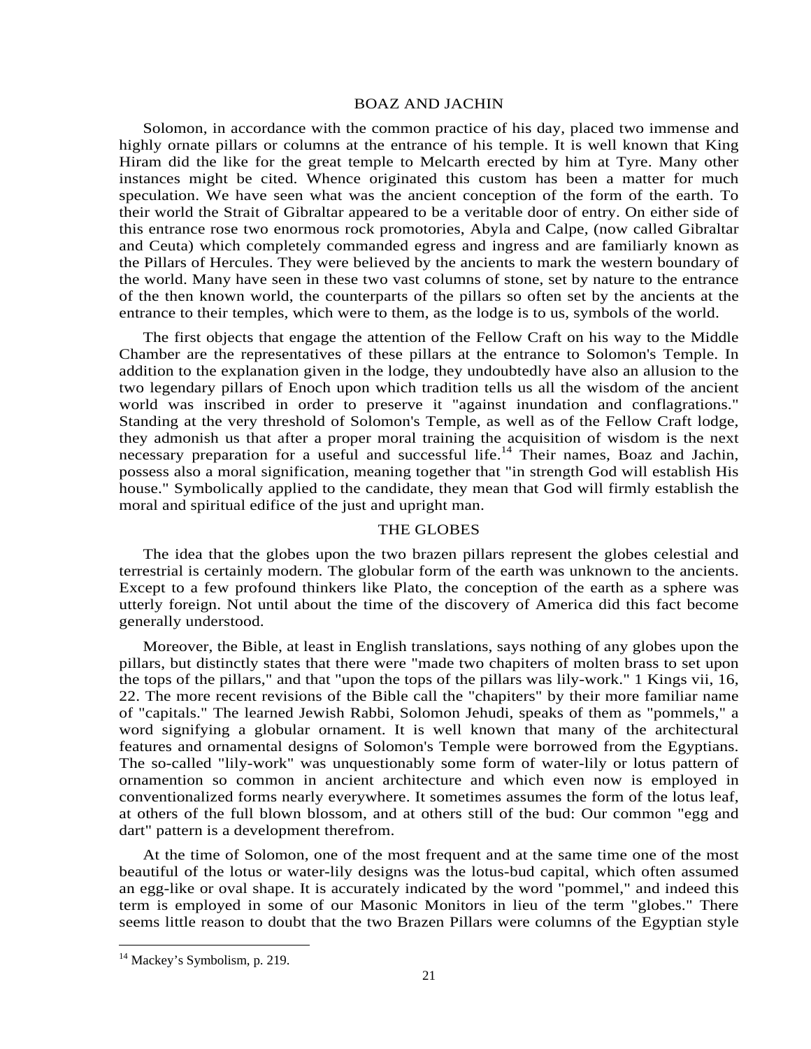## BOAZ AND JACHIN

Solomon, in accordance with the common practice of his day, placed two immense and highly ornate pillars or columns at the entrance of his temple. It is well known that King Hiram did the like for the great temple to Melcarth erected by him at Tyre. Many other instances might be cited. Whence originated this custom has been a matter for much speculation. We have seen what was the ancient conception of the form of the earth. To their world the Strait of Gibraltar appeared to be a veritable door of entry. On either side of this entrance rose two enormous rock promotories, Abyla and Calpe, (now called Gibraltar and Ceuta) which completely commanded egress and ingress and are familiarly known as the Pillars of Hercules. They were believed by the ancients to mark the western boundary of the world. Many have seen in these two vast columns of stone, set by nature to the entrance of the then known world, the counterparts of the pillars so often set by the ancients at the entrance to their temples, which were to them, as the lodge is to us, symbols of the world.

The first objects that engage the attention of the Fellow Craft on his way to the Middle Chamber are the representatives of these pillars at the entrance to Solomon's Temple. In addition to the explanation given in the lodge, they undoubtedly have also an allusion to the two legendary pillars of Enoch upon which tradition tells us all the wisdom of the ancient world was inscribed in order to preserve it "against inundation and conflagrations." Standing at the very threshold of Solomon's Temple, as well as of the Fellow Craft lodge, they admonish us that after a proper moral training the acquisition of wisdom is the next necessary preparation for a useful and successful life.[14] Their names, Boaz and Jachin, possess also a moral signification, meaning together that "in strength God will establish His house." Symbolically applied to the candidate, they mean that God will firmly establish the moral and spiritual edifice of the just and upright man.

## THE GLOBES

The idea that the globes upon the two brazen pillars represent the globes celestial and terrestrial is certainly modern. The globular form of the earth was unknown to the ancients. Except to a few profound thinkers like Plato, the conception of the earth as a sphere was utterly foreign. Not until about the time of the discovery of America did this fact become generally understood.

Moreover, the Bible, at least in English translations, says nothing of any globes upon the pillars, but distinctly states that there were "made two chapiters of molten brass to set upon the tops of the pillars," and that "upon the tops of the pillars was lily-work." 1 Kings vii, 16, 22. The more recent revisions of the Bible call the "chapiters" by their more familiar name of "capitals." The learned Jewish Rabbi, Solomon Jehudi, speaks of them as "pommels," a word signifying a globular ornament. It is well known that many of the architectural features and ornamental designs of Solomon's Temple were borrowed from the Egyptians. The so-called "lily-work" was unquestionably some form of water-lily or lotus pattern of ornamention so common in ancient architecture and which even now is employed in conventionalized forms nearly everywhere. It sometimes assumes the form of the lotus leaf, at others of the full blown blossom, and at others still of the bud: Our common "egg and dart" pattern is a development therefrom.

At the time of Solomon, one of the most frequent and at the same time one of the most beautiful of the lotus or water-lily designs was the lotus-bud capital, which often assumed an egg-like or oval shape. It is accurately indicated by the word "pommel," and indeed this term is employed in some of our Masonic Monitors in lieu of the term "globes." There seems little reason to doubt that the two Brazen Pillars were columns of the Egyptian style

[14] Mackey's Symbolism, p. 219.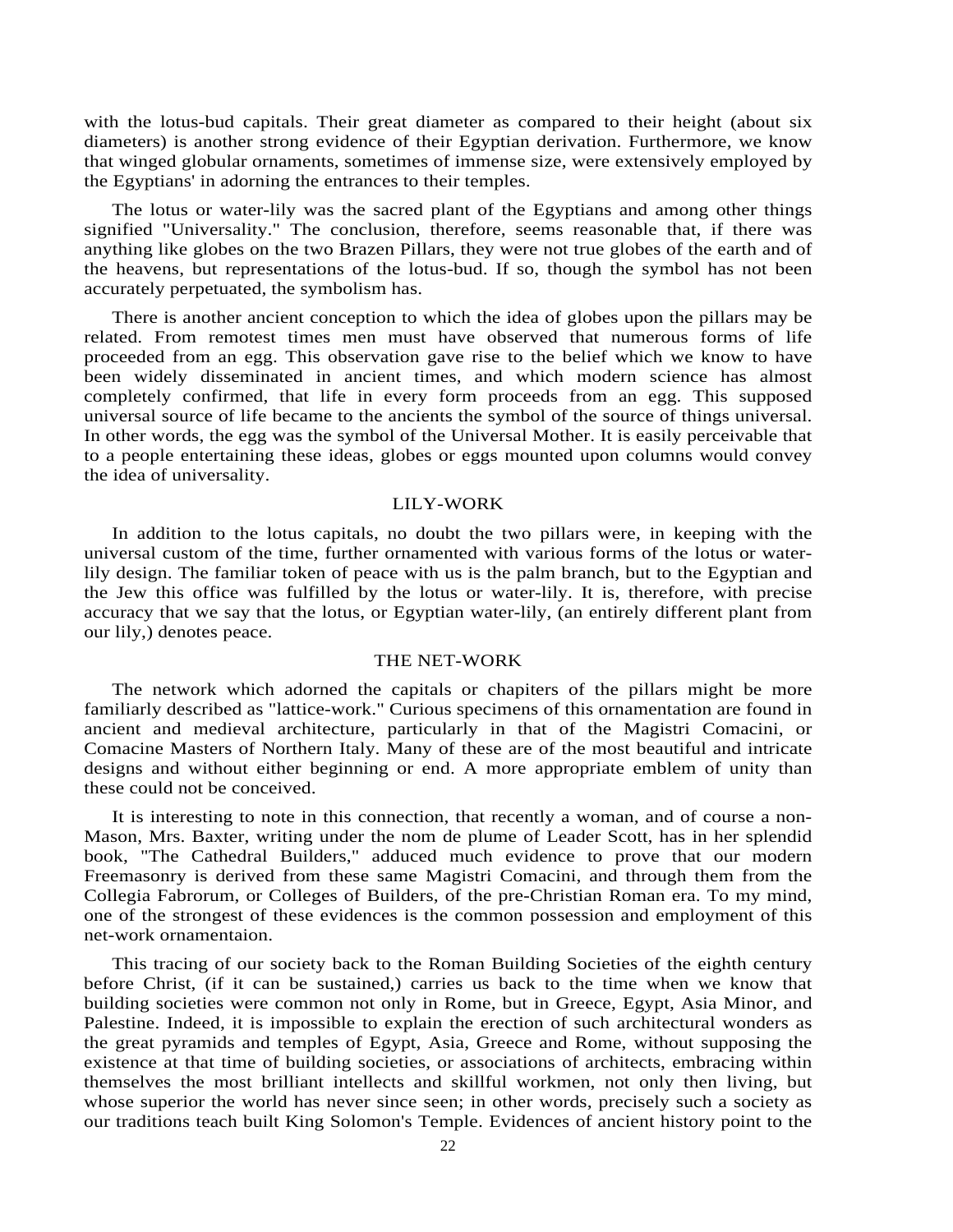with the lotus-bud capitals. Their great diameter as compared to their height (about six diameters) is another strong evidence of their Egyptian derivation. Furthermore, we know that winged globular ornaments, sometimes of immense size, were extensively employed by the Egyptians' in adorning the entrances to their temples.

The lotus or water-lily was the sacred plant of the Egyptians and among other things signified "Universality." The conclusion, therefore, seems reasonable that, if there was anything like globes on the two Brazen Pillars, they were not true globes of the earth and of the heavens, but representations of the lotus-bud. If so, though the symbol has not been accurately perpetuated, the symbolism has.

There is another ancient conception to which the idea of globes upon the pillars may be related. From remotest times men must have observed that numerous forms of life proceeded from an egg. This observation gave rise to the belief which we know to have been widely disseminated in ancient times, and which modern science has almost completely confirmed, that life in every form proceeds from an egg. This supposed universal source of life became to the ancients the symbol of the source of things universal. In other words, the egg was the symbol of the Universal Mother. It is easily perceivable that to a people entertaining these ideas, globes or eggs mounted upon columns would convey the idea of universality.

## LILY-WORK

In addition to the lotus capitals, no doubt the two pillars were, in keeping with the universal custom of the time, further ornamented with various forms of the lotus or water-lily design. The familiar token of peace with us is the palm branch, but to the Egyptian and the Jew this office was fulfilled by the lotus or water-lily. It is, therefore, with precise accuracy that we say that the lotus, or Egyptian water-lily, (an entirely different plant from our lily,) denotes peace.

## THE NET-WORK

The network which adorned the capitals or chapiters of the pillars might be more familiarly described as "lattice-work." Curious specimens of this ornamentation are found in ancient and medieval architecture, particularly in that of the Magistri Comacini, or Comacine Masters of Northern Italy. Many of these are of the most beautiful and intricate designs and without either beginning or end. A more appropriate emblem of unity than these could not be conceived.

It is interesting to note in this connection, that recently a woman, and of course a non-Mason, Mrs. Baxter, writing under the nom de plume of Leader Scott, has in her splendid book, "The Cathedral Builders," adduced much evidence to prove that our modern Freemasonry is derived from these same Magistri Comacini, and through them from the Collegia Fabrorum, or Colleges of Builders, of the pre-Christian Roman era. To my mind, one of the strongest of these evidences is the common possession and employment of this net-work ornamentaion.

This tracing of our society back to the Roman Building Societies of the eighth century before Christ, (if it can be sustained,) carries us back to the time when we know that building societies were common not only in Rome, but in Greece, Egypt, Asia Minor, and Palestine. Indeed, it is impossible to explain the erection of such architectural wonders as the great pyramids and temples of Egypt, Asia, Greece and Rome, without supposing the existence at that time of building societies, or associations of architects, embracing within themselves the most brilliant intellects and skillful workmen, not only then living, but whose superior the world has never since seen; in other words, precisely such a society as our traditions teach built King Solomon's Temple. Evidences of ancient history point to the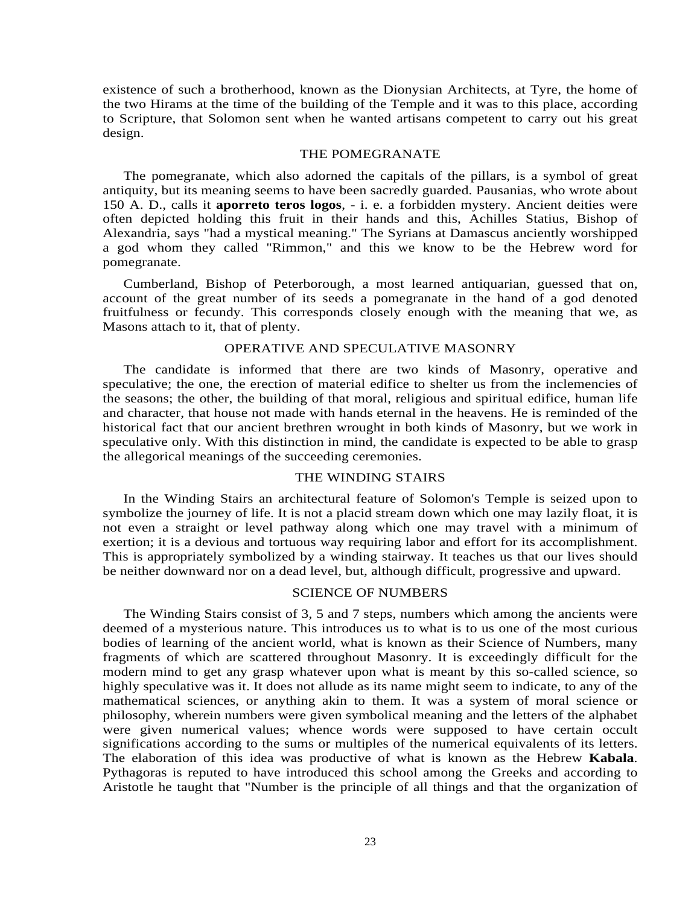existence of such a brotherhood, known as the Dionysian Architects, at Tyre, the home of the two Hirams at the time of the building of the Temple and it was to this place, according to Scripture, that Solomon sent when he wanted artisans competent to carry out his great design.

## THE POMEGRANATE

The pomegranate, which also adorned the capitals of the pillars, is a symbol of great antiquity, but its meaning seems to have been sacredly guarded. Pausanias, who wrote about 150 A. D., calls it **aporreto teros logos**, - i. e. a forbidden mystery. Ancient deities were often depicted holding this fruit in their hands and this, Achilles Statius, Bishop of Alexandria, says "had a mystical meaning." The Syrians at Damascus anciently worshipped a god whom they called "Rimmon," and this we know to be the Hebrew word for pomegranate.

Cumberland, Bishop of Peterborough, a most learned antiquarian, guessed that on, account of the great number of its seeds a pomegranate in the hand of a god denoted fruitfulness or fecundy. This corresponds closely enough with the meaning that we, as Masons attach to it, that of plenty.

## OPERATIVE AND SPECULATIVE MASONRY

The candidate is informed that there are two kinds of Masonry, operative and speculative; the one, the erection of material edifice to shelter us from the inclemencies of the seasons; the other, the building of that moral, religious and spiritual edifice, human life and character, that house not made with hands eternal in the heavens. He is reminded of the historical fact that our ancient brethren wrought in both kinds of Masonry, but we work in speculative only. With this distinction in mind, the candidate is expected to be able to grasp the allegorical meanings of the succeeding ceremonies.

## THE WINDING STAIRS

In the Winding Stairs an architectural feature of Solomon's Temple is seized upon to symbolize the journey of life. It is not a placid stream down which one may lazily float, it is not even a straight or level pathway along which one may travel with a minimum of exertion; it is a devious and tortuous way requiring labor and effort for its accomplishment. This is appropriately symbolized by a winding stairway. It teaches us that our lives should be neither downward nor on a dead level, but, although difficult, progressive and upward.

## SCIENCE OF NUMBERS

The Winding Stairs consist of 3, 5 and 7 steps, numbers which among the ancients were deemed of a mysterious nature. This introduces us to what is to us one of the most curious bodies of learning of the ancient world, what is known as their Science of Numbers, many fragments of which are scattered throughout Masonry. It is exceedingly difficult for the modern mind to get any grasp whatever upon what is meant by this so-called science, so highly speculative was it. It does not allude as its name might seem to indicate, to any of the mathematical sciences, or anything akin to them. It was a system of moral science or philosophy, wherein numbers were given symbolical meaning and the letters of the alphabet were given numerical values; whence words were supposed to have certain occult significations according to the sums or multiples of the numerical equivalents of its letters. The elaboration of this idea was productive of what is known as the Hebrew **Kabala**. Pythagoras is reputed to have introduced this school among the Greeks and according to Aristotle he taught that "Number is the principle of all things and that the organization of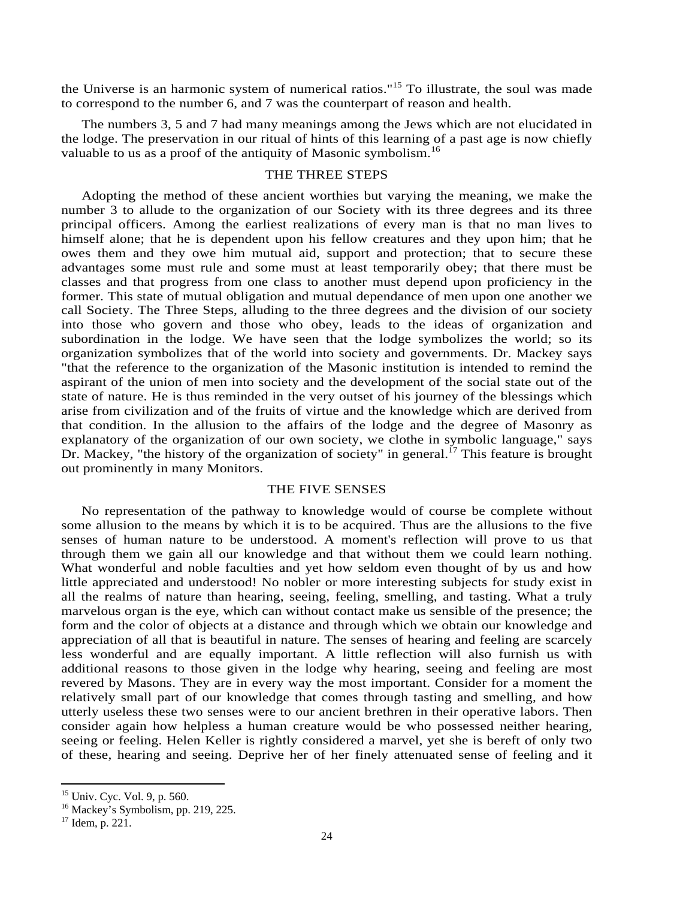the Universe is an harmonic system of numerical ratios."[15] To illustrate, the soul was made to correspond to the number 6, and 7 was the counterpart of reason and health.

The numbers 3, 5 and 7 had many meanings among the Jews which are not elucidated in the lodge. The preservation in our ritual of hints of this learning of a past age is now chiefly valuable to us as a proof of the antiquity of Masonic symbolism.[16]

## THE THREE STEPS

Adopting the method of these ancient worthies but varying the meaning, we make the number 3 to allude to the organization of our Society with its three degrees and its three principal officers. Among the earliest realizations of every man is that no man lives to himself alone; that he is dependent upon his fellow creatures and they upon him; that he owes them and they owe him mutual aid, support and protection; that to secure these advantages some must rule and some must at least temporarily obey; that there must be classes and that progress from one class to another must depend upon proficiency in the former. This state of mutual obligation and mutual dependance of men upon one another we call Society. The Three Steps, alluding to the three degrees and the division of our society into those who govern and those who obey, leads to the ideas of organization and subordination in the lodge. We have seen that the lodge symbolizes the world; so its organization symbolizes that of the world into society and governments. Dr. Mackey says "that the reference to the organization of the Masonic institution is intended to remind the aspirant of the union of men into society and the development of the social state out of the state of nature. He is thus reminded in the very outset of his journey of the blessings which arise from civilization and of the fruits of virtue and the knowledge which are derived from that condition. In the allusion to the affairs of the lodge and the degree of Masonry as explanatory of the organization of our own society, we clothe in symbolic language," says Dr. Mackey, "the history of the organization of society" in general.[17] This feature is brought out prominently in many Monitors.

## THE FIVE SENSES

No representation of the pathway to knowledge would of course be complete without some allusion to the means by which it is to be acquired. Thus are the allusions to the five senses of human nature to be understood. A moment's reflection will prove to us that through them we gain all our knowledge and that without them we could learn nothing. What wonderful and noble faculties and yet how seldom even thought of by us and how little appreciated and understood! No nobler or more interesting subjects for study exist in all the realms of nature than hearing, seeing, feeling, smelling, and tasting. What a truly marvelous organ is the eye, which can without contact make us sensible of the presence; the form and the color of objects at a distance and through which we obtain our knowledge and appreciation of all that is beautiful in nature. The senses of hearing and feeling are scarcely less wonderful and are equally important. A little reflection will also furnish us with additional reasons to those given in the lodge why hearing, seeing and feeling are most revered by Masons. They are in every way the most important. Consider for a moment the relatively small part of our knowledge that comes through tasting and smelling, and how utterly useless these two senses were to our ancient brethren in their operative labors. Then consider again how helpless a human creature would be who possessed neither hearing, seeing or feeling. Helen Keller is rightly considered a marvel, yet she is bereft of only two of these, hearing and seeing. Deprive her of her finely attenuated sense of feeling and it

---

[15] Univ. Cyc. Vol. 9, p. 560.
[16] Mackey's Symbolism, pp. 219, 225.
[17] Idem, p. 221.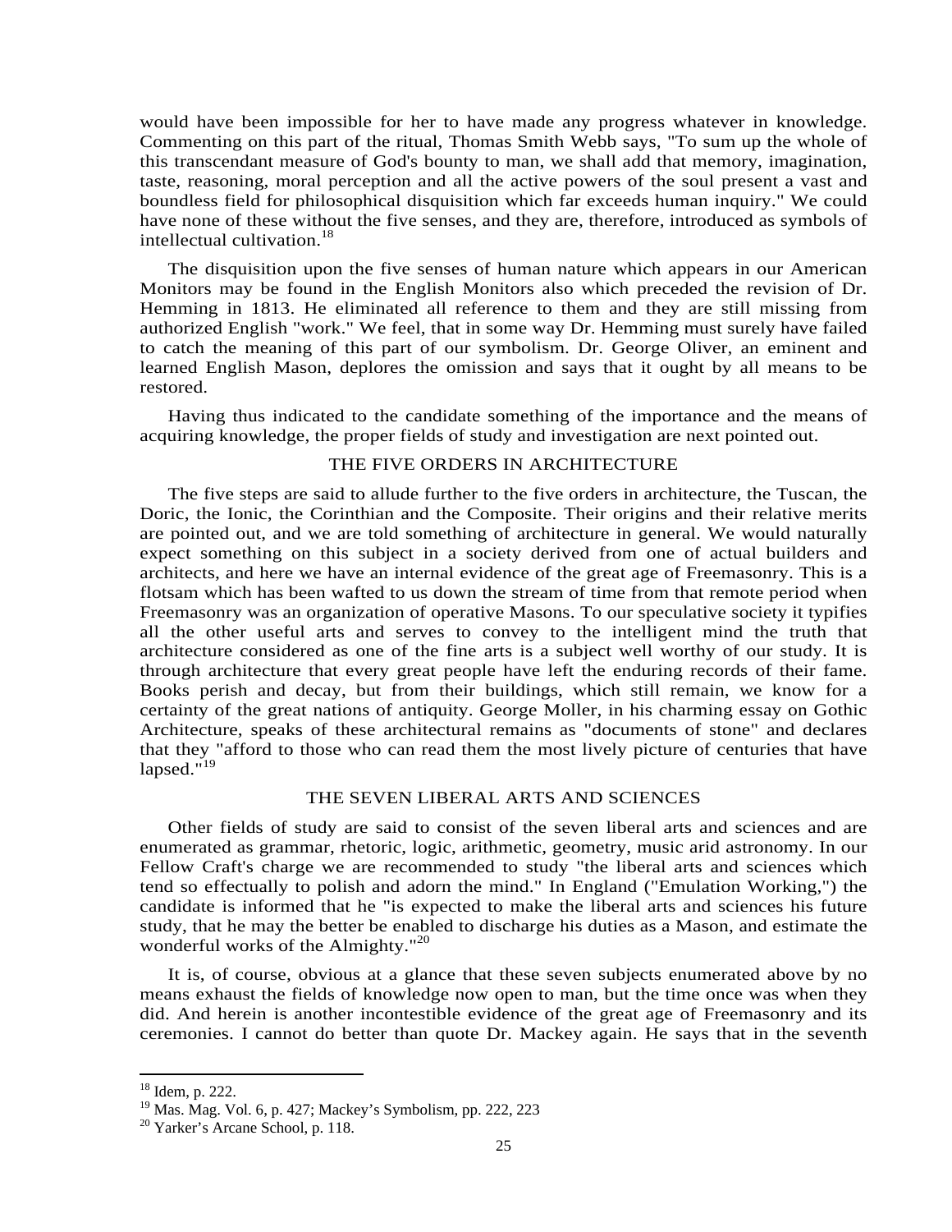would have been impossible for her to have made any progress whatever in knowledge. Commenting on this part of the ritual, Thomas Smith Webb says, "To sum up the whole of this transcendant measure of God's bounty to man, we shall add that memory, imagination, taste, reasoning, moral perception and all the active powers of the soul present a vast and boundless field for philosophical disquisition which far exceeds human inquiry." We could have none of these without the five senses, and they are, therefore, introduced as symbols of intellectual cultivation.[18]

The disquisition upon the five senses of human nature which appears in our American Monitors may be found in the English Monitors also which preceded the revision of Dr. Hemming in 1813. He eliminated all reference to them and they are still missing from authorized English "work." We feel, that in some way Dr. Hemming must surely have failed to catch the meaning of this part of our symbolism. Dr. George Oliver, an eminent and learned English Mason, deplores the omission and says that it ought by all means to be restored.

Having thus indicated to the candidate something of the importance and the means of acquiring knowledge, the proper fields of study and investigation are next pointed out.

## THE FIVE ORDERS IN ARCHITECTURE

The five steps are said to allude further to the five orders in architecture, the Tuscan, the Doric, the Ionic, the Corinthian and the Composite. Their origins and their relative merits are pointed out, and we are told something of architecture in general. We would naturally expect something on this subject in a society derived from one of actual builders and architects, and here we have an internal evidence of the great age of Freemasonry. This is a flotsam which has been wafted to us down the stream of time from that remote period when Freemasonry was an organization of operative Masons. To our speculative society it typifies all the other useful arts and serves to convey to the intelligent mind the truth that architecture considered as one of the fine arts is a subject well worthy of our study. It is through architecture that every great people have left the enduring records of their fame. Books perish and decay, but from their buildings, which still remain, we know for a certainty of the great nations of antiquity. George Moller, in his charming essay on Gothic Architecture, speaks of these architectural remains as "documents of stone" and declares that they "afford to those who can read them the most lively picture of centuries that have lapsed."[19]

## THE SEVEN LIBERAL ARTS AND SCIENCES

Other fields of study are said to consist of the seven liberal arts and sciences and are enumerated as grammar, rhetoric, logic, arithmetic, geometry, music arid astronomy. In our Fellow Craft's charge we are recommended to study "the liberal arts and sciences which tend so effectually to polish and adorn the mind." In England ("Emulation Working,") the candidate is informed that he "is expected to make the liberal arts and sciences his future study, that he may the better be enabled to discharge his duties as a Mason, and estimate the wonderful works of the Almighty."[20]

It is, of course, obvious at a glance that these seven subjects enumerated above by no means exhaust the fields of knowledge now open to man, but the time once was when they did. And herein is another incontestible evidence of the great age of Freemasonry and its ceremonies. I cannot do better than quote Dr. Mackey again. He says that in the seventh

---

[18] Idem, p. 222.

[19] Mas. Mag. Vol. 6, p. 427; Mackey's Symbolism, pp. 222, 223

[20] Yarker's Arcane School, p. 118.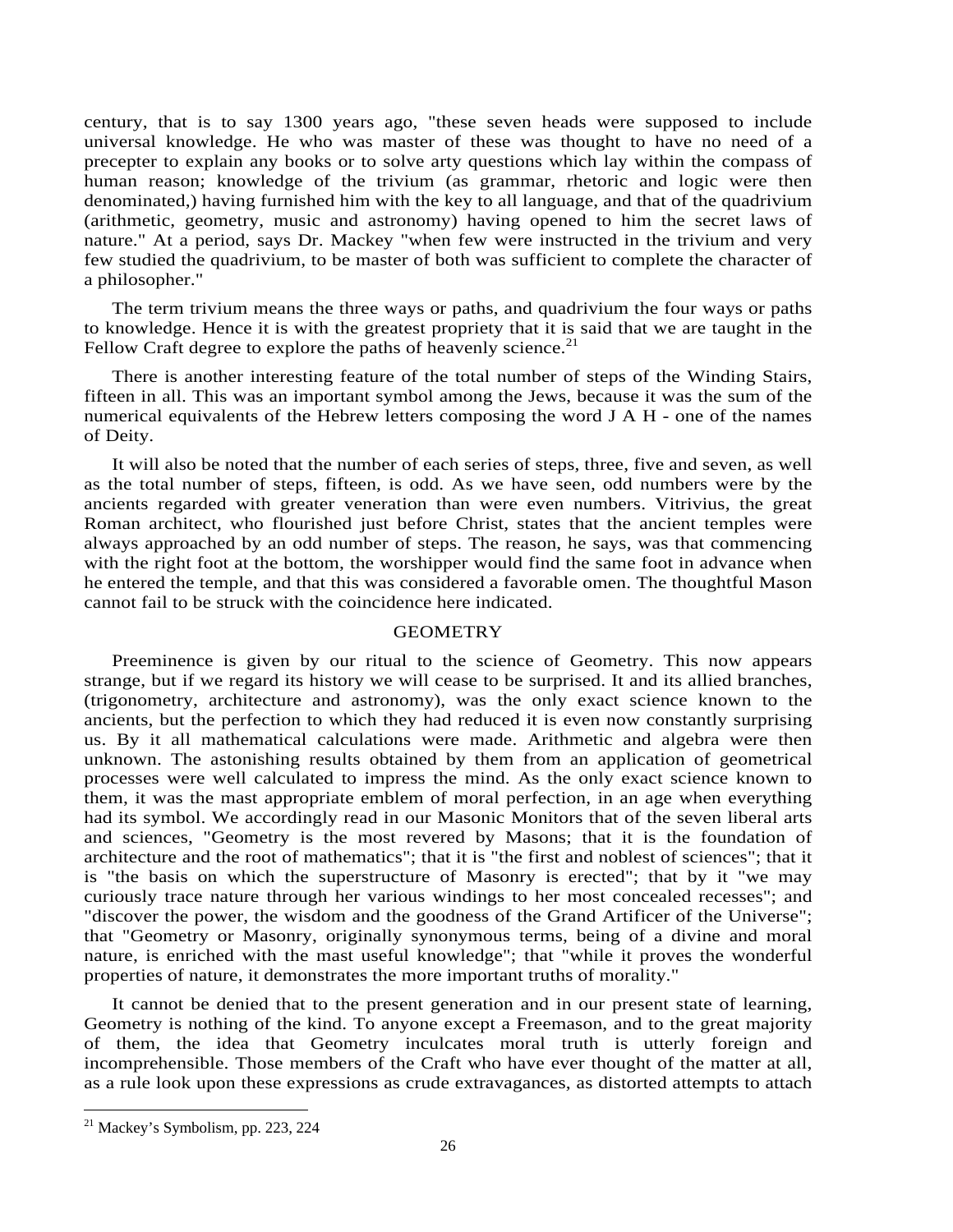century, that is to say 1300 years ago, "these seven heads were supposed to include universal knowledge. He who was master of these was thought to have no need of a precepter to explain any books or to solve arty questions which lay within the compass of human reason; knowledge of the trivium (as grammar, rhetoric and logic were then denominated,) having furnished him with the key to all language, and that of the quadrivium (arithmetic, geometry, music and astronomy) having opened to him the secret laws of nature." At a period, says Dr. Mackey "when few were instructed in the trivium and very few studied the quadrivium, to be master of both was sufficient to complete the character of a philosopher."

The term trivium means the three ways or paths, and quadrivium the four ways or paths to knowledge. Hence it is with the greatest propriety that it is said that we are taught in the Fellow Craft degree to explore the paths of heavenly science.[21]

There is another interesting feature of the total number of steps of the Winding Stairs, fifteen in all. This was an important symbol among the Jews, because it was the sum of the numerical equivalents of the Hebrew letters composing the word J A H - one of the names of Deity.

It will also be noted that the number of each series of steps, three, five and seven, as well as the total number of steps, fifteen, is odd. As we have seen, odd numbers were by the ancients regarded with greater veneration than were even numbers. Vitrivius, the great Roman architect, who flourished just before Christ, states that the ancient temples were always approached by an odd number of steps. The reason, he says, was that commencing with the right foot at the bottom, the worshipper would find the same foot in advance when he entered the temple, and that this was considered a favorable omen. The thoughtful Mason cannot fail to be struck with the coincidence here indicated.

## GEOMETRY

Preeminence is given by our ritual to the science of Geometry. This now appears strange, but if we regard its history we will cease to be surprised. It and its allied branches, (trigonometry, architecture and astronomy), was the only exact science known to the ancients, but the perfection to which they had reduced it is even now constantly surprising us. By it all mathematical calculations were made. Arithmetic and algebra were then unknown. The astonishing results obtained by them from an application of geometrical processes were well calculated to impress the mind. As the only exact science known to them, it was the mast appropriate emblem of moral perfection, in an age when everything had its symbol. We accordingly read in our Masonic Monitors that of the seven liberal arts and sciences, "Geometry is the most revered by Masons; that it is the foundation of architecture and the root of mathematics"; that it is "the first and noblest of sciences"; that it is "the basis on which the superstructure of Masonry is erected"; that by it "we may curiously trace nature through her various windings to her most concealed recesses"; and "discover the power, the wisdom and the goodness of the Grand Artificer of the Universe"; that "Geometry or Masonry, originally synonymous terms, being of a divine and moral nature, is enriched with the mast useful knowledge"; that "while it proves the wonderful properties of nature, it demonstrates the more important truths of morality."

It cannot be denied that to the present generation and in our present state of learning, Geometry is nothing of the kind. To anyone except a Freemason, and to the great majority of them, the idea that Geometry inculcates moral truth is utterly foreign and incomprehensible. Those members of the Craft who have ever thought of the matter at all, as a rule look upon these expressions as crude extravagances, as distorted attempts to attach

---

[21] Mackey's Symbolism, pp. 223, 224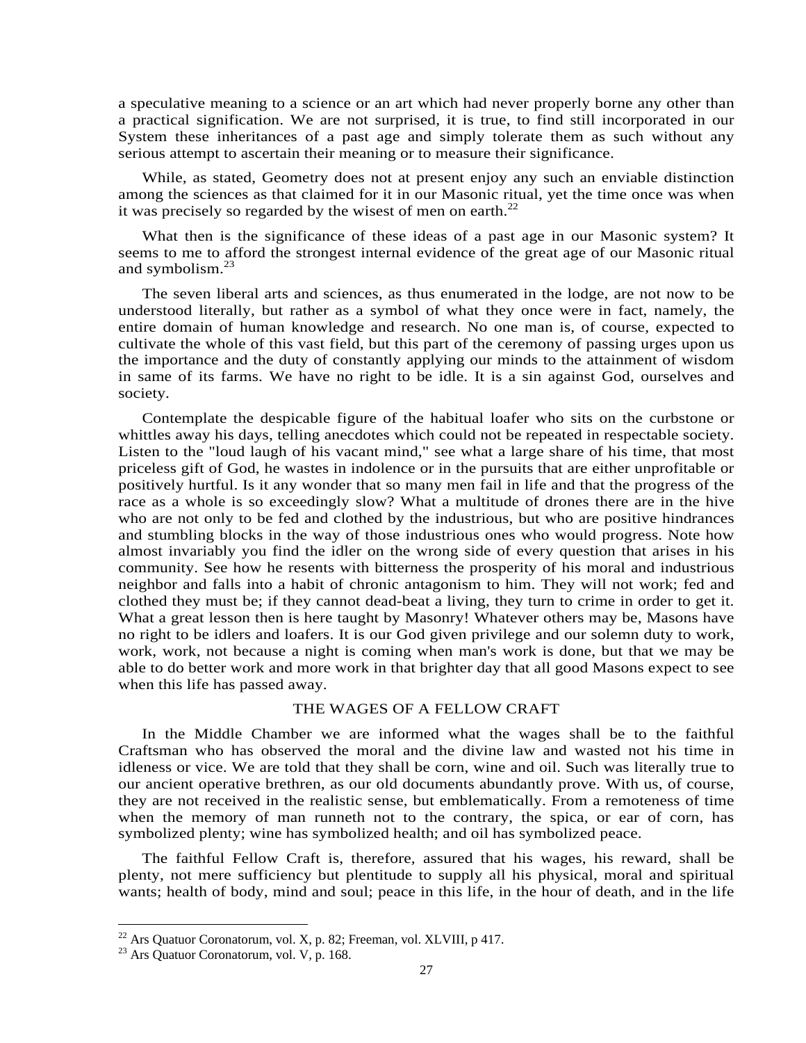a speculative meaning to a science or an art which had never properly borne any other than a practical signification. We are not surprised, it is true, to find still incorporated in our System these inheritances of a past age and simply tolerate them as such without any serious attempt to ascertain their meaning or to measure their significance.

While, as stated, Geometry does not at present enjoy any such an enviable distinction among the sciences as that claimed for it in our Masonic ritual, yet the time once was when it was precisely so regarded by the wisest of men on earth.[22]

What then is the significance of these ideas of a past age in our Masonic system? It seems to me to afford the strongest internal evidence of the great age of our Masonic ritual and symbolism.[23]

The seven liberal arts and sciences, as thus enumerated in the lodge, are not now to be understood literally, but rather as a symbol of what they once were in fact, namely, the entire domain of human knowledge and research. No one man is, of course, expected to cultivate the whole of this vast field, but this part of the ceremony of passing urges upon us the importance and the duty of constantly applying our minds to the attainment of wisdom in same of its farms. We have no right to be idle. It is a sin against God, ourselves and society.

Contemplate the despicable figure of the habitual loafer who sits on the curbstone or whittles away his days, telling anecdotes which could not be repeated in respectable society. Listen to the "loud laugh of his vacant mind," see what a large share of his time, that most priceless gift of God, he wastes in indolence or in the pursuits that are either unprofitable or positively hurtful. Is it any wonder that so many men fail in life and that the progress of the race as a whole is so exceedingly slow? What a multitude of drones there are in the hive who are not only to be fed and clothed by the industrious, but who are positive hindrances and stumbling blocks in the way of those industrious ones who would progress. Note how almost invariably you find the idler on the wrong side of every question that arises in his community. See how he resents with bitterness the prosperity of his moral and industrious neighbor and falls into a habit of chronic antagonism to him. They will not work; fed and clothed they must be; if they cannot dead-beat a living, they turn to crime in order to get it. What a great lesson then is here taught by Masonry! Whatever others may be, Masons have no right to be idlers and loafers. It is our God given privilege and our solemn duty to work, work, work, not because a night is coming when man's work is done, but that we may be able to do better work and more work in that brighter day that all good Masons expect to see when this life has passed away.

## THE WAGES OF A FELLOW CRAFT

In the Middle Chamber we are informed what the wages shall be to the faithful Craftsman who has observed the moral and the divine law and wasted not his time in idleness or vice. We are told that they shall be corn, wine and oil. Such was literally true to our ancient operative brethren, as our old documents abundantly prove. With us, of course, they are not received in the realistic sense, but emblematically. From a remoteness of time when the memory of man runneth not to the contrary, the spica, or ear of corn, has symbolized plenty; wine has symbolized health; and oil has symbolized peace.

The faithful Fellow Craft is, therefore, assured that his wages, his reward, shall be plenty, not mere sufficiency but plentitude to supply all his physical, moral and spiritual wants; health of body, mind and soul; peace in this life, in the hour of death, and in the life

[22] Ars Quatuor Coronatorum, vol. X, p. 82; Freeman, vol. XLVIII, p 417.

[23] Ars Quatuor Coronatorum, vol. V, p. 168.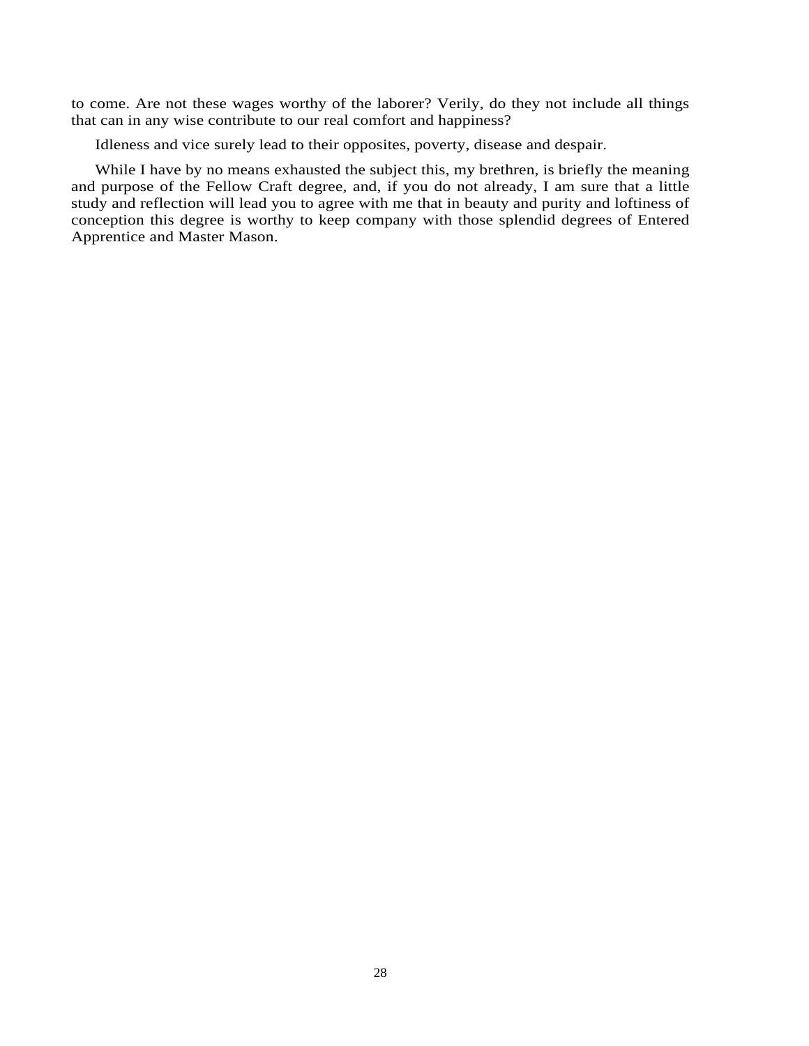to come. Are not these wages worthy of the laborer? Verily, do they not include all things that can in any wise contribute to our real comfort and happiness?

Idleness and vice surely lead to their opposites, poverty, disease and despair.

While I have by no means exhausted the subject this, my brethren, is briefly the meaning and purpose of the Fellow Craft degree, and, if you do not already, I am sure that a little study and reflection will lead you to agree with me that in beauty and purity and loftiness of conception this degree is worthy to keep company with those splendid degrees of Entered Apprentice and Master Mason.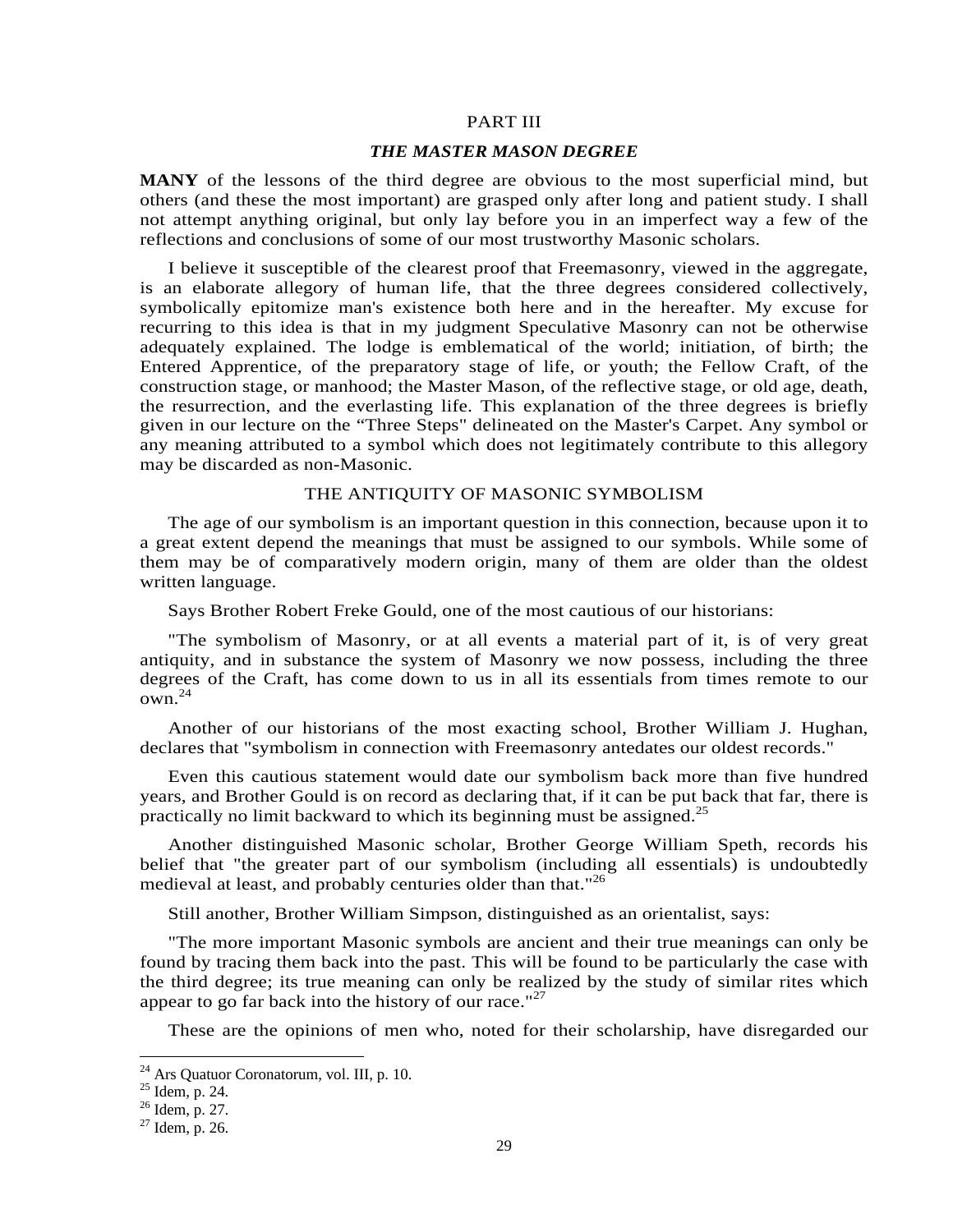## PART III

### *THE MASTER MASON DEGREE*

**MANY** of the lessons of the third degree are obvious to the most superficial mind, but others (and these the most important) are grasped only after long and patient study. I shall not attempt anything original, but only lay before you in an imperfect way a few of the reflections and conclusions of some of our most trustworthy Masonic scholars.

I believe it susceptible of the clearest proof that Freemasonry, viewed in the aggregate, is an elaborate allegory of human life, that the three degrees considered collectively, symbolically epitomize man's existence both here and in the hereafter. My excuse for recurring to this idea is that in my judgment Speculative Masonry can not be otherwise adequately explained. The lodge is emblematical of the world; initiation, of birth; the Entered Apprentice, of the preparatory stage of life, or youth; the Fellow Craft, of the construction stage, or manhood; the Master Mason, of the reflective stage, or old age, death, the resurrection, and the everlasting life. This explanation of the three degrees is briefly given in our lecture on the "Three Steps" delineated on the Master's Carpet. Any symbol or any meaning attributed to a symbol which does not legitimately contribute to this allegory may be discarded as non-Masonic.

### THE ANTIQUITY OF MASONIC SYMBOLISM

The age of our symbolism is an important question in this connection, because upon it to a great extent depend the meanings that must be assigned to our symbols. While some of them may be of comparatively modern origin, many of them are older than the oldest written language.

Says Brother Robert Freke Gould, one of the most cautious of our historians:

"The symbolism of Masonry, or at all events a material part of it, is of very great antiquity, and in substance the system of Masonry we now possess, including the three degrees of the Craft, has come down to us in all its essentials from times remote to our own.[24]

Another of our historians of the most exacting school, Brother William J. Hughan, declares that "symbolism in connection with Freemasonry antedates our oldest records."

Even this cautious statement would date our symbolism back more than five hundred years, and Brother Gould is on record as declaring that, if it can be put back that far, there is practically no limit backward to which its beginning must be assigned.[25]

Another distinguished Masonic scholar, Brother George William Speth, records his belief that "the greater part of our symbolism (including all essentials) is undoubtedly medieval at least, and probably centuries older than that."[26]

Still another, Brother William Simpson, distinguished as an orientalist, says:

"The more important Masonic symbols are ancient and their true meanings can only be found by tracing them back into the past. This will be found to be particularly the case with the third degree; its true meaning can only be realized by the study of similar rites which appear to go far back into the history of our race."[27]

These are the opinions of men who, noted for their scholarship, have disregarded our

[24] Ars Quatuor Coronatorum, vol. III, p. 10.
[25] Idem, p. 24.
[26] Idem, p. 27.
[27] Idem, p. 26.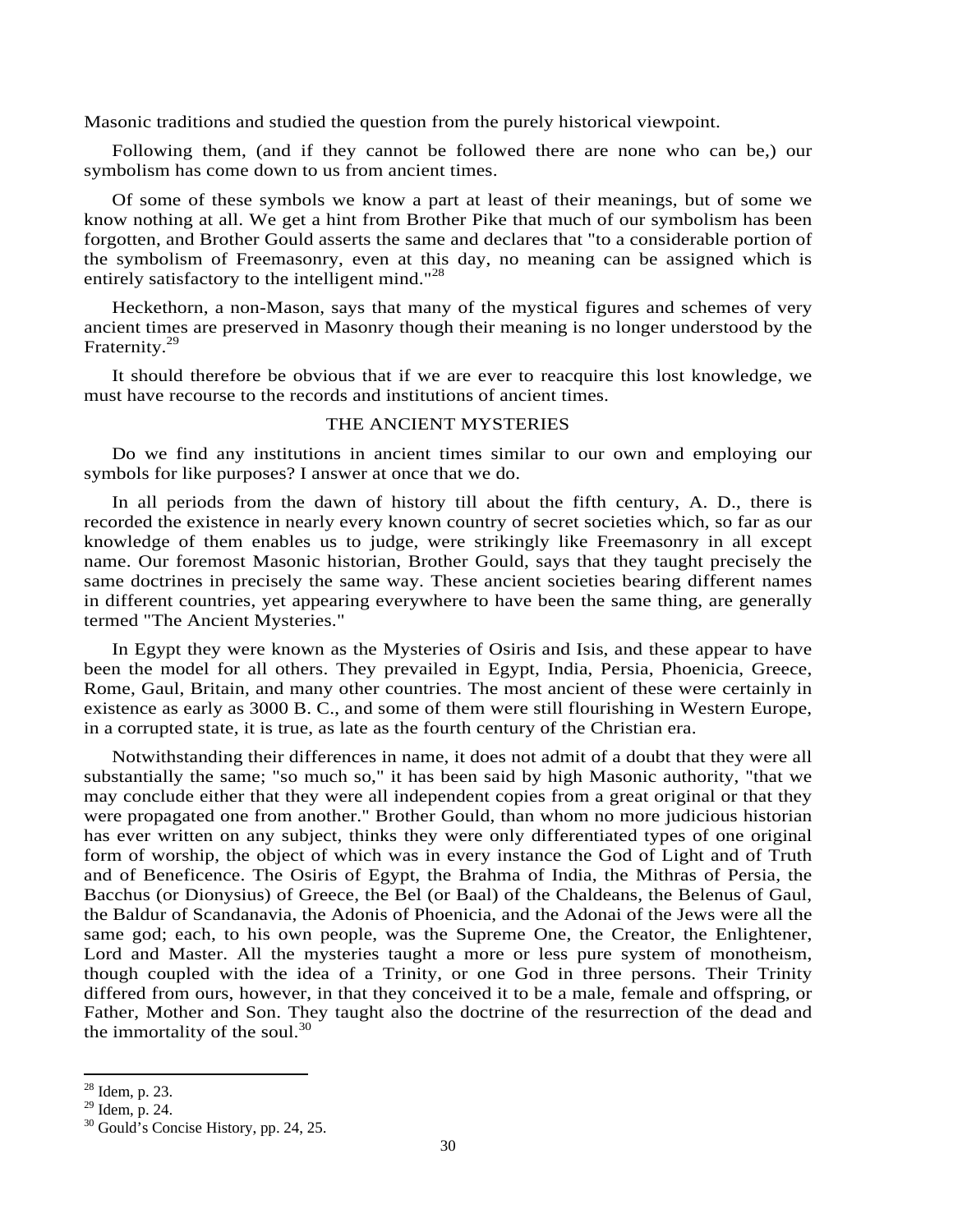Masonic traditions and studied the question from the purely historical viewpoint.

Following them, (and if they cannot be followed there are none who can be,) our symbolism has come down to us from ancient times.

Of some of these symbols we know a part at least of their meanings, but of some we know nothing at all. We get a hint from Brother Pike that much of our symbolism has been forgotten, and Brother Gould asserts the same and declares that "to a considerable portion of the symbolism of Freemasonry, even at this day, no meaning can be assigned which is entirely satisfactory to the intelligent mind."[28]

Heckethorn, a non-Mason, says that many of the mystical figures and schemes of very ancient times are preserved in Masonry though their meaning is no longer understood by the Fraternity.[29]

It should therefore be obvious that if we are ever to reacquire this lost knowledge, we must have recourse to the records and institutions of ancient times.

## THE ANCIENT MYSTERIES

Do we find any institutions in ancient times similar to our own and employing our symbols for like purposes? I answer at once that we do.

In all periods from the dawn of history till about the fifth century, A. D., there is recorded the existence in nearly every known country of secret societies which, so far as our knowledge of them enables us to judge, were strikingly like Freemasonry in all except name. Our foremost Masonic historian, Brother Gould, says that they taught precisely the same doctrines in precisely the same way. These ancient societies bearing different names in different countries, yet appearing everywhere to have been the same thing, are generally termed "The Ancient Mysteries."

In Egypt they were known as the Mysteries of Osiris and Isis, and these appear to have been the model for all others. They prevailed in Egypt, India, Persia, Phoenicia, Greece, Rome, Gaul, Britain, and many other countries. The most ancient of these were certainly in existence as early as 3000 B. C., and some of them were still flourishing in Western Europe, in a corrupted state, it is true, as late as the fourth century of the Christian era.

Notwithstanding their differences in name, it does not admit of a doubt that they were all substantially the same; "so much so," it has been said by high Masonic authority, "that we may conclude either that they were all independent copies from a great original or that they were propagated one from another." Brother Gould, than whom no more judicious historian has ever written on any subject, thinks they were only differentiated types of one original form of worship, the object of which was in every instance the God of Light and of Truth and of Beneficence. The Osiris of Egypt, the Brahma of India, the Mithras of Persia, the Bacchus (or Dionysius) of Greece, the Bel (or Baal) of the Chaldeans, the Belenus of Gaul, the Baldur of Scandanavia, the Adonis of Phoenicia, and the Adonai of the Jews were all the same god; each, to his own people, was the Supreme One, the Creator, the Enlightener, Lord and Master. All the mysteries taught a more or less pure system of monotheism, though coupled with the idea of a Trinity, or one God in three persons. Their Trinity differed from ours, however, in that they conceived it to be a male, female and offspring, or Father, Mother and Son. They taught also the doctrine of the resurrection of the dead and the immortality of the soul.[30]

---

[28] Idem, p. 23.

[29] Idem, p. 24.

[30] Gould's Concise History, pp. 24, 25.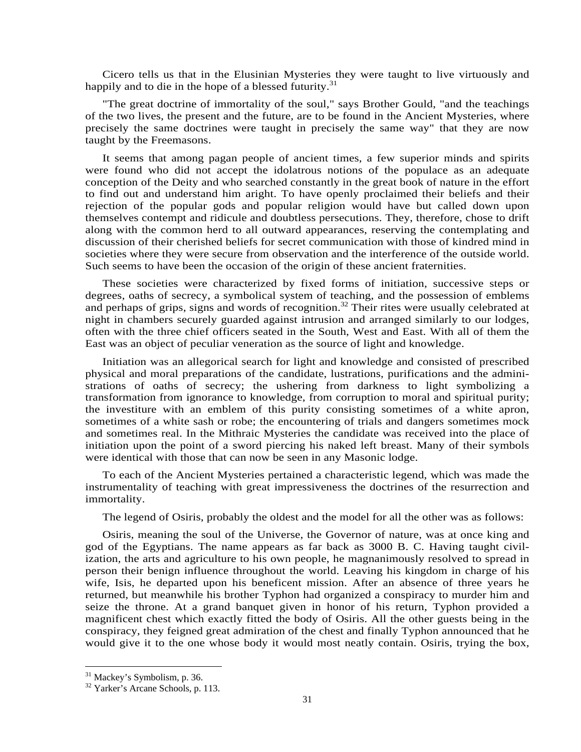Cicero tells us that in the Elusinian Mysteries they were taught to live virtuously and happily and to die in the hope of a blessed futurity.[31]

"The great doctrine of immortality of the soul," says Brother Gould, "and the teachings of the two lives, the present and the future, are to be found in the Ancient Mysteries, where precisely the same doctrines were taught in precisely the same way" that they are now taught by the Freemasons.

It seems that among pagan people of ancient times, a few superior minds and spirits were found who did not accept the idolatrous notions of the populace as an adequate conception of the Deity and who searched constantly in the great book of nature in the effort to find out and understand him aright. To have openly proclaimed their beliefs and their rejection of the popular gods and popular religion would have but called down upon themselves contempt and ridicule and doubtless persecutions. They, therefore, chose to drift along with the common herd to all outward appearances, reserving the contemplating and discussion of their cherished beliefs for secret communication with those of kindred mind in societies where they were secure from observation and the interference of the outside world. Such seems to have been the occasion of the origin of these ancient fraternities.

These societies were characterized by fixed forms of initiation, successive steps or degrees, oaths of secrecy, a symbolical system of teaching, and the possession of emblems and perhaps of grips, signs and words of recognition.[32] Their rites were usually celebrated at night in chambers securely guarded against intrusion and arranged similarly to our lodges, often with the three chief officers seated in the South, West and East. With all of them the East was an object of peculiar veneration as the source of light and knowledge.

Initiation was an allegorical search for light and knowledge and consisted of prescribed physical and moral preparations of the candidate, lustrations, purifications and the administrations of oaths of secrecy; the ushering from darkness to light symbolizing a transformation from ignorance to knowledge, from corruption to moral and spiritual purity; the investiture with an emblem of this purity consisting sometimes of a white apron, sometimes of a white sash or robe; the encountering of trials and dangers sometimes mock and sometimes real. In the Mithraic Mysteries the candidate was received into the place of initiation upon the point of a sword piercing his naked left breast. Many of their symbols were identical with those that can now be seen in any Masonic lodge.

To each of the Ancient Mysteries pertained a characteristic legend, which was made the instrumentality of teaching with great impressiveness the doctrines of the resurrection and immortality.

The legend of Osiris, probably the oldest and the model for all the other was as follows:

Osiris, meaning the soul of the Universe, the Governor of nature, was at once king and god of the Egyptians. The name appears as far back as 3000 B. C. Having taught civilization, the arts and agriculture to his own people, he magnanimously resolved to spread in person their benign influence throughout the world. Leaving his kingdom in charge of his wife, Isis, he departed upon his beneficent mission. After an absence of three years he returned, but meanwhile his brother Typhon had organized a conspiracy to murder him and seize the throne. At a grand banquet given in honor of his return, Typhon provided a magnificent chest which exactly fitted the body of Osiris. All the other guests being in the conspiracy, they feigned great admiration of the chest and finally Typhon announced that he would give it to the one whose body it would most neatly contain. Osiris, trying the box,

[31] Mackey's Symbolism, p. 36.

[32] Yarker's Arcane Schools, p. 113.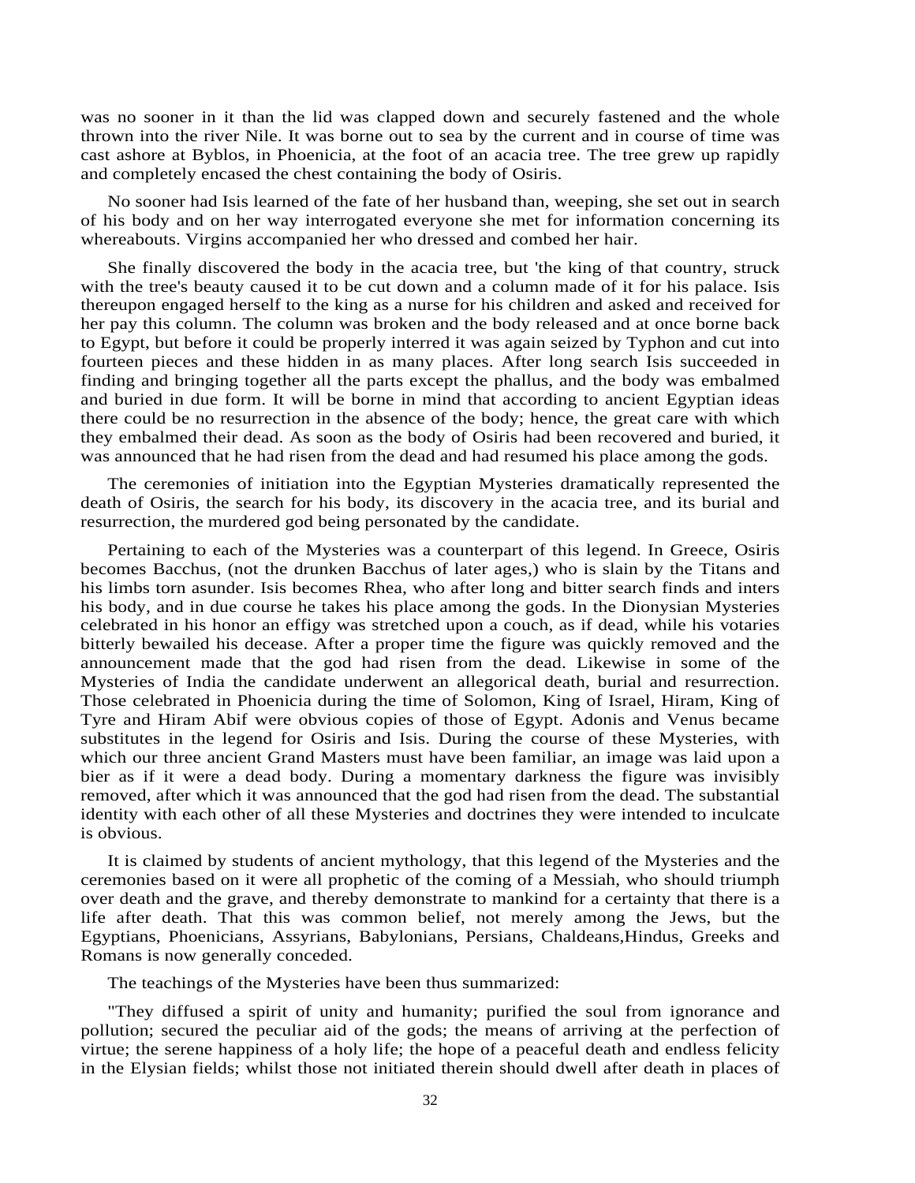was no sooner in it than the lid was clapped down and securely fastened and the whole thrown into the river Nile. It was borne out to sea by the current and in course of time was cast ashore at Byblos, in Phoenicia, at the foot of an acacia tree. The tree grew up rapidly and completely encased the chest containing the body of Osiris.

No sooner had Isis learned of the fate of her husband than, weeping, she set out in search of his body and on her way interrogated everyone she met for information concerning its whereabouts. Virgins accompanied her who dressed and combed her hair.

She finally discovered the body in the acacia tree, but 'the king of that country, struck with the tree's beauty caused it to be cut down and a column made of it for his palace. Isis thereupon engaged herself to the king as a nurse for his children and asked and received for her pay this column. The column was broken and the body released and at once borne back to Egypt, but before it could be properly interred it was again seized by Typhon and cut into fourteen pieces and these hidden in as many places. After long search Isis succeeded in finding and bringing together all the parts except the phallus, and the body was embalmed and buried in due form. It will be borne in mind that according to ancient Egyptian ideas there could be no resurrection in the absence of the body; hence, the great care with which they embalmed their dead. As soon as the body of Osiris had been recovered and buried, it was announced that he had risen from the dead and had resumed his place among the gods.

The ceremonies of initiation into the Egyptian Mysteries dramatically represented the death of Osiris, the search for his body, its discovery in the acacia tree, and its burial and resurrection, the murdered god being personated by the candidate.

Pertaining to each of the Mysteries was a counterpart of this legend. In Greece, Osiris becomes Bacchus, (not the drunken Bacchus of later ages,) who is slain by the Titans and his limbs torn asunder. Isis becomes Rhea, who after long and bitter search finds and inters his body, and in due course he takes his place among the gods. In the Dionysian Mysteries celebrated in his honor an effigy was stretched upon a couch, as if dead, while his votaries bitterly bewailed his decease. After a proper time the figure was quickly removed and the announcement made that the god had risen from the dead. Likewise in some of the Mysteries of India the candidate underwent an allegorical death, burial and resurrection. Those celebrated in Phoenicia during the time of Solomon, King of Israel, Hiram, King of Tyre and Hiram Abif were obvious copies of those of Egypt. Adonis and Venus became substitutes in the legend for Osiris and Isis. During the course of these Mysteries, with which our three ancient Grand Masters must have been familiar, an image was laid upon a bier as if it were a dead body. During a momentary darkness the figure was invisibly removed, after which it was announced that the god had risen from the dead. The substantial identity with each other of all these Mysteries and doctrines they were intended to inculcate is obvious.

It is claimed by students of ancient mythology, that this legend of the Mysteries and the ceremonies based on it were all prophetic of the coming of a Messiah, who should triumph over death and the grave, and thereby demonstrate to mankind for a certainty that there is a life after death. That this was common belief, not merely among the Jews, but the Egyptians, Phoenicians, Assyrians, Babylonians, Persians, Chaldeans,Hindus, Greeks and Romans is now generally conceded.

The teachings of the Mysteries have been thus summarized:

"They diffused a spirit of unity and humanity; purified the soul from ignorance and pollution; secured the peculiar aid of the gods; the means of arriving at the perfection of virtue; the serene happiness of a holy life; the hope of a peaceful death and endless felicity in the Elysian fields; whilst those not initiated therein should dwell after death in places of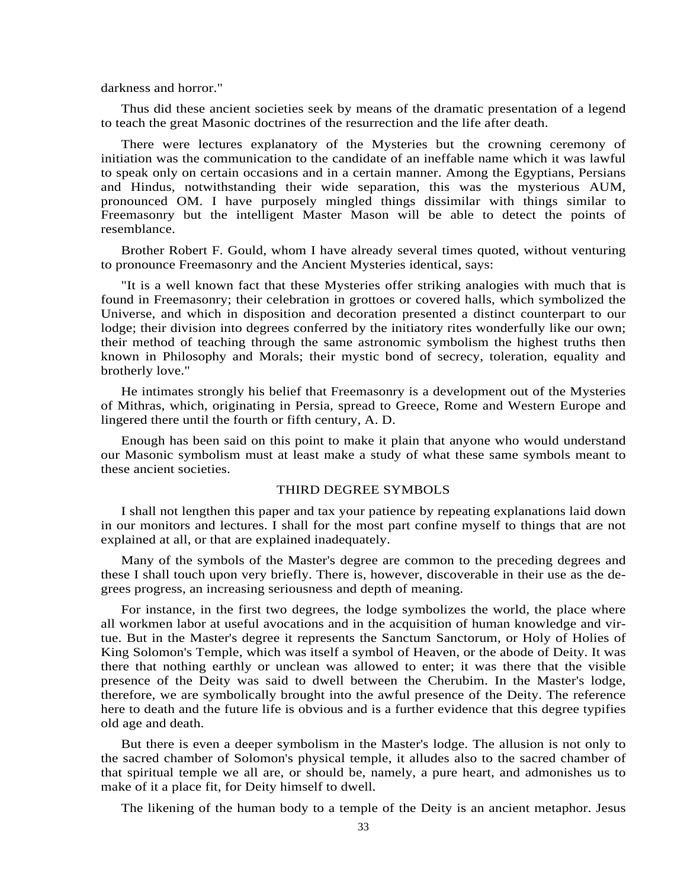darkness and horror."

Thus did these ancient societies seek by means of the dramatic presentation of a legend to teach the great Masonic doctrines of the resurrection and the life after death.

There were lectures explanatory of the Mysteries but the crowning ceremony of initiation was the communication to the candidate of an ineffable name which it was lawful to speak only on certain occasions and in a certain manner. Among the Egyptians, Persians and Hindus, notwithstanding their wide separation, this was the mysterious AUM, pronounced OM. I have purposely mingled things dissimilar with things similar to Freemasonry but the intelligent Master Mason will be able to detect the points of resemblance.

Brother Robert F. Gould, whom I have already several times quoted, without venturing to pronounce Freemasonry and the Ancient Mysteries identical, says:

"It is a well known fact that these Mysteries offer striking analogies with much that is found in Freemasonry; their celebration in grottoes or covered halls, which symbolized the Universe, and which in disposition and decoration presented a distinct counterpart to our lodge; their division into degrees conferred by the initiatory rites wonderfully like our own; their method of teaching through the same astronomic symbolism the highest truths then known in Philosophy and Morals; their mystic bond of secrecy, toleration, equality and brotherly love."

He intimates strongly his belief that Freemasonry is a development out of the Mysteries of Mithras, which, originating in Persia, spread to Greece, Rome and Western Europe and lingered there until the fourth or fifth century, A. D.

Enough has been said on this point to make it plain that anyone who would understand our Masonic symbolism must at least make a study of what these same symbols meant to these ancient societies.

## THIRD DEGREE SYMBOLS

I shall not lengthen this paper and tax your patience by repeating explanations laid down in our monitors and lectures. I shall for the most part confine myself to things that are not explained at all, or that are explained inadequately.

Many of the symbols of the Master's degree are common to the preceding degrees and these I shall touch upon very briefly. There is, however, discoverable in their use as the degrees progress, an increasing seriousness and depth of meaning.

For instance, in the first two degrees, the lodge symbolizes the world, the place where all workmen labor at useful avocations and in the acquisition of human knowledge and virtue. But in the Master's degree it represents the Sanctum Sanctorum, or Holy of Holies of King Solomon's Temple, which was itself a symbol of Heaven, or the abode of Deity. It was there that nothing earthly or unclean was allowed to enter; it was there that the visible presence of the Deity was said to dwell between the Cherubim. In the Master's lodge, therefore, we are symbolically brought into the awful presence of the Deity. The reference here to death and the future life is obvious and is a further evidence that this degree typifies old age and death.

But there is even a deeper symbolism in the Master's lodge. The allusion is not only to the sacred chamber of Solomon's physical temple, it alludes also to the sacred chamber of that spiritual temple we all are, or should be, namely, a pure heart, and admonishes us to make of it a place fit, for Deity himself to dwell.

The likening of the human body to a temple of the Deity is an ancient metaphor. Jesus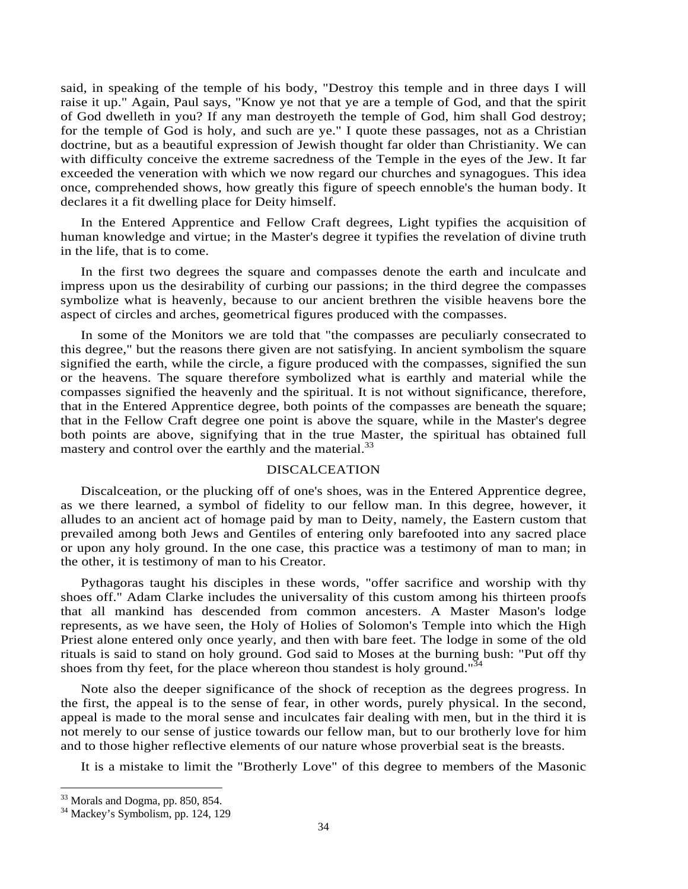said, in speaking of the temple of his body, "Destroy this temple and in three days I will raise it up." Again, Paul says, "Know ye not that ye are a temple of God, and that the spirit of God dwelleth in you? If any man destroyeth the temple of God, him shall God destroy; for the temple of God is holy, and such are ye." I quote these passages, not as a Christian doctrine, but as a beautiful expression of Jewish thought far older than Christianity. We can with difficulty conceive the extreme sacredness of the Temple in the eyes of the Jew. It far exceeded the veneration with which we now regard our churches and synagogues. This idea once, comprehended shows, how greatly this figure of speech ennoble's the human body. It declares it a fit dwelling place for Deity himself.

In the Entered Apprentice and Fellow Craft degrees, Light typifies the acquisition of human knowledge and virtue; in the Master's degree it typifies the revelation of divine truth in the life, that is to come.

In the first two degrees the square and compasses denote the earth and inculcate and impress upon us the desirability of curbing our passions; in the third degree the compasses symbolize what is heavenly, because to our ancient brethren the visible heavens bore the aspect of circles and arches, geometrical figures produced with the compasses.

In some of the Monitors we are told that "the compasses are peculiarly consecrated to this degree," but the reasons there given are not satisfying. In ancient symbolism the square signified the earth, while the circle, a figure produced with the compasses, signified the sun or the heavens. The square therefore symbolized what is earthly and material while the compasses signified the heavenly and the spiritual. It is not without significance, therefore, that in the Entered Apprentice degree, both points of the compasses are beneath the square; that in the Fellow Craft degree one point is above the square, while in the Master's degree both points are above, signifying that in the true Master, the spiritual has obtained full mastery and control over the earthly and the material.[33]

## DISCALCEATION

Discalceation, or the plucking off of one's shoes, was in the Entered Apprentice degree, as we there learned, a symbol of fidelity to our fellow man. In this degree, however, it alludes to an ancient act of homage paid by man to Deity, namely, the Eastern custom that prevailed among both Jews and Gentiles of entering only barefooted into any sacred place or upon any holy ground. In the one case, this practice was a testimony of man to man; in the other, it is testimony of man to his Creator.

Pythagoras taught his disciples in these words, "offer sacrifice and worship with thy shoes off." Adam Clarke includes the universality of this custom among his thirteen proofs that all mankind has descended from common ancesters. A Master Mason's lodge represents, as we have seen, the Holy of Holies of Solomon's Temple into which the High Priest alone entered only once yearly, and then with bare feet. The lodge in some of the old rituals is said to stand on holy ground. God said to Moses at the burning bush: "Put off thy shoes from thy feet, for the place whereon thou standest is holy ground."[34]

Note also the deeper significance of the shock of reception as the degrees progress. In the first, the appeal is to the sense of fear, in other words, purely physical. In the second, appeal is made to the moral sense and inculcates fair dealing with men, but in the third it is not merely to our sense of justice towards our fellow man, but to our brotherly love for him and to those higher reflective elements of our nature whose proverbial seat is the breasts.

It is a mistake to limit the "Brotherly Love" of this degree to members of the Masonic

---

[33] Morals and Dogma, pp. 850, 854.

[34] Mackey's Symbolism, pp. 124, 129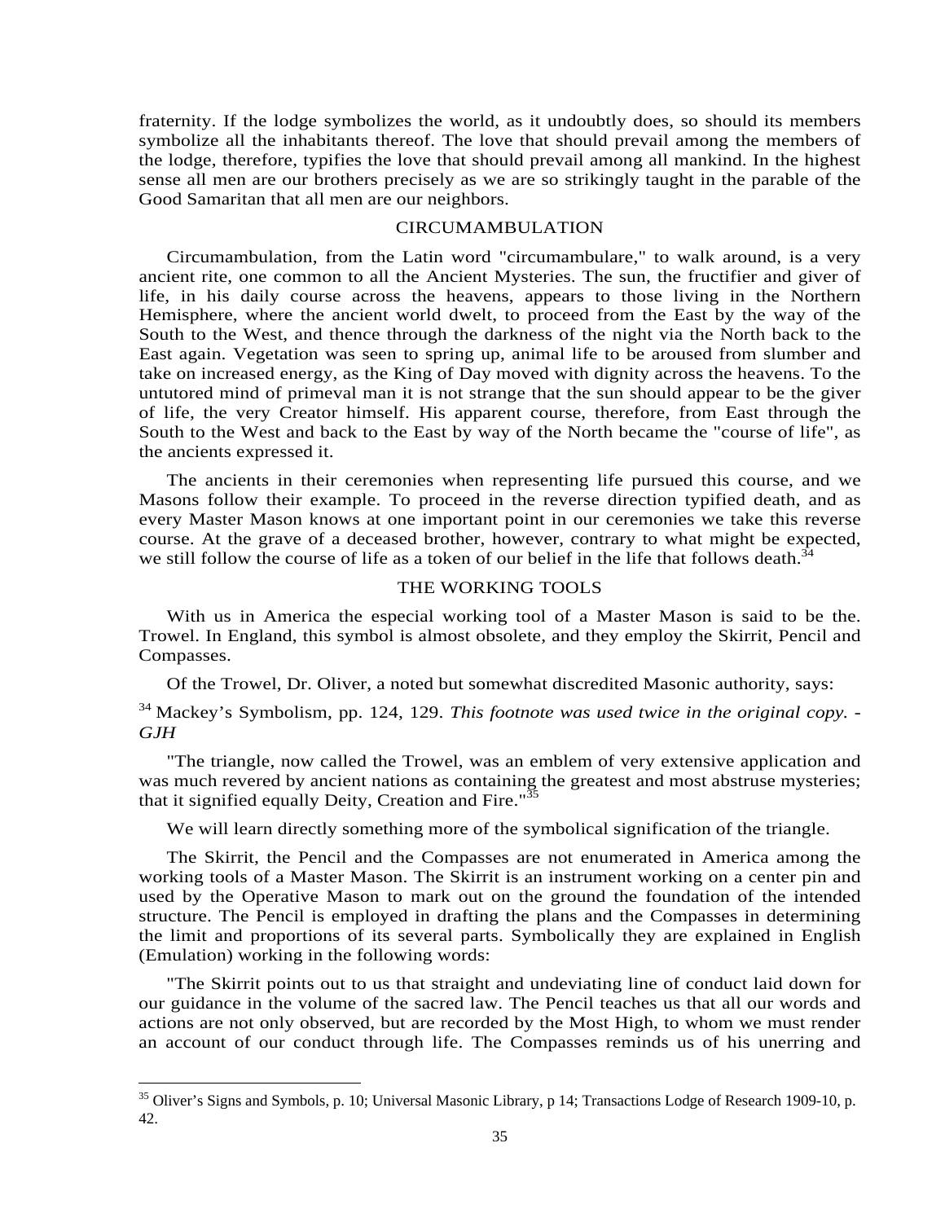fraternity. If the lodge symbolizes the world, as it undoubtly does, so should its members symbolize all the inhabitants thereof. The love that should prevail among the members of the lodge, therefore, typifies the love that should prevail among all mankind. In the highest sense all men are our brothers precisely as we are so strikingly taught in the parable of the Good Samaritan that all men are our neighbors.

## CIRCUMAMBULATION

Circumambulation, from the Latin word "circumambulare," to walk around, is a very ancient rite, one common to all the Ancient Mysteries. The sun, the fructifier and giver of life, in his daily course across the heavens, appears to those living in the Northern Hemisphere, where the ancient world dwelt, to proceed from the East by the way of the South to the West, and thence through the darkness of the night via the North back to the East again. Vegetation was seen to spring up, animal life to be aroused from slumber and take on increased energy, as the King of Day moved with dignity across the heavens. To the untutored mind of primeval man it is not strange that the sun should appear to be the giver of life, the very Creator himself. His apparent course, therefore, from East through the South to the West and back to the East by way of the North became the "course of life", as the ancients expressed it.

The ancients in their ceremonies when representing life pursued this course, and we Masons follow their example. To proceed in the reverse direction typified death, and as every Master Mason knows at one important point in our ceremonies we take this reverse course. At the grave of a deceased brother, however, contrary to what might be expected, we still follow the course of life as a token of our belief in the life that follows death.[34]

## THE WORKING TOOLS

With us in America the especial working tool of a Master Mason is said to be the. Trowel. In England, this symbol is almost obsolete, and they employ the Skirrit, Pencil and Compasses.

Of the Trowel, Dr. Oliver, a noted but somewhat discredited Masonic authority, says:

[34] Mackey's Symbolism, pp. 124, 129. *This footnote was used twice in the original copy. -GJH*

"The triangle, now called the Trowel, was an emblem of very extensive application and was much revered by ancient nations as containing the greatest and most abstruse mysteries; that it signified equally Deity, Creation and Fire."[35]

We will learn directly something more of the symbolical signification of the triangle.

The Skirrit, the Pencil and the Compasses are not enumerated in America among the working tools of a Master Mason. The Skirrit is an instrument working on a center pin and used by the Operative Mason to mark out on the ground the foundation of the intended structure. The Pencil is employed in drafting the plans and the Compasses in determining the limit and proportions of its several parts. Symbolically they are explained in English (Emulation) working in the following words:

"The Skirrit points out to us that straight and undeviating line of conduct laid down for our guidance in the volume of the sacred law. The Pencil teaches us that all our words and actions are not only observed, but are recorded by the Most High, to whom we must render an account of our conduct through life. The Compasses reminds us of his unerring and

---

[35] Oliver's Signs and Symbols, p. 10; Universal Masonic Library, p 14; Transactions Lodge of Research 1909-10, p. 42.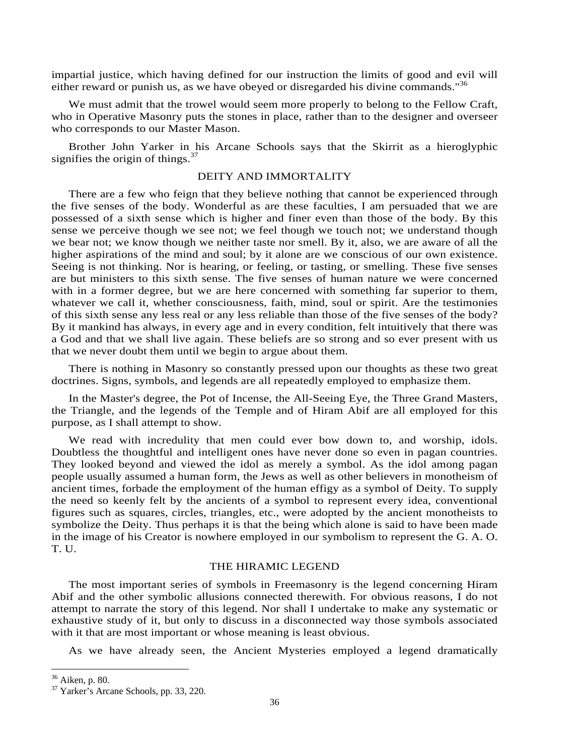impartial justice, which having defined for our instruction the limits of good and evil will either reward or punish us, as we have obeyed or disregarded his divine commands."[36]

We must admit that the trowel would seem more properly to belong to the Fellow Craft, who in Operative Masonry puts the stones in place, rather than to the designer and overseer who corresponds to our Master Mason.

Brother John Yarker in his Arcane Schools says that the Skirrit as a hieroglyphic signifies the origin of things.[37]

## DEITY AND IMMORTALITY

There are a few who feign that they believe nothing that cannot be experienced through the five senses of the body. Wonderful as are these faculties, I am persuaded that we are possessed of a sixth sense which is higher and finer even than those of the body. By this sense we perceive though we see not; we feel though we touch not; we understand though we bear not; we know though we neither taste nor smell. By it, also, we are aware of all the higher aspirations of the mind and soul; by it alone are we conscious of our own existence. Seeing is not thinking. Nor is hearing, or feeling, or tasting, or smelling. These five senses are but ministers to this sixth sense. The five senses of human nature we were concerned with in a former degree, but we are here concerned with something far superior to them, whatever we call it, whether consciousness, faith, mind, soul or spirit. Are the testimonies of this sixth sense any less real or any less reliable than those of the five senses of the body? By it mankind has always, in every age and in every condition, felt intuitively that there was a God and that we shall live again. These beliefs are so strong and so ever present with us that we never doubt them until we begin to argue about them.

There is nothing in Masonry so constantly pressed upon our thoughts as these two great doctrines. Signs, symbols, and legends are all repeatedly employed to emphasize them.

In the Master's degree, the Pot of Incense, the All-Seeing Eye, the Three Grand Masters, the Triangle, and the legends of the Temple and of Hiram Abif are all employed for this purpose, as I shall attempt to show.

We read with incredulity that men could ever bow down to, and worship, idols. Doubtless the thoughtful and intelligent ones have never done so even in pagan countries. They looked beyond and viewed the idol as merely a symbol. As the idol among pagan people usually assumed a human form, the Jews as well as other believers in monotheism of ancient times, forbade the employment of the human effigy as a symbol of Deity. To supply the need so keenly felt by the ancients of a symbol to represent every idea, conventional figures such as squares, circles, triangles, etc., were adopted by the ancient monotheists to symbolize the Deity. Thus perhaps it is that the being which alone is said to have been made in the image of his Creator is nowhere employed in our symbolism to represent the G. A. O. T. U.

## THE HIRAMIC LEGEND

The most important series of symbols in Freemasonry is the legend concerning Hiram Abif and the other symbolic allusions connected therewith. For obvious reasons, I do not attempt to narrate the story of this legend. Nor shall I undertake to make any systematic or exhaustive study of it, but only to discuss in a disconnected way those symbols associated with it that are most important or whose meaning is least obvious.

As we have already seen, the Ancient Mysteries employed a legend dramatically

---

[36] Aiken, p. 80.

[37] Yarker's Arcane Schools, pp. 33, 220.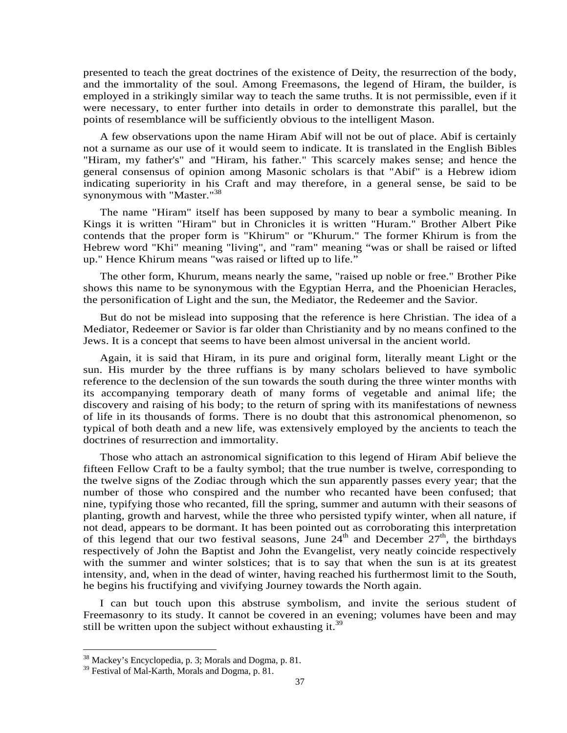presented to teach the great doctrines of the existence of Deity, the resurrection of the body, and the immortality of the soul. Among Freemasons, the legend of Hiram, the builder, is employed in a strikingly similar way to teach the same truths. It is not permissible, even if it were necessary, to enter further into details in order to demonstrate this parallel, but the points of resemblance will be sufficiently obvious to the intelligent Mason.

A few observations upon the name Hiram Abif will not be out of place. Abif is certainly not a surname as our use of it would seem to indicate. It is translated in the English Bibles "Hiram, my father's" and "Hiram, his father." This scarcely makes sense; and hence the general consensus of opinion among Masonic scholars is that "Abif" is a Hebrew idiom indicating superiority in his Craft and may therefore, in a general sense, be said to be synonymous with "Master."[38]

The name "Hiram" itself has been supposed by many to bear a symbolic meaning. In Kings it is written "Hiram" but in Chronicles it is written "Huram." Brother Albert Pike contends that the proper form is "Khirum" or "Khurum." The former Khirum is from the Hebrew word "Khi" meaning "living", and "ram" meaning "was or shall be raised or lifted up." Hence Khirum means "was raised or lifted up to life."

The other form, Khurum, means nearly the same, "raised up noble or free." Brother Pike shows this name to be synonymous with the Egyptian Herra, and the Phoenician Heracles, the personification of Light and the sun, the Mediator, the Redeemer and the Savior.

But do not be mislead into supposing that the reference is here Christian. The idea of a Mediator, Redeemer or Savior is far older than Christianity and by no means confined to the Jews. It is a concept that seems to have been almost universal in the ancient world.

Again, it is said that Hiram, in its pure and original form, literally meant Light or the sun. His murder by the three ruffians is by many scholars believed to have symbolic reference to the declension of the sun towards the south during the three winter months with its accompanying temporary death of many forms of vegetable and animal life; the discovery and raising of his body; to the return of spring with its manifestations of newness of life in its thousands of forms. There is no doubt that this astronomical phenomenon, so typical of both death and a new life, was extensively employed by the ancients to teach the doctrines of resurrection and immortality.

Those who attach an astronomical signification to this legend of Hiram Abif believe the fifteen Fellow Craft to be a faulty symbol; that the true number is twelve, corresponding to the twelve signs of the Zodiac through which the sun apparently passes every year; that the number of those who conspired and the number who recanted have been confused; that nine, typifying those who recanted, fill the spring, summer and autumn with their seasons of planting, growth and harvest, while the three who persisted typify winter, when all nature, if not dead, appears to be dormant. It has been pointed out as corroborating this interpretation of this legend that our two festival seasons, June 24th and December 27th, the birthdays respectively of John the Baptist and John the Evangelist, very neatly coincide respectively with the summer and winter solstices; that is to say that when the sun is at its greatest intensity, and, when in the dead of winter, having reached his furthermost limit to the South, he begins his fructifying and vivifying Journey towards the North again.

I can but touch upon this abstruse symbolism, and invite the serious student of Freemasonry to its study. It cannot be covered in an evening; volumes have been and may still be written upon the subject without exhausting it.[39]

---

[38] Mackey's Encyclopedia, p. 3; Morals and Dogma, p. 81.

[39] Festival of Mal-Karth, Morals and Dogma, p. 81.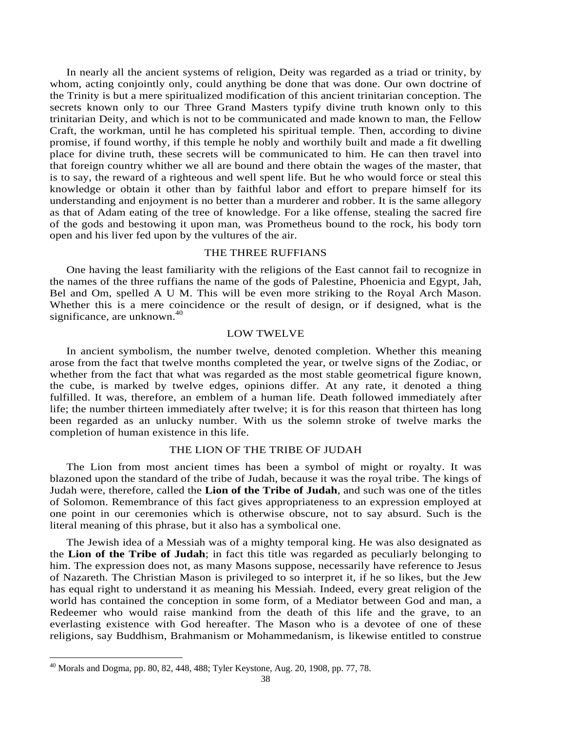In nearly all the ancient systems of religion, Deity was regarded as a triad or trinity, by whom, acting conjointly only, could anything be done that was done. Our own doctrine of the Trinity is but a mere spiritualized modification of this ancient trinitarian conception. The secrets known only to our Three Grand Masters typify divine truth known only to this trinitarian Deity, and which is not to be communicated and made known to man, the Fellow Craft, the workman, until he has completed his spiritual temple. Then, according to divine promise, if found worthy, if this temple he nobly and worthily built and made a fit dwelling place for divine truth, these secrets will be communicated to him. He can then travel into that foreign country whither we all are bound and there obtain the wages of the master, that is to say, the reward of a righteous and well spent life. But he who would force or steal this knowledge or obtain it other than by faithful labor and effort to prepare himself for its understanding and enjoyment is no better than a murderer and robber. It is the same allegory as that of Adam eating of the tree of knowledge. For a like offense, stealing the sacred fire of the gods and bestowing it upon man, was Prometheus bound to the rock, his body torn open and his liver fed upon by the vultures of the air.

## THE THREE RUFFIANS

One having the least familiarity with the religions of the East cannot fail to recognize in the names of the three ruffians the name of the gods of Palestine, Phoenicia and Egypt, Jah, Bel and Om, spelled A U M. This will be even more striking to the Royal Arch Mason. Whether this is a mere coincidence or the result of design, or if designed, what is the significance, are unknown.[40]

## LOW TWELVE

In ancient symbolism, the number twelve, denoted completion. Whether this meaning arose from the fact that twelve months completed the year, or twelve signs of the Zodiac, or whether from the fact that what was regarded as the most stable geometrical figure known, the cube, is marked by twelve edges, opinions differ. At any rate, it denoted a thing fulfilled. It was, therefore, an emblem of a human life. Death followed immediately after life; the number thirteen immediately after twelve; it is for this reason that thirteen has long been regarded as an unlucky number. With us the solemn stroke of twelve marks the completion of human existence in this life.

## THE LION OF THE TRIBE OF JUDAH

The Lion from most ancient times has been a symbol of might or royalty. It was blazoned upon the standard of the tribe of Judah, because it was the royal tribe. The kings of Judah were, therefore, called the **Lion of the Tribe of Judah**, and such was one of the titles of Solomon. Remembrance of this fact gives appropriateness to an expression employed at one point in our ceremonies which is otherwise obscure, not to say absurd. Such is the literal meaning of this phrase, but it also has a symbolical one.

The Jewish idea of a Messiah was of a mighty temporal king. He was also designated as the **Lion of the Tribe of Judah**; in fact this title was regarded as peculiarly belonging to him. The expression does not, as many Masons suppose, necessarily have reference to Jesus of Nazareth. The Christian Mason is privileged to so interpret it, if he so likes, but the Jew has equal right to understand it as meaning his Messiah. Indeed, every great religion of the world has contained the conception in some form, of a Mediator between God and man, a Redeemer who would raise mankind from the death of this life and the grave, to an everlasting existence with God hereafter. The Mason who is a devotee of one of these religions, say Buddhism, Brahmanism or Mohammedanism, is likewise entitled to construe

---

[40] Morals and Dogma, pp. 80, 82, 448, 488; Tyler Keystone, Aug. 20, 1908, pp. 77, 78.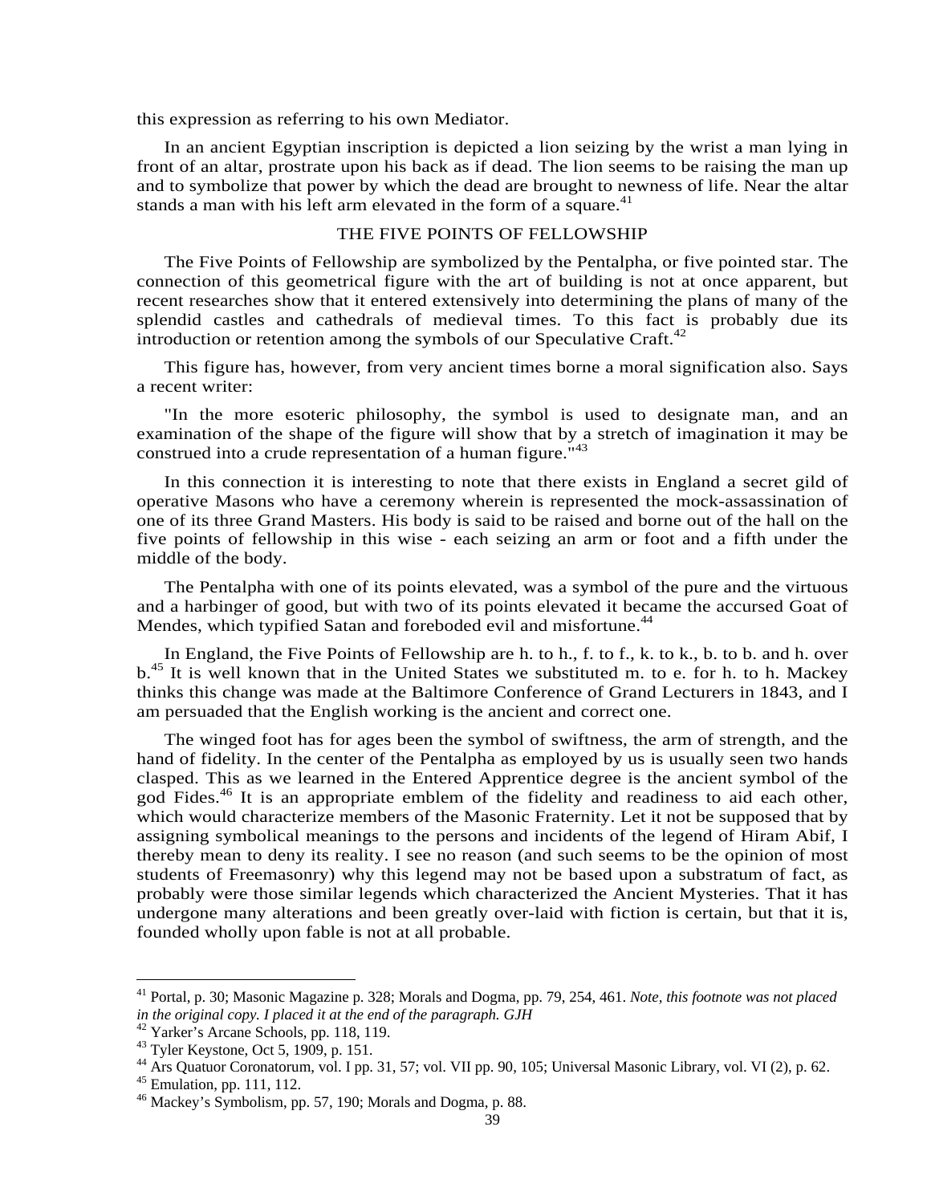this expression as referring to his own Mediator.

In an ancient Egyptian inscription is depicted a lion seizing by the wrist a man lying in front of an altar, prostrate upon his back as if dead. The lion seems to be raising the man up and to symbolize that power by which the dead are brought to newness of life. Near the altar stands a man with his left arm elevated in the form of a square.[41]

## THE FIVE POINTS OF FELLOWSHIP

The Five Points of Fellowship are symbolized by the Pentalpha, or five pointed star. The connection of this geometrical figure with the art of building is not at once apparent, but recent researches show that it entered extensively into determining the plans of many of the splendid castles and cathedrals of medieval times. To this fact is probably due its introduction or retention among the symbols of our Speculative Craft.[42]

This figure has, however, from very ancient times borne a moral signification also. Says a recent writer:

"In the more esoteric philosophy, the symbol is used to designate man, and an examination of the shape of the figure will show that by a stretch of imagination it may be construed into a crude representation of a human figure."[43]

In this connection it is interesting to note that there exists in England a secret gild of operative Masons who have a ceremony wherein is represented the mock-assassination of one of its three Grand Masters. His body is said to be raised and borne out of the hall on the five points of fellowship in this wise - each seizing an arm or foot and a fifth under the middle of the body.

The Pentalpha with one of its points elevated, was a symbol of the pure and the virtuous and a harbinger of good, but with two of its points elevated it became the accursed Goat of Mendes, which typified Satan and foreboded evil and misfortune.[44]

In England, the Five Points of Fellowship are h. to h., f. to f., k. to k., b. to b. and h. over b.[45] It is well known that in the United States we substituted m. to e. for h. to h. Mackey thinks this change was made at the Baltimore Conference of Grand Lecturers in 1843, and I am persuaded that the English working is the ancient and correct one.

The winged foot has for ages been the symbol of swiftness, the arm of strength, and the hand of fidelity. In the center of the Pentalpha as employed by us is usually seen two hands clasped. This as we learned in the Entered Apprentice degree is the ancient symbol of the god Fides.[46] It is an appropriate emblem of the fidelity and readiness to aid each other, which would characterize members of the Masonic Fraternity. Let it not be supposed that by assigning symbolical meanings to the persons and incidents of the legend of Hiram Abif, I thereby mean to deny its reality. I see no reason (and such seems to be the opinion of most students of Freemasonry) why this legend may not be based upon a substratum of fact, as probably were those similar legends which characterized the Ancient Mysteries. That it has undergone many alterations and been greatly over-laid with fiction is certain, but that it is, founded wholly upon fable is not at all probable.

---

[41] Portal, p. 30; Masonic Magazine p. 328; Morals and Dogma, pp. 79, 254, 461. *Note, this footnote was not placed in the original copy. I placed it at the end of the paragraph. GJH*

[42] Yarker's Arcane Schools, pp. 118, 119.

[43] Tyler Keystone, Oct 5, 1909, p. 151.

[44] Ars Quatuor Coronatorum, vol. I pp. 31, 57; vol. VII pp. 90, 105; Universal Masonic Library, vol. VI (2), p. 62.

[45] Emulation, pp. 111, 112.

[46] Mackey's Symbolism, pp. 57, 190; Morals and Dogma, p. 88.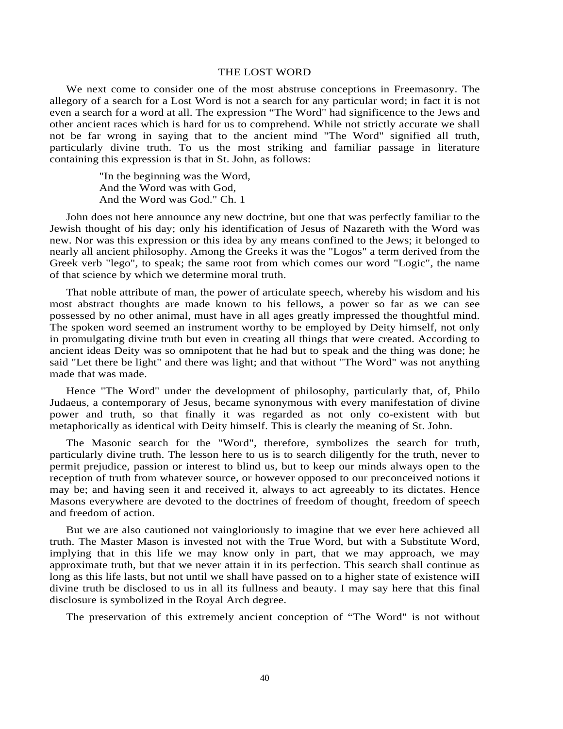## THE LOST WORD

We next come to consider one of the most abstruse conceptions in Freemasonry. The allegory of a search for a Lost Word is not a search for any particular word; in fact it is not even a search for a word at all. The expression "The Word" had significence to the Jews and other ancient races which is hard for us to comprehend. While not strictly accurate we shall not be far wrong in saying that to the ancient mind "The Word" signified all truth, particularly divine truth. To us the most striking and familiar passage in literature containing this expression is that in St. John, as follows:

> "In the beginning was the Word,
> And the Word was with God,
> And the Word was God." Ch. 1

John does not here announce any new doctrine, but one that was perfectly familiar to the Jewish thought of his day; only his identification of Jesus of Nazareth with the Word was new. Nor was this expression or this idea by any means confined to the Jews; it belonged to nearly all ancient philosophy. Among the Greeks it was the "Logos" a term derived from the Greek verb "lego", to speak; the same root from which comes our word "Logic", the name of that science by which we determine moral truth.

That noble attribute of man, the power of articulate speech, whereby his wisdom and his most abstract thoughts are made known to his fellows, a power so far as we can see possessed by no other animal, must have in all ages greatly impressed the thoughtful mind. The spoken word seemed an instrument worthy to be employed by Deity himself, not only in promulgating divine truth but even in creating all things that were created. According to ancient ideas Deity was so omnipotent that he had but to speak and the thing was done; he said "Let there be light" and there was light; and that without "The Word" was not anything made that was made.

Hence "The Word" under the development of philosophy, particularly that, of, Philo Judaeus, a contemporary of Jesus, became synonymous with every manifestation of divine power and truth, so that finally it was regarded as not only co-existent with but metaphorically as identical with Deity himself. This is clearly the meaning of St. John.

The Masonic search for the "Word", therefore, symbolizes the search for truth, particularly divine truth. The lesson here to us is to search diligently for the truth, never to permit prejudice, passion or interest to blind us, but to keep our minds always open to the reception of truth from whatever source, or however opposed to our preconceived notions it may be; and having seen it and received it, always to act agreeably to its dictates. Hence Masons everywhere are devoted to the doctrines of freedom of thought, freedom of speech and freedom of action.

But we are also cautioned not vaingloriously to imagine that we ever here achieved all truth. The Master Mason is invested not with the True Word, but with a Substitute Word, implying that in this life we may know only in part, that we may approach, we may approximate truth, but that we never attain it in its perfection. This search shall continue as long as this life lasts, but not until we shall have passed on to a higher state of existence wiII divine truth be disclosed to us in all its fullness and beauty. I may say here that this final disclosure is symbolized in the Royal Arch degree.

The preservation of this extremely ancient conception of "The Word" is not without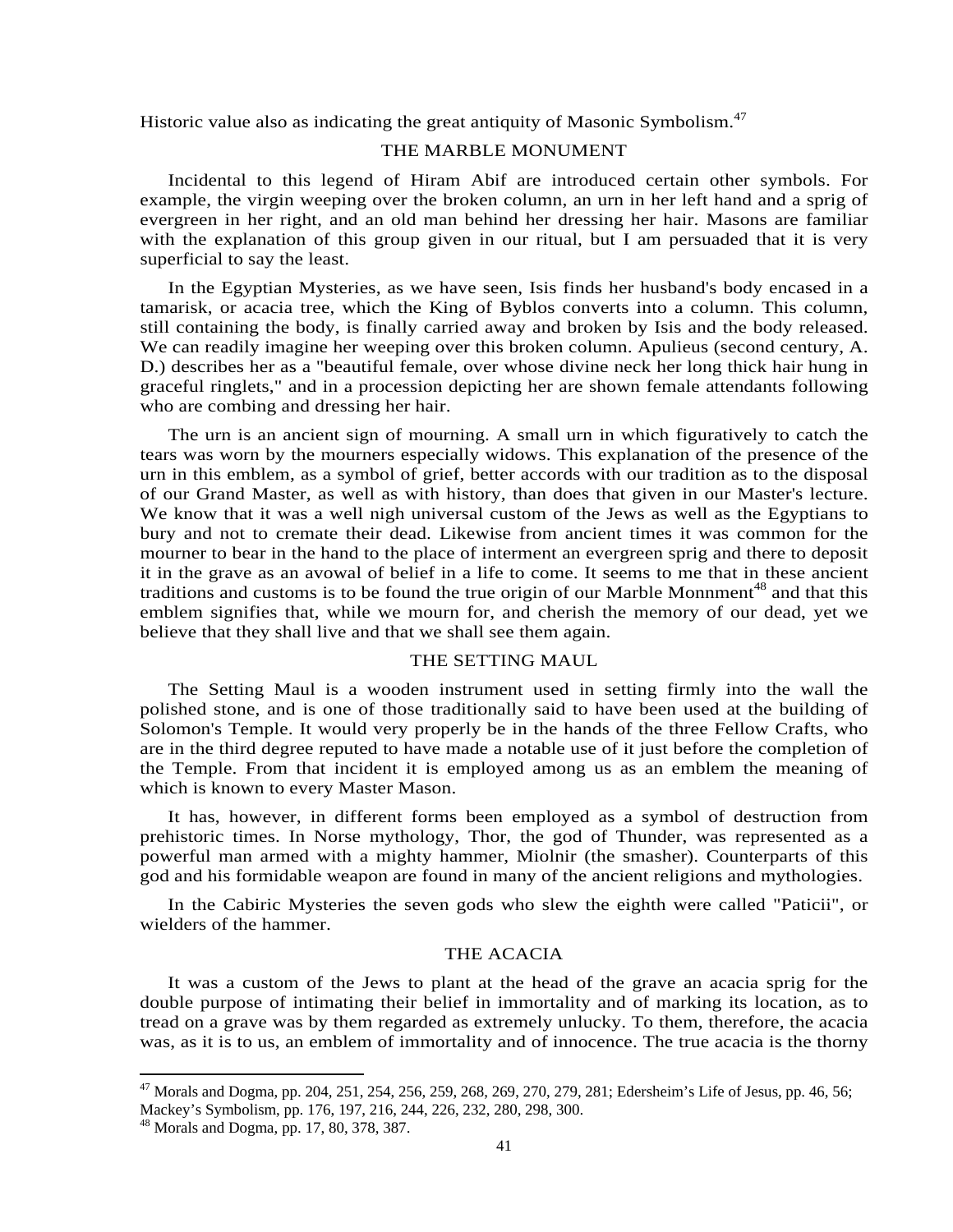Historic value also as indicating the great antiquity of Masonic Symbolism.[47]

## THE MARBLE MONUMENT

Incidental to this legend of Hiram Abif are introduced certain other symbols. For example, the virgin weeping over the broken column, an urn in her left hand and a sprig of evergreen in her right, and an old man behind her dressing her hair. Masons are familiar with the explanation of this group given in our ritual, but I am persuaded that it is very superficial to say the least.

In the Egyptian Mysteries, as we have seen, Isis finds her husband's body encased in a tamarisk, or acacia tree, which the King of Byblos converts into a column. This column, still containing the body, is finally carried away and broken by Isis and the body released. We can readily imagine her weeping over this broken column. Apulieus (second century, A. D.) describes her as a "beautiful female, over whose divine neck her long thick hair hung in graceful ringlets," and in a procession depicting her are shown female attendants following who are combing and dressing her hair.

The urn is an ancient sign of mourning. A small urn in which figuratively to catch the tears was worn by the mourners especially widows. This explanation of the presence of the urn in this emblem, as a symbol of grief, better accords with our tradition as to the disposal of our Grand Master, as well as with history, than does that given in our Master's lecture. We know that it was a well nigh universal custom of the Jews as well as the Egyptians to bury and not to cremate their dead. Likewise from ancient times it was common for the mourner to bear in the hand to the place of interment an evergreen sprig and there to deposit it in the grave as an avowal of belief in a life to come. It seems to me that in these ancient traditions and customs is to be found the true origin of our Marble Monnment[48] and that this emblem signifies that, while we mourn for, and cherish the memory of our dead, yet we believe that they shall live and that we shall see them again.

## THE SETTING MAUL

The Setting Maul is a wooden instrument used in setting firmly into the wall the polished stone, and is one of those traditionally said to have been used at the building of Solomon's Temple. It would very properly be in the hands of the three Fellow Crafts, who are in the third degree reputed to have made a notable use of it just before the completion of the Temple. From that incident it is employed among us as an emblem the meaning of which is known to every Master Mason.

It has, however, in different forms been employed as a symbol of destruction from prehistoric times. In Norse mythology, Thor, the god of Thunder, was represented as a powerful man armed with a mighty hammer, Miolnir (the smasher). Counterparts of this god and his formidable weapon are found in many of the ancient religions and mythologies.

In the Cabiric Mysteries the seven gods who slew the eighth were called "Paticii", or wielders of the hammer.

## THE ACACIA

It was a custom of the Jews to plant at the head of the grave an acacia sprig for the double purpose of intimating their belief in immortality and of marking its location, as to tread on a grave was by them regarded as extremely unlucky. To them, therefore, the acacia was, as it is to us, an emblem of immortality and of innocence. The true acacia is the thorny

---

[47] Morals and Dogma, pp. 204, 251, 254, 256, 259, 268, 269, 270, 279, 281; Edersheim's Life of Jesus, pp. 46, 56; Mackey's Symbolism, pp. 176, 197, 216, 244, 226, 232, 280, 298, 300.

[48] Morals and Dogma, pp. 17, 80, 378, 387.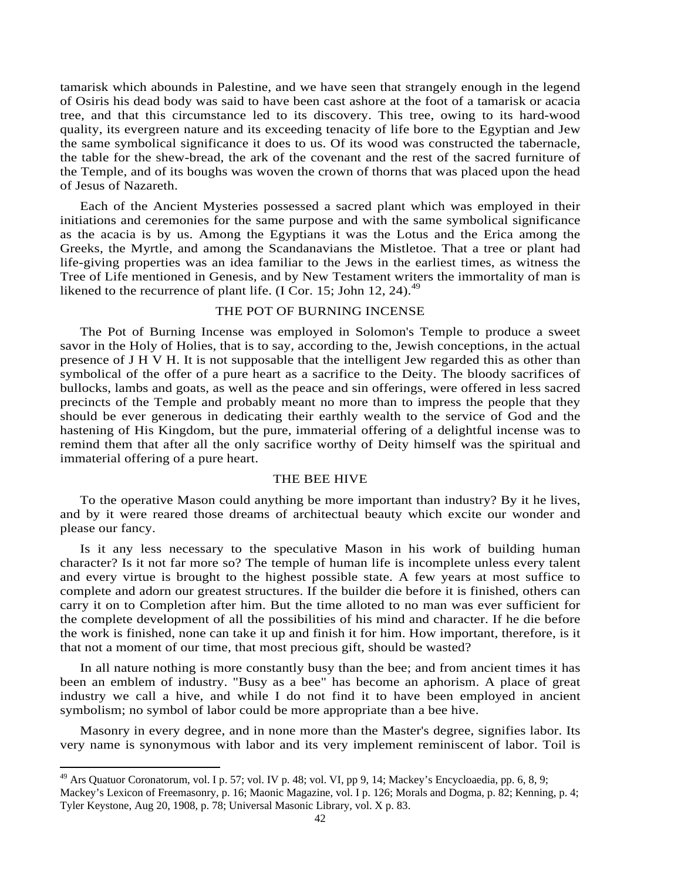tamarisk which abounds in Palestine, and we have seen that strangely enough in the legend of Osiris his dead body was said to have been cast ashore at the foot of a tamarisk or acacia tree, and that this circumstance led to its discovery. This tree, owing to its hard-wood quality, its evergreen nature and its exceeding tenacity of life bore to the Egyptian and Jew the same symbolical significance it does to us. Of its wood was constructed the tabernacle, the table for the shew-bread, the ark of the covenant and the rest of the sacred furniture of the Temple, and of its boughs was woven the crown of thorns that was placed upon the head of Jesus of Nazareth.

Each of the Ancient Mysteries possessed a sacred plant which was employed in their initiations and ceremonies for the same purpose and with the same symbolical significance as the acacia is by us. Among the Egyptians it was the Lotus and the Erica among the Greeks, the Myrtle, and among the Scandanavians the Mistletoe. That a tree or plant had life-giving properties was an idea familiar to the Jews in the earliest times, as witness the Tree of Life mentioned in Genesis, and by New Testament writers the immortality of man is likened to the recurrence of plant life. (I Cor. 15; John 12, 24).[49]

## THE POT OF BURNING INCENSE

The Pot of Burning Incense was employed in Solomon's Temple to produce a sweet savor in the Holy of Holies, that is to say, according to the, Jewish conceptions, in the actual presence of J H V H. It is not supposable that the intelligent Jew regarded this as other than symbolical of the offer of a pure heart as a sacrifice to the Deity. The bloody sacrifices of bullocks, lambs and goats, as well as the peace and sin offerings, were offered in less sacred precincts of the Temple and probably meant no more than to impress the people that they should be ever generous in dedicating their earthly wealth to the service of God and the hastening of His Kingdom, but the pure, immaterial offering of a delightful incense was to remind them that after all the only sacrifice worthy of Deity himself was the spiritual and immaterial offering of a pure heart.

## THE BEE HIVE

To the operative Mason could anything be more important than industry? By it he lives, and by it were reared those dreams of architectual beauty which excite our wonder and please our fancy.

Is it any less necessary to the speculative Mason in his work of building human character? Is it not far more so? The temple of human life is incomplete unless every talent and every virtue is brought to the highest possible state. A few years at most suffice to complete and adorn our greatest structures. If the builder die before it is finished, others can carry it on to Completion after him. But the time alloted to no man was ever sufficient for the complete development of all the possibilities of his mind and character. If he die before the work is finished, none can take it up and finish it for him. How important, therefore, is it that not a moment of our time, that most precious gift, should be wasted?

In all nature nothing is more constantly busy than the bee; and from ancient times it has been an emblem of industry. "Busy as a bee" has become an aphorism. A place of great industry we call a hive, and while I do not find it to have been employed in ancient symbolism; no symbol of labor could be more appropriate than a bee hive.

Masonry in every degree, and in none more than the Master's degree, signifies labor. Its very name is synonymous with labor and its very implement reminiscent of labor. Toil is

---

[49] Ars Quatuor Coronatorum, vol. I p. 57; vol. IV p. 48; vol. VI, pp 9, 14; Mackey's Encycloaedia, pp. 6, 8, 9; Mackey's Lexicon of Freemasonry, p. 16; Maonic Magazine, vol. I p. 126; Morals and Dogma, p. 82; Kenning, p. 4; Tyler Keystone, Aug 20, 1908, p. 78; Universal Masonic Library, vol. X p. 83.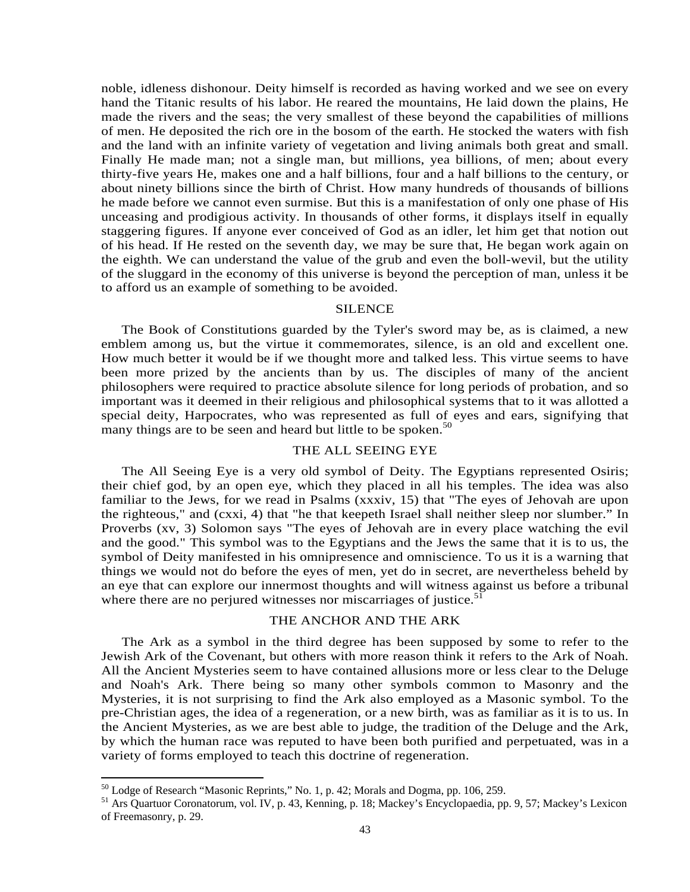noble, idleness dishonour. Deity himself is recorded as having worked and we see on every hand the Titanic results of his labor. He reared the mountains, He laid down the plains, He made the rivers and the seas; the very smallest of these beyond the capabilities of millions of men. He deposited the rich ore in the bosom of the earth. He stocked the waters with fish and the land with an infinite variety of vegetation and living animals both great and small. Finally He made man; not a single man, but millions, yea billions, of men; about every thirty-five years He, makes one and a half billions, four and a half billions to the century, or about ninety billions since the birth of Christ. How many hundreds of thousands of billions he made before we cannot even surmise. But this is a manifestation of only one phase of His unceasing and prodigious activity. In thousands of other forms, it displays itself in equally staggering figures. If anyone ever conceived of God as an idler, let him get that notion out of his head. If He rested on the seventh day, we may be sure that, He began work again on the eighth. We can understand the value of the grub and even the boll-wevil, but the utility of the sluggard in the economy of this universe is beyond the perception of man, unless it be to afford us an example of something to be avoided.

### SILENCE

The Book of Constitutions guarded by the Tyler's sword may be, as is claimed, a new emblem among us, but the virtue it commemorates, silence, is an old and excellent one. How much better it would be if we thought more and talked less. This virtue seems to have been more prized by the ancients than by us. The disciples of many of the ancient philosophers were required to practice absolute silence for long periods of probation, and so important was it deemed in their religious and philosophical systems that to it was allotted a special deity, Harpocrates, who was represented as full of eyes and ears, signifying that many things are to be seen and heard but little to be spoken.[50]

### THE ALL SEEING EYE

The All Seeing Eye is a very old symbol of Deity. The Egyptians represented Osiris; their chief god, by an open eye, which they placed in all his temples. The idea was also familiar to the Jews, for we read in Psalms (xxxiv, 15) that "The eyes of Jehovah are upon the righteous," and (cxxi, 4) that "he that keepeth Israel shall neither sleep nor slumber." In Proverbs (xv, 3) Solomon says "The eyes of Jehovah are in every place watching the evil and the good." This symbol was to the Egyptians and the Jews the same that it is to us, the symbol of Deity manifested in his omnipresence and omniscience. To us it is a warning that things we would not do before the eyes of men, yet do in secret, are nevertheless beheld by an eye that can explore our innermost thoughts and will witness against us before a tribunal where there are no perjured witnesses nor miscarriages of justice.[51]

### THE ANCHOR AND THE ARK

The Ark as a symbol in the third degree has been supposed by some to refer to the Jewish Ark of the Covenant, but others with more reason think it refers to the Ark of Noah. All the Ancient Mysteries seem to have contained allusions more or less clear to the Deluge and Noah's Ark. There being so many other symbols common to Masonry and the Mysteries, it is not surprising to find the Ark also employed as a Masonic symbol. To the pre-Christian ages, the idea of a regeneration, or a new birth, was as familiar as it is to us. In the Ancient Mysteries, as we are best able to judge, the tradition of the Deluge and the Ark, by which the human race was reputed to have been both purified and perpetuated, was in a variety of forms employed to teach this doctrine of regeneration.

---

[50] Lodge of Research "Masonic Reprints," No. 1, p. 42; Morals and Dogma, pp. 106, 259.

[51] Ars Quartuor Coronatorum, vol. IV, p. 43, Kenning, p. 18; Mackey's Encyclopaedia, pp. 9, 57; Mackey's Lexicon of Freemasonry, p. 29.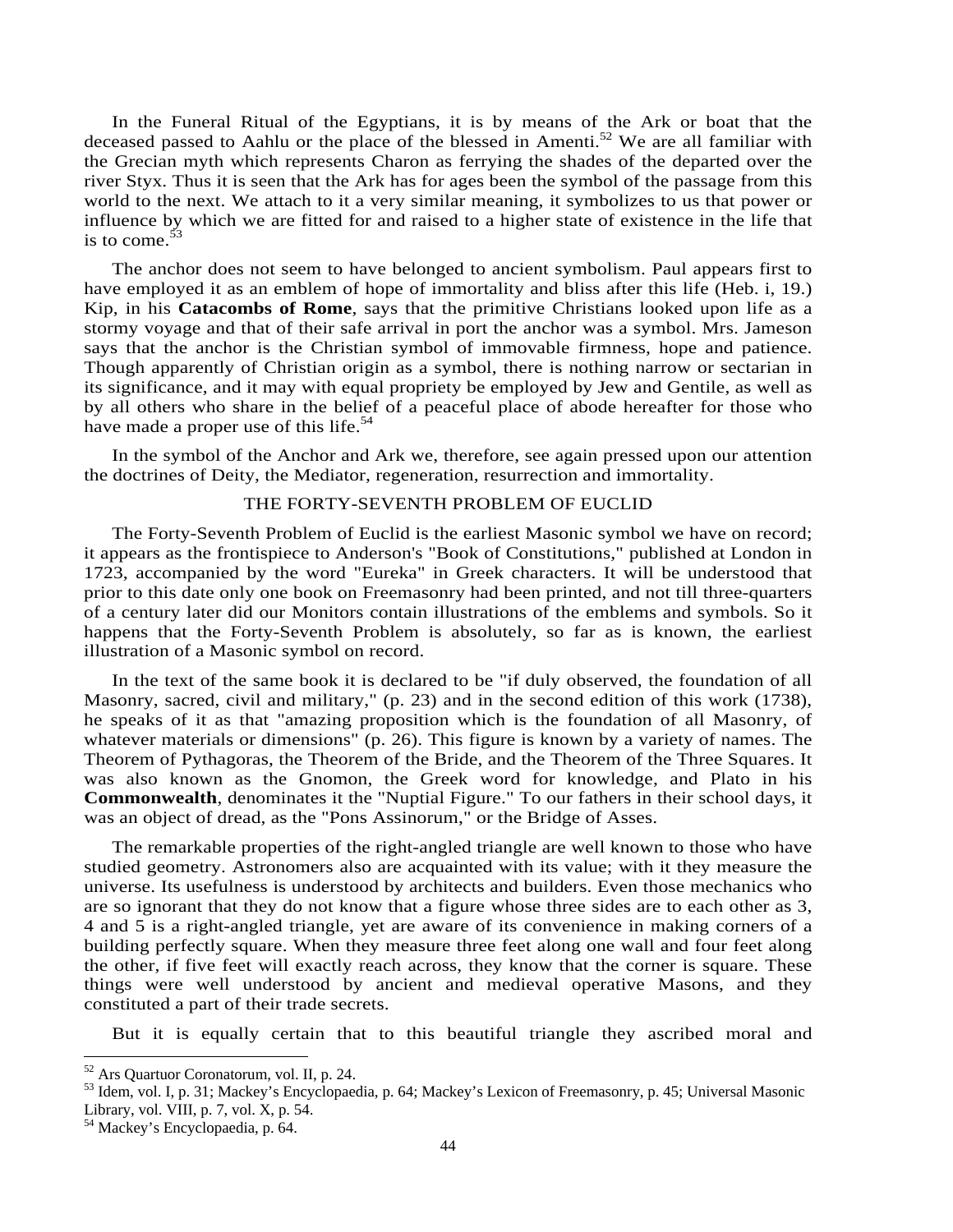In the Funeral Ritual of the Egyptians, it is by means of the Ark or boat that the deceased passed to Aahlu or the place of the blessed in Amenti.[52] We are all familiar with the Grecian myth which represents Charon as ferrying the shades of the departed over the river Styx. Thus it is seen that the Ark has for ages been the symbol of the passage from this world to the next. We attach to it a very similar meaning, it symbolizes to us that power or influence by which we are fitted for and raised to a higher state of existence in the life that is to come.[53]

The anchor does not seem to have belonged to ancient symbolism. Paul appears first to have employed it as an emblem of hope of immortality and bliss after this life (Heb. i, 19.) Kip, in his **Catacombs of Rome**, says that the primitive Christians looked upon life as a stormy voyage and that of their safe arrival in port the anchor was a symbol. Mrs. Jameson says that the anchor is the Christian symbol of immovable firmness, hope and patience. Though apparently of Christian origin as a symbol, there is nothing narrow or sectarian in its significance, and it may with equal propriety be employed by Jew and Gentile, as well as by all others who share in the belief of a peaceful place of abode hereafter for those who have made a proper use of this life.[54]

In the symbol of the Anchor and Ark we, therefore, see again pressed upon our attention the doctrines of Deity, the Mediator, regeneration, resurrection and immortality.

## THE FORTY-SEVENTH PROBLEM OF EUCLID

The Forty-Seventh Problem of Euclid is the earliest Masonic symbol we have on record; it appears as the frontispiece to Anderson's "Book of Constitutions," published at London in 1723, accompanied by the word "Eureka" in Greek characters. It will be understood that prior to this date only one book on Freemasonry had been printed, and not till three-quarters of a century later did our Monitors contain illustrations of the emblems and symbols. So it happens that the Forty-Seventh Problem is absolutely, so far as is known, the earliest illustration of a Masonic symbol on record.

In the text of the same book it is declared to be "if duly observed, the foundation of all Masonry, sacred, civil and military," (p. 23) and in the second edition of this work (1738), he speaks of it as that "amazing proposition which is the foundation of all Masonry, of whatever materials or dimensions" (p. 26). This figure is known by a variety of names. The Theorem of Pythagoras, the Theorem of the Bride, and the Theorem of the Three Squares. It was also known as the Gnomon, the Greek word for knowledge, and Plato in his **Commonwealth**, denominates it the "Nuptial Figure." To our fathers in their school days, it was an object of dread, as the "Pons Assinorum," or the Bridge of Asses.

The remarkable properties of the right-angled triangle are well known to those who have studied geometry. Astronomers also are acquainted with its value; with it they measure the universe. Its usefulness is understood by architects and builders. Even those mechanics who are so ignorant that they do not know that a figure whose three sides are to each other as 3, 4 and 5 is a right-angled triangle, yet are aware of its convenience in making corners of a building perfectly square. When they measure three feet along one wall and four feet along the other, if five feet will exactly reach across, they know that the corner is square. These things were well understood by ancient and medieval operative Masons, and they constituted a part of their trade secrets.

But it is equally certain that to this beautiful triangle they ascribed moral and

[52] Ars Quartuor Coronatorum, vol. II, p. 24.

[53] Idem, vol. I, p. 31; Mackey's Encyclopaedia, p. 64; Mackey's Lexicon of Freemasonry, p. 45; Universal Masonic Library, vol. VIII, p. 7, vol. X, p. 54.

[54] Mackey's Encyclopaedia, p. 64.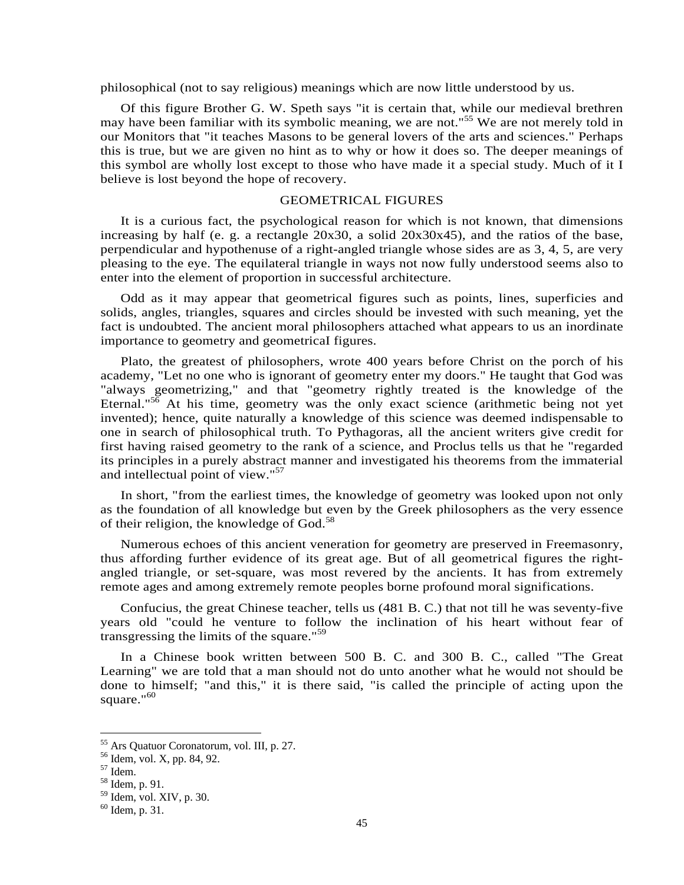philosophical (not to say religious) meanings which are now little understood by us.

Of this figure Brother G. W. Speth says "it is certain that, while our medieval brethren may have been familiar with its symbolic meaning, we are not."[55] We are not merely told in our Monitors that "it teaches Masons to be general lovers of the arts and sciences." Perhaps this is true, but we are given no hint as to why or how it does so. The deeper meanings of this symbol are wholly lost except to those who have made it a special study. Much of it I believe is lost beyond the hope of recovery.

## GEOMETRICAL FIGURES

It is a curious fact, the psychological reason for which is not known, that dimensions increasing by half (e. g. a rectangle 20x30, a solid 20x30x45), and the ratios of the base, perpendicular and hypothenuse of a right-angled triangle whose sides are as 3, 4, 5, are very pleasing to the eye. The equilateral triangle in ways not now fully understood seems also to enter into the element of proportion in successful architecture.

Odd as it may appear that geometrical figures such as points, lines, superficies and solids, angles, triangles, squares and circles should be invested with such meaning, yet the fact is undoubted. The ancient moral philosophers attached what appears to us an inordinate importance to geometry and geometricaI figures.

Plato, the greatest of philosophers, wrote 400 years before Christ on the porch of his academy, "Let no one who is ignorant of geometry enter my doors." He taught that God was "always geometrizing," and that "geometry rightly treated is the knowledge of the Eternal."[56] At his time, geometry was the only exact science (arithmetic being not yet invented); hence, quite naturally a knowledge of this science was deemed indispensable to one in search of philosophical truth. To Pythagoras, all the ancient writers give credit for first having raised geometry to the rank of a science, and Proclus tells us that he "regarded its principles in a purely abstract manner and investigated his theorems from the immaterial and intellectual point of view."[57]

In short, "from the earliest times, the knowledge of geometry was looked upon not only as the foundation of all knowledge but even by the Greek philosophers as the very essence of their religion, the knowledge of God.[58]

Numerous echoes of this ancient veneration for geometry are preserved in Freemasonry, thus affording further evidence of its great age. But of all geometrical figures the right-angled triangle, or set-square, was most revered by the ancients. It has from extremely remote ages and among extremely remote peoples borne profound moral significations.

Confucius, the great Chinese teacher, tells us (481 B. C.) that not till he was seventy-five years old "could he venture to follow the inclination of his heart without fear of transgressing the limits of the square."[59]

In a Chinese book written between 500 B. C. and 300 B. C., called "The Great Learning" we are told that a man should not do unto another what he would not should be done to himself; "and this," it is there said, "is called the principle of acting upon the square."[60]

---

[55] Ars Quatuor Coronatorum, vol. III, p. 27.
[56] Idem, vol. X, pp. 84, 92.
[57] Idem.
[58] Idem, p. 91.
[59] Idem, vol. XIV, p. 30.
[60] Idem, p. 31.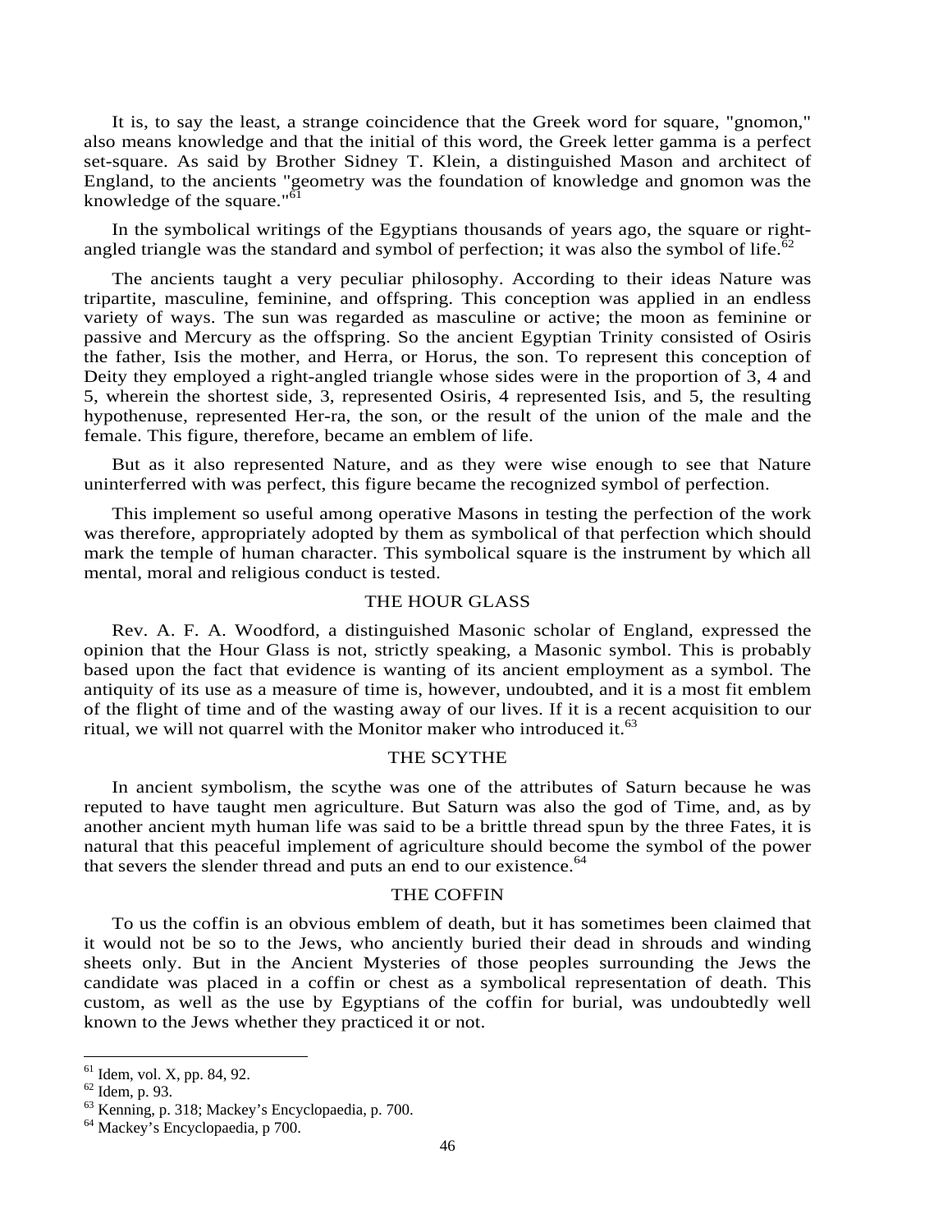It is, to say the least, a strange coincidence that the Greek word for square, "gnomon," also means knowledge and that the initial of this word, the Greek letter gamma is a perfect set-square. As said by Brother Sidney T. Klein, a distinguished Mason and architect of England, to the ancients "geometry was the foundation of knowledge and gnomon was the knowledge of the square."[61]

In the symbolical writings of the Egyptians thousands of years ago, the square or right-angled triangle was the standard and symbol of perfection; it was also the symbol of life.[62]

The ancients taught a very peculiar philosophy. According to their ideas Nature was tripartite, masculine, feminine, and offspring. This conception was applied in an endless variety of ways. The sun was regarded as masculine or active; the moon as feminine or passive and Mercury as the offspring. So the ancient Egyptian Trinity consisted of Osiris the father, Isis the mother, and Herra, or Horus, the son. To represent this conception of Deity they employed a right-angled triangle whose sides were in the proportion of 3, 4 and 5, wherein the shortest side, 3, represented Osiris, 4 represented Isis, and 5, the resulting hypothenuse, represented Her-ra, the son, or the result of the union of the male and the female. This figure, therefore, became an emblem of life.

But as it also represented Nature, and as they were wise enough to see that Nature uninterferred with was perfect, this figure became the recognized symbol of perfection.

This implement so useful among operative Masons in testing the perfection of the work was therefore, appropriately adopted by them as symbolical of that perfection which should mark the temple of human character. This symbolical square is the instrument by which all mental, moral and religious conduct is tested.

## THE HOUR GLASS

Rev. A. F. A. Woodford, a distinguished Masonic scholar of England, expressed the opinion that the Hour Glass is not, strictly speaking, a Masonic symbol. This is probably based upon the fact that evidence is wanting of its ancient employment as a symbol. The antiquity of its use as a measure of time is, however, undoubted, and it is a most fit emblem of the flight of time and of the wasting away of our lives. If it is a recent acquisition to our ritual, we will not quarrel with the Monitor maker who introduced it.[63]

## THE SCYTHE

In ancient symbolism, the scythe was one of the attributes of Saturn because he was reputed to have taught men agriculture. But Saturn was also the god of Time, and, as by another ancient myth human life was said to be a brittle thread spun by the three Fates, it is natural that this peaceful implement of agriculture should become the symbol of the power that severs the slender thread and puts an end to our existence.[64]

## THE COFFIN

To us the coffin is an obvious emblem of death, but it has sometimes been claimed that it would not be so to the Jews, who anciently buried their dead in shrouds and winding sheets only. But in the Ancient Mysteries of those peoples surrounding the Jews the candidate was placed in a coffin or chest as a symbolical representation of death. This custom, as well as the use by Egyptians of the coffin for burial, was undoubtedly well known to the Jews whether they practiced it or not.

---

[61] Idem, vol. X, pp. 84, 92.
[62] Idem, p. 93.
[63] Kenning, p. 318; Mackey's Encyclopaedia, p. 700.
[64] Mackey's Encyclopaedia, p 700.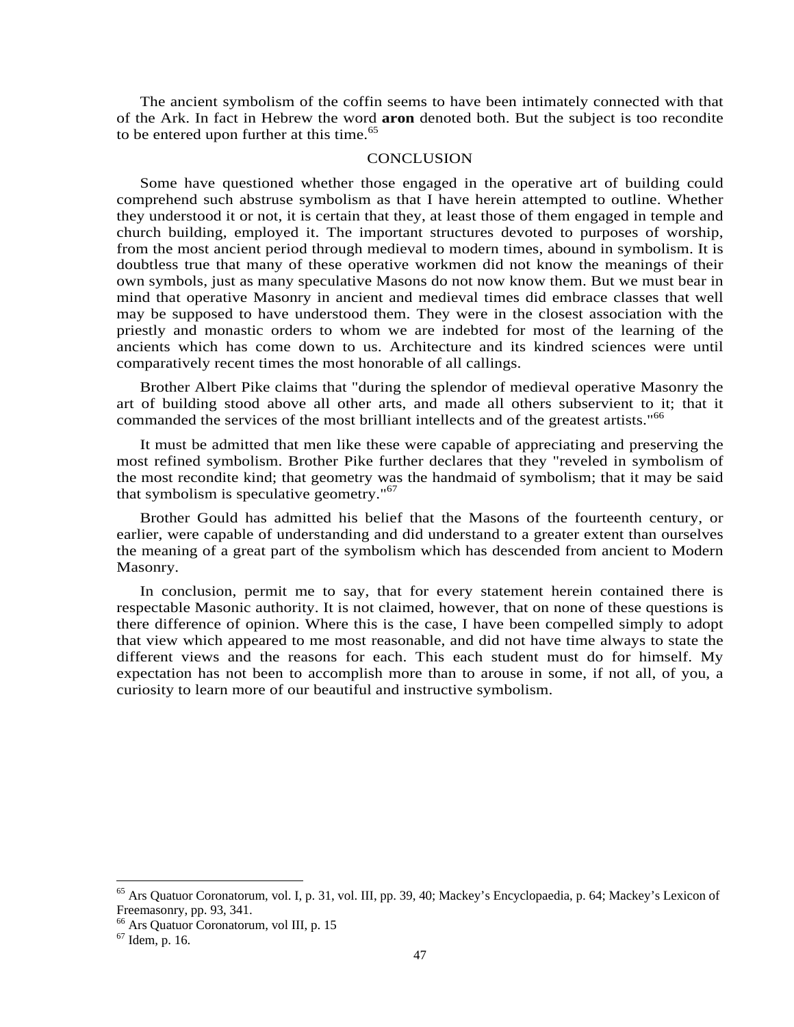The ancient symbolism of the coffin seems to have been intimately connected with that of the Ark. In fact in Hebrew the word **aron** denoted both. But the subject is too recondite to be entered upon further at this time.[65]

## CONCLUSION

Some have questioned whether those engaged in the operative art of building could comprehend such abstruse symbolism as that I have herein attempted to outline. Whether they understood it or not, it is certain that they, at least those of them engaged in temple and church building, employed it. The important structures devoted to purposes of worship, from the most ancient period through medieval to modern times, abound in symbolism. It is doubtless true that many of these operative workmen did not know the meanings of their own symbols, just as many speculative Masons do not now know them. But we must bear in mind that operative Masonry in ancient and medieval times did embrace classes that well may be supposed to have understood them. They were in the closest association with the priestly and monastic orders to whom we are indebted for most of the learning of the ancients which has come down to us. Architecture and its kindred sciences were until comparatively recent times the most honorable of all callings.

Brother Albert Pike claims that "during the splendor of medieval operative Masonry the art of building stood above all other arts, and made all others subservient to it; that it commanded the services of the most brilliant intellects and of the greatest artists."[66]

It must be admitted that men like these were capable of appreciating and preserving the most refined symbolism. Brother Pike further declares that they "reveled in symbolism of the most recondite kind; that geometry was the handmaid of symbolism; that it may be said that symbolism is speculative geometry."[67]

Brother Gould has admitted his belief that the Masons of the fourteenth century, or earlier, were capable of understanding and did understand to a greater extent than ourselves the meaning of a great part of the symbolism which has descended from ancient to Modern Masonry.

In conclusion, permit me to say, that for every statement herein contained there is respectable Masonic authority. It is not claimed, however, that on none of these questions is there difference of opinion. Where this is the case, I have been compelled simply to adopt that view which appeared to me most reasonable, and did not have time always to state the different views and the reasons for each. This each student must do for himself. My expectation has not been to accomplish more than to arouse in some, if not all, of you, a curiosity to learn more of our beautiful and instructive symbolism.

---

[65] Ars Quatuor Coronatorum, vol. I, p. 31, vol. III, pp. 39, 40; Mackey's Encyclopaedia, p. 64; Mackey's Lexicon of Freemasonry, pp. 93, 341.

[66] Ars Quatuor Coronatorum, vol III, p. 15

[67] Idem, p. 16.